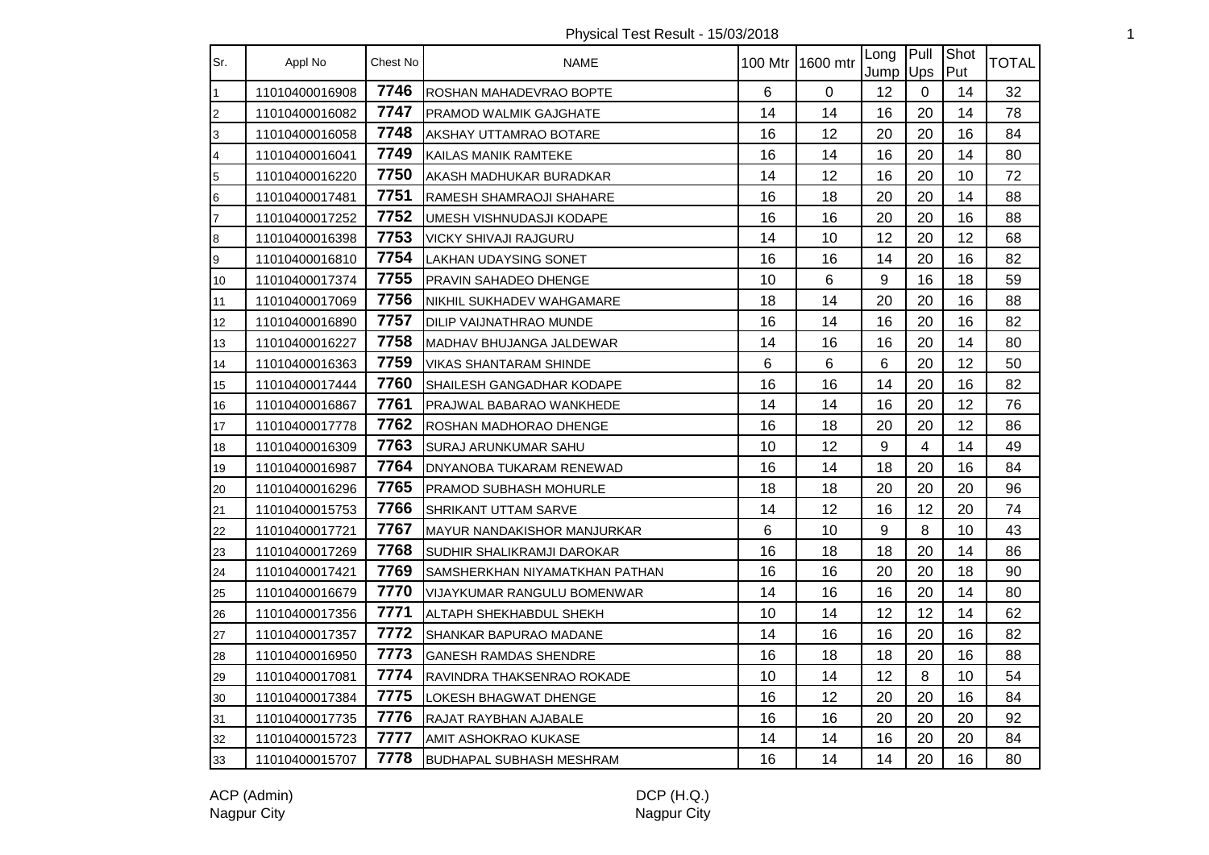# Physical Test Result - 15/03/2018

| Sr. | Appl No | Chest No | NAME | 100 Mtr | 1600 mtr | Long Jump | Pull Ups | Shot Put | TOTAL |
|---|---|---|---|---|---|---|---|---|---|
| 1 | 11010400016908 | 7746 | ROSHAN MAHADEVRAO BOPTE | 6 | 0 | 12 | 0 | 14 | 32 |
| 2 | 11010400016082 | 7747 | PRAMOD WALMIK GAJGHATE | 14 | 14 | 16 | 20 | 14 | 78 |
| 3 | 11010400016058 | 7748 | AKSHAY UTTAMRAO BOTARE | 16 | 12 | 20 | 20 | 16 | 84 |
| 4 | 11010400016041 | 7749 | KAILAS MANIK RAMTEKE | 16 | 14 | 16 | 20 | 14 | 80 |
| 5 | 11010400016220 | 7750 | AKASH MADHUKAR BURADKAR | 14 | 12 | 16 | 20 | 10 | 72 |
| 6 | 11010400017481 | 7751 | RAMESH SHAMRAOJI SHAHARE | 16 | 18 | 20 | 20 | 14 | 88 |
| 7 | 11010400017252 | 7752 | UMESH VISHNUDASJI KODAPE | 16 | 16 | 20 | 20 | 16 | 88 |
| 8 | 11010400016398 | 7753 | VICKY SHIVAJI RAJGURU | 14 | 10 | 12 | 20 | 12 | 68 |
| 9 | 11010400016810 | 7754 | LAKHAN UDAYSING SONET | 16 | 16 | 14 | 20 | 16 | 82 |
| 10 | 11010400017374 | 7755 | PRAVIN SAHADEO DHENGE | 10 | 6 | 9 | 16 | 18 | 59 |
| 11 | 11010400017069 | 7756 | NIKHIL SUKHADEV WAHGAMARE | 18 | 14 | 20 | 20 | 16 | 88 |
| 12 | 11010400016890 | 7757 | DILIP VAIJNATHRAO MUNDE | 16 | 14 | 16 | 20 | 16 | 82 |
| 13 | 11010400016227 | 7758 | MADHAV BHUJANGA JALDEWAR | 14 | 16 | 16 | 20 | 14 | 80 |
| 14 | 11010400016363 | 7759 | VIKAS SHANTARAM SHINDE | 6 | 6 | 6 | 20 | 12 | 50 |
| 15 | 11010400017444 | 7760 | SHAILESH GANGADHAR KODAPE | 16 | 16 | 14 | 20 | 16 | 82 |
| 16 | 11010400016867 | 7761 | PRAJWAL BABARAO WANKHEDE | 14 | 14 | 16 | 20 | 12 | 76 |
| 17 | 11010400017778 | 7762 | ROSHAN MADHORAO DHENGE | 16 | 18 | 20 | 20 | 12 | 86 |
| 18 | 11010400016309 | 7763 | SURAJ ARUNKUMAR SAHU | 10 | 12 | 9 | 4 | 14 | 49 |
| 19 | 11010400016987 | 7764 | DNYANOBA TUKARAM RENEWAD | 16 | 14 | 18 | 20 | 16 | 84 |
| 20 | 11010400016296 | 7765 | PRAMOD SUBHASH MOHURLE | 18 | 18 | 20 | 20 | 20 | 96 |
| 21 | 11010400015753 | 7766 | SHRIKANT UTTAM SARVE | 14 | 12 | 16 | 12 | 20 | 74 |
| 22 | 11010400017721 | 7767 | MAYUR NANDAKISHOR MANJURKAR | 6 | 10 | 9 | 8 | 10 | 43 |
| 23 | 11010400017269 | 7768 | SUDHIR SHALIKRAMJI DAROKAR | 16 | 18 | 18 | 20 | 14 | 86 |
| 24 | 11010400017421 | 7769 | SAMSHERKHAN NIYAMATKHAN PATHAN | 16 | 16 | 20 | 20 | 18 | 90 |
| 25 | 11010400016679 | 7770 | VIJAYKUMAR RANGULU BOMENWAR | 14 | 16 | 16 | 20 | 14 | 80 |
| 26 | 11010400017356 | 7771 | ALTAPH SHEKHABDUL SHEKH | 10 | 14 | 12 | 12 | 14 | 62 |
| 27 | 11010400017357 | 7772 | SHANKAR BAPURAO MADANE | 14 | 16 | 16 | 20 | 16 | 82 |
| 28 | 11010400016950 | 7773 | GANESH RAMDAS SHENDRE | 16 | 18 | 18 | 20 | 16 | 88 |
| 29 | 11010400017081 | 7774 | RAVINDRA THAKSENRAO ROKADE | 10 | 14 | 12 | 8 | 10 | 54 |
| 30 | 11010400017384 | 7775 | LOKESH BHAGWAT DHENGE | 16 | 12 | 20 | 20 | 16 | 84 |
| 31 | 11010400017735 | 7776 | RAJAT RAYBHAN AJABALE | 16 | 16 | 20 | 20 | 20 | 92 |
| 32 | 11010400015723 | 7777 | AMIT ASHOKRAO KUKASE | 14 | 14 | 16 | 20 | 20 | 84 |
| 33 | 11010400015707 | 7778 | BUDHAPAL SUBHASH MESHRAM | 16 | 14 | 14 | 20 | 16 | 80 |

ACP (Admin)
Nagpur City

DCP (H.Q.)
Nagpur City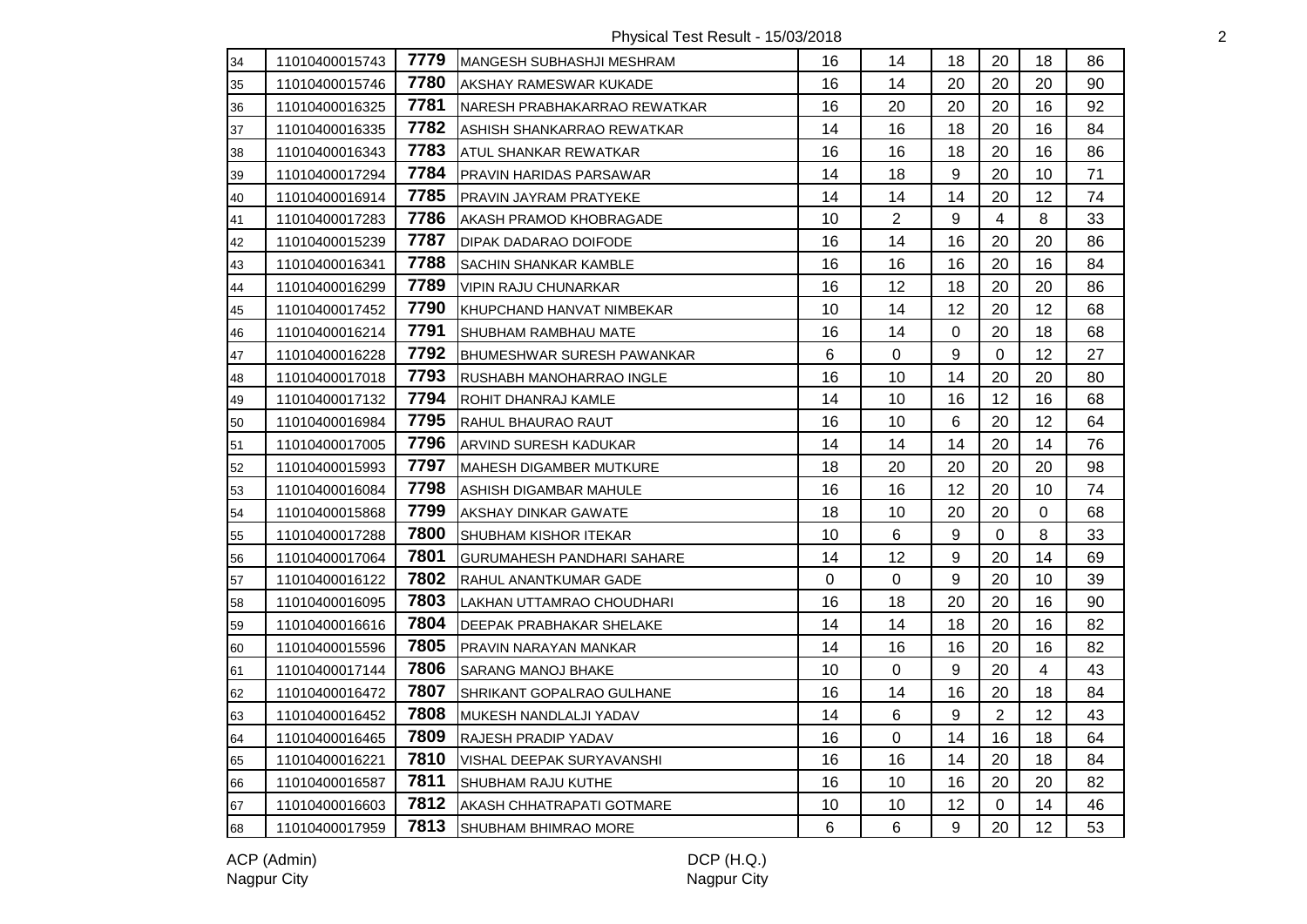| 34 | 11010400015743 | 7779 | MANGESH SUBHASHJI MESHRAM | 16 | 14 | 18 | 20 | 18 | 86 |
|---|---|---|---|---|---|---|---|---|---|
| 35 | 11010400015746 | 7780 | AKSHAY RAMESWAR KUKADE | 16 | 14 | 20 | 20 | 20 | 90 |
| 36 | 11010400016325 | 7781 | NARESH PRABHAKARRAO REWATKAR | 16 | 20 | 20 | 20 | 16 | 92 |
| 37 | 11010400016335 | 7782 | ASHISH SHANKARRAO REWATKAR | 14 | 16 | 18 | 20 | 16 | 84 |
| 38 | 11010400016343 | 7783 | ATUL SHANKAR REWATKAR | 16 | 16 | 18 | 20 | 16 | 86 |
| 39 | 11010400017294 | 7784 | PRAVIN HARIDAS PARSAWAR | 14 | 18 | 9 | 20 | 10 | 71 |
| 40 | 11010400016914 | 7785 | PRAVIN JAYRAM PRATYEKE | 14 | 14 | 14 | 20 | 12 | 74 |
| 41 | 11010400017283 | 7786 | AKASH PRAMOD KHOBRAGADE | 10 | 2 | 9 | 4 | 8 | 33 |
| 42 | 11010400015239 | 7787 | DIPAK DADARAO DOIFODE | 16 | 14 | 16 | 20 | 20 | 86 |
| 43 | 11010400016341 | 7788 | SACHIN SHANKAR KAMBLE | 16 | 16 | 16 | 20 | 16 | 84 |
| 44 | 11010400016299 | 7789 | VIPIN RAJU CHUNARKAR | 16 | 12 | 18 | 20 | 20 | 86 |
| 45 | 11010400017452 | 7790 | KHUPCHAND HANVAT NIMBEKAR | 10 | 14 | 12 | 20 | 12 | 68 |
| 46 | 11010400016214 | 7791 | SHUBHAM RAMBHAU MATE | 16 | 14 | 0 | 20 | 18 | 68 |
| 47 | 11010400016228 | 7792 | BHUMESHWAR SURESH PAWANKAR | 6 | 0 | 9 | 0 | 12 | 27 |
| 48 | 11010400017018 | 7793 | RUSHABH MANOHARRAO INGLE | 16 | 10 | 14 | 20 | 20 | 80 |
| 49 | 11010400017132 | 7794 | ROHIT DHANRAJ KAMLE | 14 | 10 | 16 | 12 | 16 | 68 |
| 50 | 11010400016984 | 7795 | RAHUL BHAURAO RAUT | 16 | 10 | 6 | 20 | 12 | 64 |
| 51 | 11010400017005 | 7796 | ARVIND SURESH KADUKAR | 14 | 14 | 14 | 20 | 14 | 76 |
| 52 | 11010400015993 | 7797 | MAHESH DIGAMBER MUTKURE | 18 | 20 | 20 | 20 | 20 | 98 |
| 53 | 11010400016084 | 7798 | ASHISH DIGAMBAR MAHULE | 16 | 16 | 12 | 20 | 10 | 74 |
| 54 | 11010400015868 | 7799 | AKSHAY DINKAR GAWATE | 18 | 10 | 20 | 20 | 0 | 68 |
| 55 | 11010400017288 | 7800 | SHUBHAM KISHOR ITEKAR | 10 | 6 | 9 | 0 | 8 | 33 |
| 56 | 11010400017064 | 7801 | GURUMAHESH PANDHARI SAHARE | 14 | 12 | 9 | 20 | 14 | 69 |
| 57 | 11010400016122 | 7802 | RAHUL ANANTKUMAR GADE | 0 | 0 | 9 | 20 | 10 | 39 |
| 58 | 11010400016095 | 7803 | LAKHAN UTTAMRAO CHOUDHARI | 16 | 18 | 20 | 20 | 16 | 90 |
| 59 | 11010400016616 | 7804 | DEEPAK PRABHAKAR SHELAKE | 14 | 14 | 18 | 20 | 16 | 82 |
| 60 | 11010400015596 | 7805 | PRAVIN NARAYAN MANKAR | 14 | 16 | 16 | 20 | 16 | 82 |
| 61 | 11010400017144 | 7806 | SARANG MANOJ BHAKE | 10 | 0 | 9 | 20 | 4 | 43 |
| 62 | 11010400016472 | 7807 | SHRIKANT GOPALRAO GULHANE | 16 | 14 | 16 | 20 | 18 | 84 |
| 63 | 11010400016452 | 7808 | MUKESH NANDLALJI YADAV | 14 | 6 | 9 | 2 | 12 | 43 |
| 64 | 11010400016465 | 7809 | RAJESH PRADIP YADAV | 16 | 0 | 14 | 16 | 18 | 64 |
| 65 | 11010400016221 | 7810 | VISHAL DEEPAK SURYAVANSHI | 16 | 16 | 14 | 20 | 18 | 84 |
| 66 | 11010400016587 | 7811 | SHUBHAM RAJU KUTHE | 16 | 10 | 16 | 20 | 20 | 82 |
| 67 | 11010400016603 | 7812 | AKASH CHHATRAPATI GOTMARE | 10 | 10 | 12 | 0 | 14 | 46 |
| 68 | 11010400017959 | 7813 | SHUBHAM BHIMRAO MORE | 6 | 6 | 9 | 20 | 12 | 53 |

ACP (Admin)
Nagpur City

DCP (H.Q.)
Nagpur City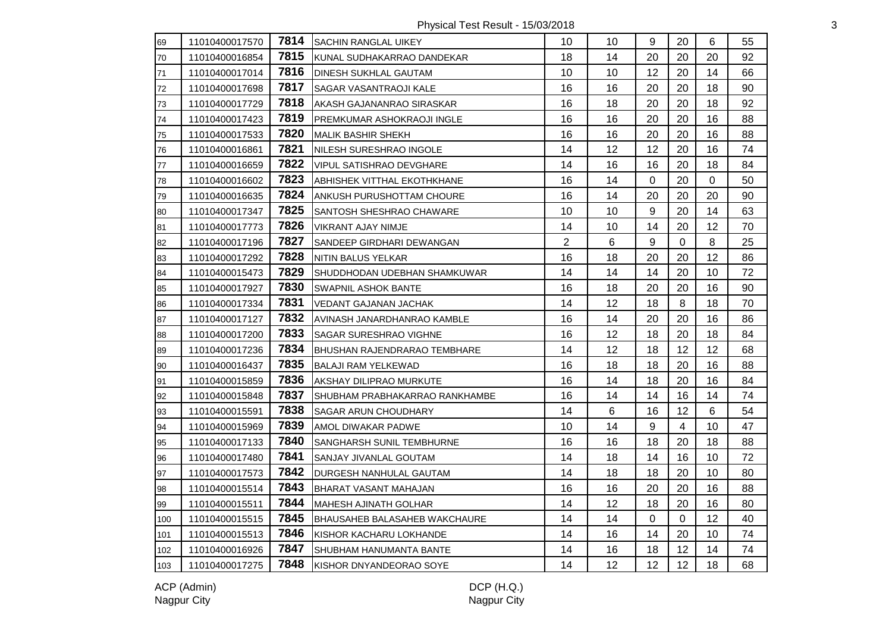| 69 | 11010400017570 | 7814 | SACHIN RANGLAL UIKEY | 10 | 10 | 9 | 20 | 6 | 55 |
|---|---|---|---|---|---|---|---|---|---|
| 70 | 11010400016854 | 7815 | KUNAL SUDHAKARRAO DANDEKAR | 18 | 14 | 20 | 20 | 20 | 92 |
| 71 | 11010400017014 | 7816 | DINESH SUKHLAL GAUTAM | 10 | 10 | 12 | 20 | 14 | 66 |
| 72 | 11010400017698 | 7817 | SAGAR VASANTRAOJI KALE | 16 | 16 | 20 | 20 | 18 | 90 |
| 73 | 11010400017729 | 7818 | AKASH GAJANANRAO SIRASKAR | 16 | 18 | 20 | 20 | 18 | 92 |
| 74 | 11010400017423 | 7819 | PREMKUMAR ASHOKRAOJI INGLE | 16 | 16 | 20 | 20 | 16 | 88 |
| 75 | 11010400017533 | 7820 | MALIK BASHIR SHEKH | 16 | 16 | 20 | 20 | 16 | 88 |
| 76 | 11010400016861 | 7821 | NILESH SURESHRAO INGOLE | 14 | 12 | 12 | 20 | 16 | 74 |
| 77 | 11010400016659 | 7822 | VIPUL SATISHRAO DEVGHARE | 14 | 16 | 16 | 20 | 18 | 84 |
| 78 | 11010400016602 | 7823 | ABHISHEK VITTHAL EKOTHKHANE | 16 | 14 | 0 | 20 | 0 | 50 |
| 79 | 11010400016635 | 7824 | ANKUSH PURUSHOTTAM CHOURE | 16 | 14 | 20 | 20 | 20 | 90 |
| 80 | 11010400017347 | 7825 | SANTOSH SHESHRAO CHAWARE | 10 | 10 | 9 | 20 | 14 | 63 |
| 81 | 11010400017773 | 7826 | VIKRANT AJAY NIMJE | 14 | 10 | 14 | 20 | 12 | 70 |
| 82 | 11010400017196 | 7827 | SANDEEP GIRDHARI DEWANGAN | 2 | 6 | 9 | 0 | 8 | 25 |
| 83 | 11010400017292 | 7828 | NITIN BALUS YELKAR | 16 | 18 | 20 | 20 | 12 | 86 |
| 84 | 11010400015473 | 7829 | SHUDDHODAN UDEBHAN SHAMKUWAR | 14 | 14 | 14 | 20 | 10 | 72 |
| 85 | 11010400017927 | 7830 | SWAPNIL ASHOK BANTE | 16 | 18 | 20 | 20 | 16 | 90 |
| 86 | 11010400017334 | 7831 | VEDANT GAJANAN JACHAK | 14 | 12 | 18 | 8 | 18 | 70 |
| 87 | 11010400017127 | 7832 | AVINASH JANARDHANRAO KAMBLE | 16 | 14 | 20 | 20 | 16 | 86 |
| 88 | 11010400017200 | 7833 | SAGAR SURESHRAO VIGHNE | 16 | 12 | 18 | 20 | 18 | 84 |
| 89 | 11010400017236 | 7834 | BHUSHAN RAJENDRARAO TEMBHARE | 14 | 12 | 18 | 12 | 12 | 68 |
| 90 | 11010400016437 | 7835 | BALAJI RAM YELKEWAD | 16 | 18 | 18 | 20 | 16 | 88 |
| 91 | 11010400015859 | 7836 | AKSHAY DILIPRAO MURKUTE | 16 | 14 | 18 | 20 | 16 | 84 |
| 92 | 11010400015848 | 7837 | SHUBHAM PRABHAKARRAO RANKHAMBE | 16 | 14 | 14 | 16 | 14 | 74 |
| 93 | 11010400015591 | 7838 | SAGAR ARUN CHOUDHARY | 14 | 6 | 16 | 12 | 6 | 54 |
| 94 | 11010400015969 | 7839 | AMOL DIWAKAR PADWE | 10 | 14 | 9 | 4 | 10 | 47 |
| 95 | 11010400017133 | 7840 | SANGHARSH SUNIL TEMBHURNE | 16 | 16 | 18 | 20 | 18 | 88 |
| 96 | 11010400017480 | 7841 | SANJAY JIVANLAL GOUTAM | 14 | 18 | 14 | 16 | 10 | 72 |
| 97 | 11010400017573 | 7842 | DURGESH NANHULAL GAUTAM | 14 | 18 | 18 | 20 | 10 | 80 |
| 98 | 11010400015514 | 7843 | BHARAT VASANT MAHAJAN | 16 | 16 | 20 | 20 | 16 | 88 |
| 99 | 11010400015511 | 7844 | MAHESH AJINATH GOLHAR | 14 | 12 | 18 | 20 | 16 | 80 |
| 100 | 11010400015515 | 7845 | BHAUSAHEB BALASAHEB WAKCHAURE | 14 | 14 | 0 | 0 | 12 | 40 |
| 101 | 11010400015513 | 7846 | KISHOR KACHARU LOKHANDE | 14 | 16 | 14 | 20 | 10 | 74 |
| 102 | 11010400016926 | 7847 | SHUBHAM HANUMANTA BANTE | 14 | 16 | 18 | 12 | 14 | 74 |
| 103 | 11010400017275 | 7848 | KISHOR DNYANDEORAO SOYE | 14 | 12 | 12 | 12 | 18 | 68 |

ACP (Admin)
Nagpur City

DCP (H.Q.)
Nagpur City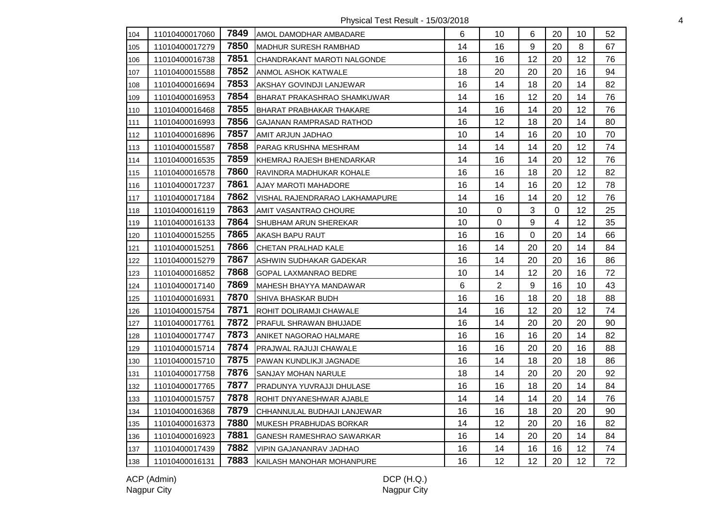Physical Test Result - 15/03/2018

| | | | | | | | | | |
|---|---|---|---|---|---|---|---|---|---|
| 104 | 11010400017060 | 7849 | AMOL DAMODHAR AMBADARE | 6 | 10 | 6 | 20 | 10 | 52 |
| 105 | 11010400017279 | 7850 | MADHUR SURESH RAMBHAD | 14 | 16 | 9 | 20 | 8 | 67 |
| 106 | 11010400016738 | 7851 | CHANDRAKANT MAROTI NALGONDE | 16 | 16 | 12 | 20 | 12 | 76 |
| 107 | 11010400015588 | 7852 | ANMOL ASHOK KATWALE | 18 | 20 | 20 | 20 | 16 | 94 |
| 108 | 11010400016694 | 7853 | AKSHAY GOVINDJI LANJEWAR | 16 | 14 | 18 | 20 | 14 | 82 |
| 109 | 11010400016953 | 7854 | BHARAT PRAKASHRAO SHAMKUWAR | 14 | 16 | 12 | 20 | 14 | 76 |
| 110 | 11010400016468 | 7855 | BHARAT PRABHAKAR THAKARE | 14 | 16 | 14 | 20 | 12 | 76 |
| 111 | 11010400016993 | 7856 | GAJANAN RAMPRASAD RATHOD | 16 | 12 | 18 | 20 | 14 | 80 |
| 112 | 11010400016896 | 7857 | AMIT ARJUN JADHAO | 10 | 14 | 16 | 20 | 10 | 70 |
| 113 | 11010400015587 | 7858 | PARAG KRUSHNA MESHRAM | 14 | 14 | 14 | 20 | 12 | 74 |
| 114 | 11010400016535 | 7859 | KHEMRAJ RAJESH BHENDARKAR | 14 | 16 | 14 | 20 | 12 | 76 |
| 115 | 11010400016578 | 7860 | RAVINDRA MADHUKAR KOHALE | 16 | 16 | 18 | 20 | 12 | 82 |
| 116 | 11010400017237 | 7861 | AJAY MAROTI MAHADORE | 16 | 14 | 16 | 20 | 12 | 78 |
| 117 | 11010400017184 | 7862 | VISHAL RAJENDRARAO LAKHAMAPURE | 14 | 16 | 14 | 20 | 12 | 76 |
| 118 | 11010400016119 | 7863 | AMIT VASANTRAO CHOURE | 10 | 0 | 3 | 0 | 12 | 25 |
| 119 | 11010400016133 | 7864 | SHUBHAM ARUN SHEREKAR | 10 | 0 | 9 | 4 | 12 | 35 |
| 120 | 11010400015255 | 7865 | AKASH BAPU RAUT | 16 | 16 | 0 | 20 | 14 | 66 |
| 121 | 11010400015251 | 7866 | CHETAN PRALHAD KALE | 16 | 14 | 20 | 20 | 14 | 84 |
| 122 | 11010400015279 | 7867 | ASHWIN SUDHAKAR GADEKAR | 16 | 14 | 20 | 20 | 16 | 86 |
| 123 | 11010400016852 | 7868 | GOPAL LAXMANRAO BEDRE | 10 | 14 | 12 | 20 | 16 | 72 |
| 124 | 11010400017140 | 7869 | MAHESH BHAYYA MANDAWAR | 6 | 2 | 9 | 16 | 10 | 43 |
| 125 | 11010400016931 | 7870 | SHIVA BHASKAR BUDH | 16 | 16 | 18 | 20 | 18 | 88 |
| 126 | 11010400015754 | 7871 | ROHIT DOLIRAMJI CHAWALE | 14 | 16 | 12 | 20 | 12 | 74 |
| 127 | 11010400017761 | 7872 | PRAFUL SHRAWAN BHUJADE | 16 | 14 | 20 | 20 | 20 | 90 |
| 128 | 11010400017747 | 7873 | ANIKET NAGORAO HALMARE | 16 | 16 | 16 | 20 | 14 | 82 |
| 129 | 11010400015714 | 7874 | PRAJWAL RAJUJI CHAWALE | 16 | 16 | 20 | 20 | 16 | 88 |
| 130 | 11010400015710 | 7875 | PAWAN KUNDLIKJI JAGNADE | 16 | 14 | 18 | 20 | 18 | 86 |
| 131 | 11010400017758 | 7876 | SANJAY MOHAN NARULE | 18 | 14 | 20 | 20 | 20 | 92 |
| 132 | 11010400017765 | 7877 | PRADUNYA YUVRAJJI DHULASE | 16 | 16 | 18 | 20 | 14 | 84 |
| 133 | 11010400015757 | 7878 | ROHIT DNYANESHWAR AJABLE | 14 | 14 | 14 | 20 | 14 | 76 |
| 134 | 11010400016368 | 7879 | CHHANNULAL BUDHAJI LANJEWAR | 16 | 16 | 18 | 20 | 20 | 90 |
| 135 | 11010400016373 | 7880 | MUKESH PRABHUDAS BORKAR | 14 | 12 | 20 | 20 | 16 | 82 |
| 136 | 11010400016923 | 7881 | GANESH RAMESHRAO SAWARKAR | 16 | 14 | 20 | 20 | 14 | 84 |
| 137 | 11010400017439 | 7882 | VIPIN GAJANANRAV JADHAO | 16 | 14 | 16 | 16 | 12 | 74 |
| 138 | 11010400016131 | 7883 | KAILASH MANOHAR MOHANPURE | 16 | 12 | 12 | 20 | 12 | 72 |

ACP (Admin)
Nagpur City

DCP (H.Q.)
Nagpur City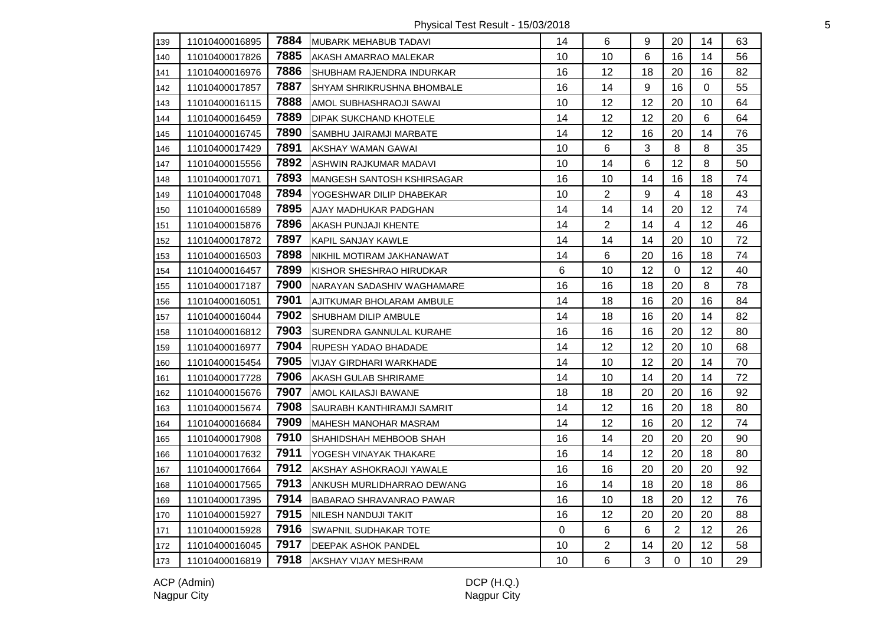| | | | | | | | | | |
|---|---|---|---|---|---|---|---|---|---|
| 139 | 11010400016895 | 7884 | MUBARK MEHABUB TADAVI | 14 | 6 | 9 | 20 | 14 | 63 |
| 140 | 11010400017826 | 7885 | AKASH AMARRAO MALEKAR | 10 | 10 | 6 | 16 | 14 | 56 |
| 141 | 11010400016976 | 7886 | SHUBHAM RAJENDRA INDURKAR | 16 | 12 | 18 | 20 | 16 | 82 |
| 142 | 11010400017857 | 7887 | SHYAM SHRIKRUSHNA BHOMBALE | 16 | 14 | 9 | 16 | 0 | 55 |
| 143 | 11010400016115 | 7888 | AMOL SUBHASHRAOJI SAWAI | 10 | 12 | 12 | 20 | 10 | 64 |
| 144 | 11010400016459 | 7889 | DIPAK SUKCHAND KHOTELE | 14 | 12 | 12 | 20 | 6 | 64 |
| 145 | 11010400016745 | 7890 | SAMBHU JAIRAMJI MARBATE | 14 | 12 | 16 | 20 | 14 | 76 |
| 146 | 11010400017429 | 7891 | AKSHAY WAMAN GAWAI | 10 | 6 | 3 | 8 | 8 | 35 |
| 147 | 11010400015556 | 7892 | ASHWIN RAJKUMAR MADAVI | 10 | 14 | 6 | 12 | 8 | 50 |
| 148 | 11010400017071 | 7893 | MANGESH SANTOSH KSHIRSAGAR | 16 | 10 | 14 | 16 | 18 | 74 |
| 149 | 11010400017048 | 7894 | YOGESHWAR DILIP DHABEKAR | 10 | 2 | 9 | 4 | 18 | 43 |
| 150 | 11010400016589 | 7895 | AJAY MADHUKAR PADGHAN | 14 | 14 | 14 | 20 | 12 | 74 |
| 151 | 11010400015876 | 7896 | AKASH PUNJAJI KHENTE | 14 | 2 | 14 | 4 | 12 | 46 |
| 152 | 11010400017872 | 7897 | KAPIL SANJAY KAWLE | 14 | 14 | 14 | 20 | 10 | 72 |
| 153 | 11010400016503 | 7898 | NIKHIL MOTIRAM JAKHANAWAT | 14 | 6 | 20 | 16 | 18 | 74 |
| 154 | 11010400016457 | 7899 | KISHOR SHESHRAO HIRUDKAR | 6 | 10 | 12 | 0 | 12 | 40 |
| 155 | 11010400017187 | 7900 | NARAYAN SADASHIV WAGHAMARE | 16 | 16 | 18 | 20 | 8 | 78 |
| 156 | 11010400016051 | 7901 | AJITKUMAR BHOLARAM AMBULE | 14 | 18 | 16 | 20 | 16 | 84 |
| 157 | 11010400016044 | 7902 | SHUBHAM DILIP AMBULE | 14 | 18 | 16 | 20 | 14 | 82 |
| 158 | 11010400016812 | 7903 | SURENDRA GANNULAL KURAHE | 16 | 16 | 16 | 20 | 12 | 80 |
| 159 | 11010400016977 | 7904 | RUPESH YADAO BHADADE | 14 | 12 | 12 | 20 | 10 | 68 |
| 160 | 11010400015454 | 7905 | VIJAY GIRDHARI WARKHADE | 14 | 10 | 12 | 20 | 14 | 70 |
| 161 | 11010400017728 | 7906 | AKASH GULAB SHRIRAME | 14 | 10 | 14 | 20 | 14 | 72 |
| 162 | 11010400015676 | 7907 | AMOL KAILASJI BAWANE | 18 | 18 | 20 | 20 | 16 | 92 |
| 163 | 11010400015674 | 7908 | SAURABH KANTHIRAMJI SAMRIT | 14 | 12 | 16 | 20 | 18 | 80 |
| 164 | 11010400016684 | 7909 | MAHESH MANOHAR MASRAM | 14 | 12 | 16 | 20 | 12 | 74 |
| 165 | 11010400017908 | 7910 | SHAHIDSHAH MEHBOOB SHAH | 16 | 14 | 20 | 20 | 20 | 90 |
| 166 | 11010400017632 | 7911 | YOGESH VINAYAK THAKARE | 16 | 14 | 12 | 20 | 18 | 80 |
| 167 | 11010400017664 | 7912 | AKSHAY ASHOKRAOJI YAWALE | 16 | 16 | 20 | 20 | 20 | 92 |
| 168 | 11010400017565 | 7913 | ANKUSH MURLIDHARRAO DEWANG | 16 | 14 | 18 | 20 | 18 | 86 |
| 169 | 11010400017395 | 7914 | BABARAO SHRAVANRAO PAWAR | 16 | 10 | 18 | 20 | 12 | 76 |
| 170 | 11010400015927 | 7915 | NILESH NANDUJI TAKIT | 16 | 12 | 20 | 20 | 20 | 88 |
| 171 | 11010400015928 | 7916 | SWAPNIL SUDHAKAR TOTE | 0 | 6 | 6 | 2 | 12 | 26 |
| 172 | 11010400016045 | 7917 | DEEPAK ASHOK PANDEL | 10 | 2 | 14 | 20 | 12 | 58 |
| 173 | 11010400016819 | 7918 | AKSHAY VIJAY MESHRAM | 10 | 6 | 3 | 0 | 10 | 29 |

ACP (Admin)
Nagpur City

DCP (H.Q.)
Nagpur City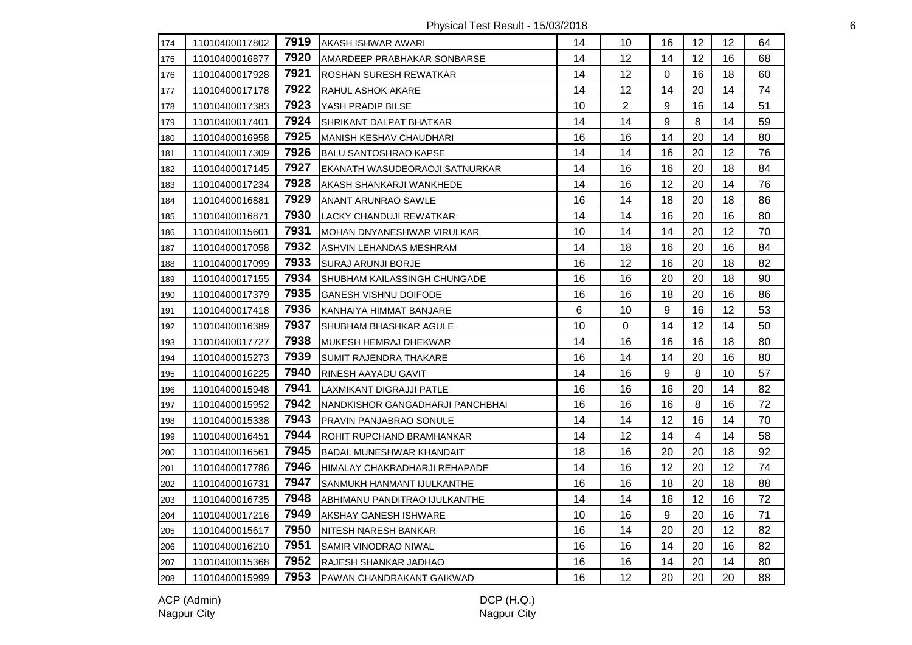Physical Test Result - 15/03/2018

| | | | | | | | | | |
|---|---|---|---|---|---|---|---|---|---|
| 174 | 11010400017802 | 7919 | AKASH ISHWAR AWARI | 14 | 10 | 16 | 12 | 12 | 64 |
| 175 | 11010400016877 | 7920 | AMARDEEP PRABHAKAR SONBARSE | 14 | 12 | 14 | 12 | 16 | 68 |
| 176 | 11010400017928 | 7921 | ROSHAN SURESH REWATKAR | 14 | 12 | 0 | 16 | 18 | 60 |
| 177 | 11010400017178 | 7922 | RAHUL ASHOK AKARE | 14 | 12 | 14 | 20 | 14 | 74 |
| 178 | 11010400017383 | 7923 | YASH PRADIP BILSE | 10 | 2 | 9 | 16 | 14 | 51 |
| 179 | 11010400017401 | 7924 | SHRIKANT DALPAT BHATKAR | 14 | 14 | 9 | 8 | 14 | 59 |
| 180 | 11010400016958 | 7925 | MANISH KESHAV CHAUDHARI | 16 | 16 | 14 | 20 | 14 | 80 |
| 181 | 11010400017309 | 7926 | BALU SANTOSHRAO KAPSE | 14 | 14 | 16 | 20 | 12 | 76 |
| 182 | 11010400017145 | 7927 | EKANATH WASUDEORAOJI SATNURKAR | 14 | 16 | 16 | 20 | 18 | 84 |
| 183 | 11010400017234 | 7928 | AKASH SHANKARJI WANKHEDE | 14 | 16 | 12 | 20 | 14 | 76 |
| 184 | 11010400016881 | 7929 | ANANT ARUNRAO SAWLE | 16 | 14 | 18 | 20 | 18 | 86 |
| 185 | 11010400016871 | 7930 | LACKY CHANDUJI REWATKAR | 14 | 14 | 16 | 20 | 16 | 80 |
| 186 | 11010400015601 | 7931 | MOHAN DNYANESHWAR VIRULKAR | 10 | 14 | 14 | 20 | 12 | 70 |
| 187 | 11010400017058 | 7932 | ASHVIN LEHANDAS MESHRAM | 14 | 18 | 16 | 20 | 16 | 84 |
| 188 | 11010400017099 | 7933 | SURAJ ARUNJI BORJE | 16 | 12 | 16 | 20 | 18 | 82 |
| 189 | 11010400017155 | 7934 | SHUBHAM KAILASSINGH CHUNGADE | 16 | 16 | 20 | 20 | 18 | 90 |
| 190 | 11010400017379 | 7935 | GANESH VISHNU DOIFODE | 16 | 16 | 18 | 20 | 16 | 86 |
| 191 | 11010400017418 | 7936 | KANHAIYA HIMMAT BANJARE | 6 | 10 | 9 | 16 | 12 | 53 |
| 192 | 11010400016389 | 7937 | SHUBHAM BHASHKAR AGULE | 10 | 0 | 14 | 12 | 14 | 50 |
| 193 | 11010400017727 | 7938 | MUKESH HEMRAJ DHEKWAR | 14 | 16 | 16 | 16 | 18 | 80 |
| 194 | 11010400015273 | 7939 | SUMIT RAJENDRA THAKARE | 16 | 14 | 14 | 20 | 16 | 80 |
| 195 | 11010400016225 | 7940 | RINESH AAYADU GAVIT | 14 | 16 | 9 | 8 | 10 | 57 |
| 196 | 11010400015948 | 7941 | LAXMIKANT DIGRAJJI PATLE | 16 | 16 | 16 | 20 | 14 | 82 |
| 197 | 11010400015952 | 7942 | NANDKISHOR GANGADHARJI PANCHBHAI | 16 | 16 | 16 | 8 | 16 | 72 |
| 198 | 11010400015338 | 7943 | PRAVIN PANJABRAO SONULE | 14 | 14 | 12 | 16 | 14 | 70 |
| 199 | 11010400016451 | 7944 | ROHIT RUPCHAND BRAMHANKAR | 14 | 12 | 14 | 4 | 14 | 58 |
| 200 | 11010400016561 | 7945 | BADAL MUNESHWAR KHANDAIT | 18 | 16 | 20 | 20 | 18 | 92 |
| 201 | 11010400017786 | 7946 | HIMALAY CHAKRADHARJI REHAPADE | 14 | 16 | 12 | 20 | 12 | 74 |
| 202 | 11010400016731 | 7947 | SANMUKH HANMANT IJULKANTHE | 16 | 16 | 18 | 20 | 18 | 88 |
| 203 | 11010400016735 | 7948 | ABHIMANU PANDITRAO IJULKANTHE | 14 | 14 | 16 | 12 | 16 | 72 |
| 204 | 11010400017216 | 7949 | AKSHAY GANESH ISHWARE | 10 | 16 | 9 | 20 | 16 | 71 |
| 205 | 11010400015617 | 7950 | NITESH NARESH BANKAR | 16 | 14 | 20 | 20 | 12 | 82 |
| 206 | 11010400016210 | 7951 | SAMIR VINODRAO NIWAL | 16 | 16 | 14 | 20 | 16 | 82 |
| 207 | 11010400015368 | 7952 | RAJESH SHANKAR JADHAO | 16 | 16 | 14 | 20 | 14 | 80 |
| 208 | 11010400015999 | 7953 | PAWAN CHANDRAKANT GAIKWAD | 16 | 12 | 20 | 20 | 20 | 88 |

ACP (Admin)
Nagpur City

DCP (H.Q.)
Nagpur City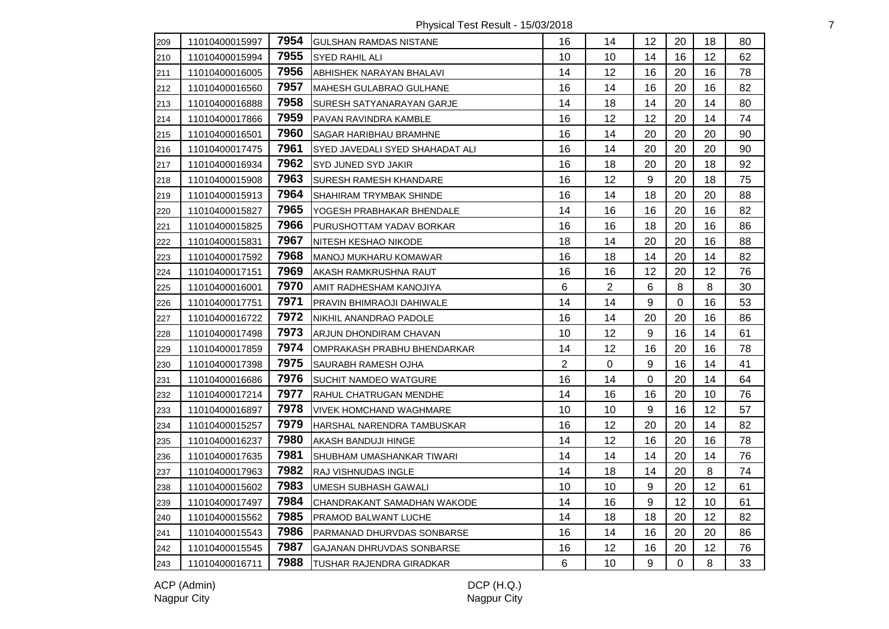| | | | | | | | | | |
|---|---|---|---|---|---|---|---|---|---|
| 209 | 11010400015997 | 7954 | GULSHAN RAMDAS NISTANE | 16 | 14 | 12 | 20 | 18 | 80 |
| 210 | 11010400015994 | 7955 | SYED RAHIL ALI | 10 | 10 | 14 | 16 | 12 | 62 |
| 211 | 11010400016005 | 7956 | ABHISHEK NARAYAN BHALAVI | 14 | 12 | 16 | 20 | 16 | 78 |
| 212 | 11010400016560 | 7957 | MAHESH GULABRAO GULHANE | 16 | 14 | 16 | 20 | 16 | 82 |
| 213 | 11010400016888 | 7958 | SURESH SATYANARAYAN GARJE | 14 | 18 | 14 | 20 | 14 | 80 |
| 214 | 11010400017866 | 7959 | PAVAN RAVINDRA KAMBLE | 16 | 12 | 12 | 20 | 14 | 74 |
| 215 | 11010400016501 | 7960 | SAGAR HARIBHAU BRAMHNE | 16 | 14 | 20 | 20 | 20 | 90 |
| 216 | 11010400017475 | 7961 | SYED JAVEDALI SYED SHAHADAT ALI | 16 | 14 | 20 | 20 | 20 | 90 |
| 217 | 11010400016934 | 7962 | SYD JUNED SYD JAKIR | 16 | 18 | 20 | 20 | 18 | 92 |
| 218 | 11010400015908 | 7963 | SURESH RAMESH KHANDARE | 16 | 12 | 9 | 20 | 18 | 75 |
| 219 | 11010400015913 | 7964 | SHAHIRAM TRYMBAK SHINDE | 16 | 14 | 18 | 20 | 20 | 88 |
| 220 | 11010400015827 | 7965 | YOGESH PRABHAKAR BHENDALE | 14 | 16 | 16 | 20 | 16 | 82 |
| 221 | 11010400015825 | 7966 | PURUSHOTTAM YADAV BORKAR | 16 | 16 | 18 | 20 | 16 | 86 |
| 222 | 11010400015831 | 7967 | NITESH KESHAO NIKODE | 18 | 14 | 20 | 20 | 16 | 88 |
| 223 | 11010400017592 | 7968 | MANOJ MUKHARU KOMAWAR | 16 | 18 | 14 | 20 | 14 | 82 |
| 224 | 11010400017151 | 7969 | AKASH RAMKRUSHNA RAUT | 16 | 16 | 12 | 20 | 12 | 76 |
| 225 | 11010400016001 | 7970 | AMIT RADHESHAM KANOJIYA | 6 | 2 | 6 | 8 | 8 | 30 |
| 226 | 11010400017751 | 7971 | PRAVIN BHIMRAOJI DAHIWALE | 14 | 14 | 9 | 0 | 16 | 53 |
| 227 | 11010400016722 | 7972 | NIKHIL ANANDRAO PADOLE | 16 | 14 | 20 | 20 | 16 | 86 |
| 228 | 11010400017498 | 7973 | ARJUN DHONDIRAM CHAVAN | 10 | 12 | 9 | 16 | 14 | 61 |
| 229 | 11010400017859 | 7974 | OMPRAKASH PRABHU BHENDARKAR | 14 | 12 | 16 | 20 | 16 | 78 |
| 230 | 11010400017398 | 7975 | SAURABH RAMESH OJHA | 2 | 0 | 9 | 16 | 14 | 41 |
| 231 | 11010400016686 | 7976 | SUCHIT NAMDEO WATGURE | 16 | 14 | 0 | 20 | 14 | 64 |
| 232 | 11010400017214 | 7977 | RAHUL CHATRUGAN MENDHE | 14 | 16 | 16 | 20 | 10 | 76 |
| 233 | 11010400016897 | 7978 | VIVEK HOMCHAND WAGHMARE | 10 | 10 | 9 | 16 | 12 | 57 |
| 234 | 11010400015257 | 7979 | HARSHAL NARENDRA TAMBUSKAR | 16 | 12 | 20 | 20 | 14 | 82 |
| 235 | 11010400016237 | 7980 | AKASH BANDUJI HINGE | 14 | 12 | 16 | 20 | 16 | 78 |
| 236 | 11010400017635 | 7981 | SHUBHAM UMASHANKAR TIWARI | 14 | 14 | 14 | 20 | 14 | 76 |
| 237 | 11010400017963 | 7982 | RAJ VISHNUDAS INGLE | 14 | 18 | 14 | 20 | 8 | 74 |
| 238 | 11010400015602 | 7983 | UMESH SUBHASH GAWALI | 10 | 10 | 9 | 20 | 12 | 61 |
| 239 | 11010400017497 | 7984 | CHANDRAKANT SAMADHAN WAKODE | 14 | 16 | 9 | 12 | 10 | 61 |
| 240 | 11010400015562 | 7985 | PRAMOD BALWANT LUCHE | 14 | 18 | 18 | 20 | 12 | 82 |
| 241 | 11010400015543 | 7986 | PARMANAD DHURVDAS SONBARSE | 16 | 14 | 16 | 20 | 20 | 86 |
| 242 | 11010400015545 | 7987 | GAJANAN DHRUVDAS SONBARSE | 16 | 12 | 16 | 20 | 12 | 76 |
| 243 | 11010400016711 | 7988 | TUSHAR RAJENDRA GIRADKAR | 6 | 10 | 9 | 0 | 8 | 33 |

ACP (Admin)
Nagpur City

DCP (H.Q.)
Nagpur City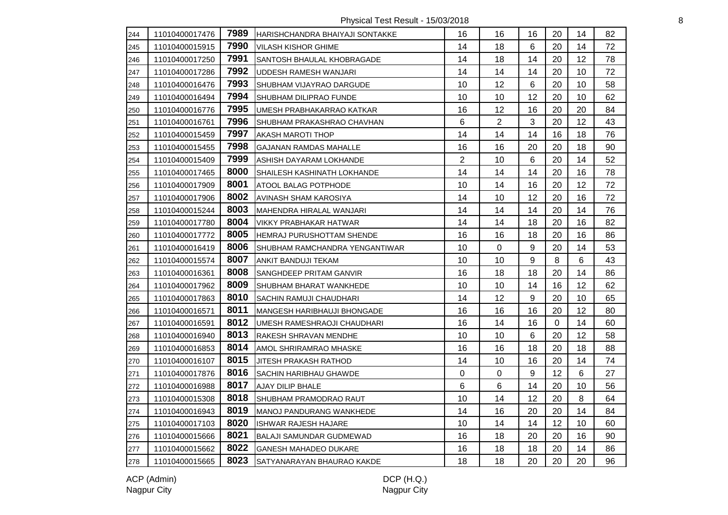Physical Test Result - 15/03/2018

| | | | | | | | | | |
|---|---|---|---|---|---|---|---|---|---|
| 244 | 11010400017476 | 7989 | HARISHCHANDRA BHAIYAJI SONTAKKE | 16 | 16 | 16 | 20 | 14 | 82 |
| 245 | 11010400015915 | 7990 | VILASH KISHOR GHIME | 14 | 18 | 6 | 20 | 14 | 72 |
| 246 | 11010400017250 | 7991 | SANTOSH BHAULAL KHOBRAGADE | 14 | 18 | 14 | 20 | 12 | 78 |
| 247 | 11010400017286 | 7992 | UDDESH RAMESH WANJARI | 14 | 14 | 14 | 20 | 10 | 72 |
| 248 | 11010400016476 | 7993 | SHUBHAM VIJAYRAO DARGUDE | 10 | 12 | 6 | 20 | 10 | 58 |
| 249 | 11010400016494 | 7994 | SHUBHAM DILIPRAO FUNDE | 10 | 10 | 12 | 20 | 10 | 62 |
| 250 | 11010400016776 | 7995 | UMESH PRABHAKARRAO KATKAR | 16 | 12 | 16 | 20 | 20 | 84 |
| 251 | 11010400016761 | 7996 | SHUBHAM PRAKASHRAO CHAVHAN | 6 | 2 | 3 | 20 | 12 | 43 |
| 252 | 11010400015459 | 7997 | AKASH MAROTI THOP | 14 | 14 | 14 | 16 | 18 | 76 |
| 253 | 11010400015455 | 7998 | GAJANAN RAMDAS MAHALLE | 16 | 16 | 20 | 20 | 18 | 90 |
| 254 | 11010400015409 | 7999 | ASHISH DAYARAM LOKHANDE | 2 | 10 | 6 | 20 | 14 | 52 |
| 255 | 11010400017465 | 8000 | SHAILESH KASHINATH LOKHANDE | 14 | 14 | 14 | 20 | 16 | 78 |
| 256 | 11010400017909 | 8001 | ATOOL BALAG POTPHODE | 10 | 14 | 16 | 20 | 12 | 72 |
| 257 | 11010400017906 | 8002 | AVINASH SHAM KAROSIYA | 14 | 10 | 12 | 20 | 16 | 72 |
| 258 | 11010400015244 | 8003 | MAHENDRA HIRALAL WANJARI | 14 | 14 | 14 | 20 | 14 | 76 |
| 259 | 11010400017780 | 8004 | VIKKY PRABHAKAR HATWAR | 14 | 14 | 18 | 20 | 16 | 82 |
| 260 | 11010400017772 | 8005 | HEMRAJ PURUSHOTTAM SHENDE | 16 | 16 | 18 | 20 | 16 | 86 |
| 261 | 11010400016419 | 8006 | SHUBHAM RAMCHANDRA YENGANTIWAR | 10 | 0 | 9 | 20 | 14 | 53 |
| 262 | 11010400015574 | 8007 | ANKIT BANDUJI TEKAM | 10 | 10 | 9 | 8 | 6 | 43 |
| 263 | 11010400016361 | 8008 | SANGHDEEP PRITAM GANVIR | 16 | 18 | 18 | 20 | 14 | 86 |
| 264 | 11010400017962 | 8009 | SHUBHAM BHARAT WANKHEDE | 10 | 10 | 14 | 16 | 12 | 62 |
| 265 | 11010400017863 | 8010 | SACHIN RAMUJI CHAUDHARI | 14 | 12 | 9 | 20 | 10 | 65 |
| 266 | 11010400016571 | 8011 | MANGESH HARIBHAUJI BHONGADE | 16 | 16 | 16 | 20 | 12 | 80 |
| 267 | 11010400016591 | 8012 | UMESH RAMESHRAOJI CHAUDHARI | 16 | 14 | 16 | 0 | 14 | 60 |
| 268 | 11010400016940 | 8013 | RAKESH SHRAVAN MENDHE | 10 | 10 | 6 | 20 | 12 | 58 |
| 269 | 11010400016853 | 8014 | AMOL SHRIRAMRAO MHASKE | 16 | 16 | 18 | 20 | 18 | 88 |
| 270 | 11010400016107 | 8015 | JITESH PRAKASH RATHOD | 14 | 10 | 16 | 20 | 14 | 74 |
| 271 | 11010400017876 | 8016 | SACHIN HARIBHAU GHAWDE | 0 | 0 | 9 | 12 | 6 | 27 |
| 272 | 11010400016988 | 8017 | AJAY DILIP BHALE | 6 | 6 | 14 | 20 | 10 | 56 |
| 273 | 11010400015308 | 8018 | SHUBHAM PRAMODRAO RAUT | 10 | 14 | 12 | 20 | 8 | 64 |
| 274 | 11010400016943 | 8019 | MANOJ PANDURANG WANKHEDE | 14 | 16 | 20 | 20 | 14 | 84 |
| 275 | 11010400017103 | 8020 | ISHWAR RAJESH HAJARE | 10 | 14 | 14 | 12 | 10 | 60 |
| 276 | 11010400015666 | 8021 | BALAJI SAMUNDAR GUDMEWAD | 16 | 18 | 20 | 20 | 16 | 90 |
| 277 | 11010400015662 | 8022 | GANESH MAHADEO DUKARE | 16 | 18 | 18 | 20 | 14 | 86 |
| 278 | 11010400015665 | 8023 | SATYANARAYAN BHAURAO KAKDE | 18 | 18 | 20 | 20 | 20 | 96 |

ACP (Admin)
Nagpur City

DCP (H.Q.)
Nagpur City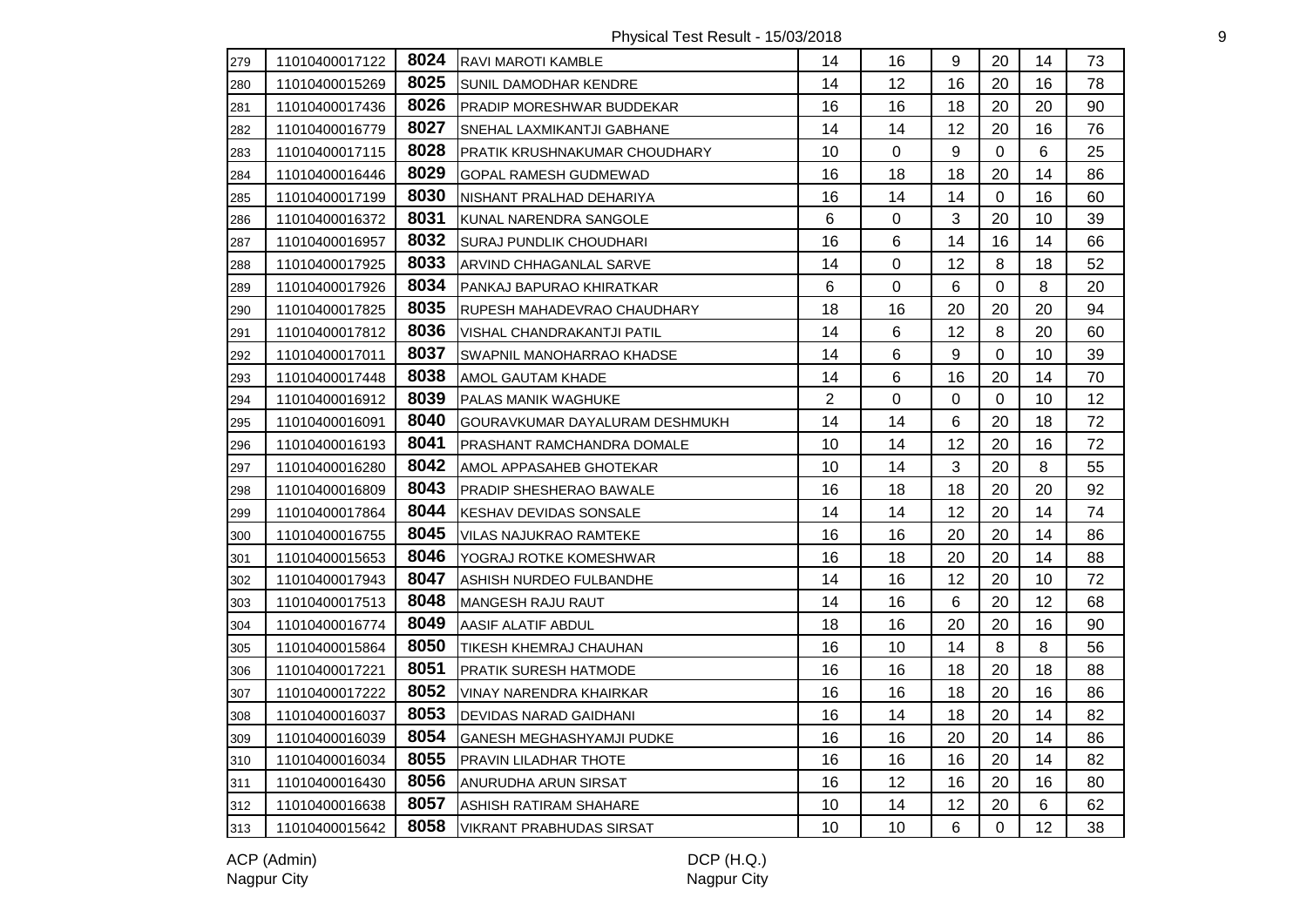Physical Test Result - 15/03/2018

| | | | | | | | | | |
|---|---|---|---|---|---|---|---|---|---|
| 279 | 11010400017122 | **8024** | RAVI MAROTI KAMBLE | 14 | 16 | 9 | 20 | 14 | 73 |
| 280 | 11010400015269 | **8025** | SUNIL DAMODHAR KENDRE | 14 | 12 | 16 | 20 | 16 | 78 |
| 281 | 11010400017436 | **8026** | PRADIP MORESHWAR BUDDEKAR | 16 | 16 | 18 | 20 | 20 | 90 |
| 282 | 11010400016779 | **8027** | SNEHAL LAXMIKANTJI GABHANE | 14 | 14 | 12 | 20 | 16 | 76 |
| 283 | 11010400017115 | **8028** | PRATIK KRUSHNAKUMAR CHOUDHARY | 10 | 0 | 9 | 0 | 6 | 25 |
| 284 | 11010400016446 | **8029** | GOPAL RAMESH GUDMEWAD | 16 | 18 | 18 | 20 | 14 | 86 |
| 285 | 11010400017199 | **8030** | NISHANT PRALHAD DEHARIYA | 16 | 14 | 14 | 0 | 16 | 60 |
| 286 | 11010400016372 | **8031** | KUNAL NARENDRA SANGOLE | 6 | 0 | 3 | 20 | 10 | 39 |
| 287 | 11010400016957 | **8032** | SURAJ PUNDLIK CHOUDHARI | 16 | 6 | 14 | 16 | 14 | 66 |
| 288 | 11010400017925 | **8033** | ARVIND CHHAGANLAL SARVE | 14 | 0 | 12 | 8 | 18 | 52 |
| 289 | 11010400017926 | **8034** | PANKAJ BAPURAO KHIRATKAR | 6 | 0 | 6 | 0 | 8 | 20 |
| 290 | 11010400017825 | **8035** | RUPESH MAHADEVRAO CHAUDHARY | 18 | 16 | 20 | 20 | 20 | 94 |
| 291 | 11010400017812 | **8036** | VISHAL CHANDRAKANTJI PATIL | 14 | 6 | 12 | 8 | 20 | 60 |
| 292 | 11010400017011 | **8037** | SWAPNIL MANOHARRAO KHADSE | 14 | 6 | 9 | 0 | 10 | 39 |
| 293 | 11010400017448 | **8038** | AMOL GAUTAM KHADE | 14 | 6 | 16 | 20 | 14 | 70 |
| 294 | 11010400016912 | **8039** | PALAS MANIK WAGHUKE | 2 | 0 | 0 | 0 | 10 | 12 |
| 295 | 11010400016091 | **8040** | GOURAVKUMAR DAYALURAM DESHMUKH | 14 | 14 | 6 | 20 | 18 | 72 |
| 296 | 11010400016193 | **8041** | PRASHANT RAMCHANDRA DOMALE | 10 | 14 | 12 | 20 | 16 | 72 |
| 297 | 11010400016280 | **8042** | AMOL APPASAHEB GHOTEKAR | 10 | 14 | 3 | 20 | 8 | 55 |
| 298 | 11010400016809 | **8043** | PRADIP SHESHERAO BAWALE | 16 | 18 | 18 | 20 | 20 | 92 |
| 299 | 11010400017864 | **8044** | KESHAV DEVIDAS SONSALE | 14 | 14 | 12 | 20 | 14 | 74 |
| 300 | 11010400016755 | **8045** | VILAS NAJUKRAO RAMTEKE | 16 | 16 | 20 | 20 | 14 | 86 |
| 301 | 11010400015653 | **8046** | YOGRAJ ROTKE KOMESHWAR | 16 | 18 | 20 | 20 | 14 | 88 |
| 302 | 11010400017943 | **8047** | ASHISH NURDEO FULBANDHE | 14 | 16 | 12 | 20 | 10 | 72 |
| 303 | 11010400017513 | **8048** | MANGESH RAJU RAUT | 14 | 16 | 6 | 20 | 12 | 68 |
| 304 | 11010400016774 | **8049** | AASIF ALATIF ABDUL | 18 | 16 | 20 | 20 | 16 | 90 |
| 305 | 11010400015864 | **8050** | TIKESH KHEMRAJ CHAUHAN | 16 | 10 | 14 | 8 | 8 | 56 |
| 306 | 11010400017221 | **8051** | PRATIK SURESH HATMODE | 16 | 16 | 18 | 20 | 18 | 88 |
| 307 | 11010400017222 | **8052** | VINAY NARENDRA KHAIRKAR | 16 | 16 | 18 | 20 | 16 | 86 |
| 308 | 11010400016037 | **8053** | DEVIDAS NARAD GAIDHANI | 16 | 14 | 18 | 20 | 14 | 82 |
| 309 | 11010400016039 | **8054** | GANESH MEGHASHYAMJI PUDKE | 16 | 16 | 20 | 20 | 14 | 86 |
| 310 | 11010400016034 | **8055** | PRAVIN LILADHAR THOTE | 16 | 16 | 16 | 20 | 14 | 82 |
| 311 | 11010400016430 | **8056** | ANURUDHA ARUN SIRSAT | 16 | 12 | 16 | 20 | 16 | 80 |
| 312 | 11010400016638 | **8057** | ASHISH RATIRAM SHAHARE | 10 | 14 | 12 | 20 | 6 | 62 |
| 313 | 11010400015642 | **8058** | VIKRANT PRABHUDAS SIRSAT | 10 | 10 | 6 | 0 | 12 | 38 |

ACP (Admin)
Nagpur City

DCP (H.Q.)
Nagpur City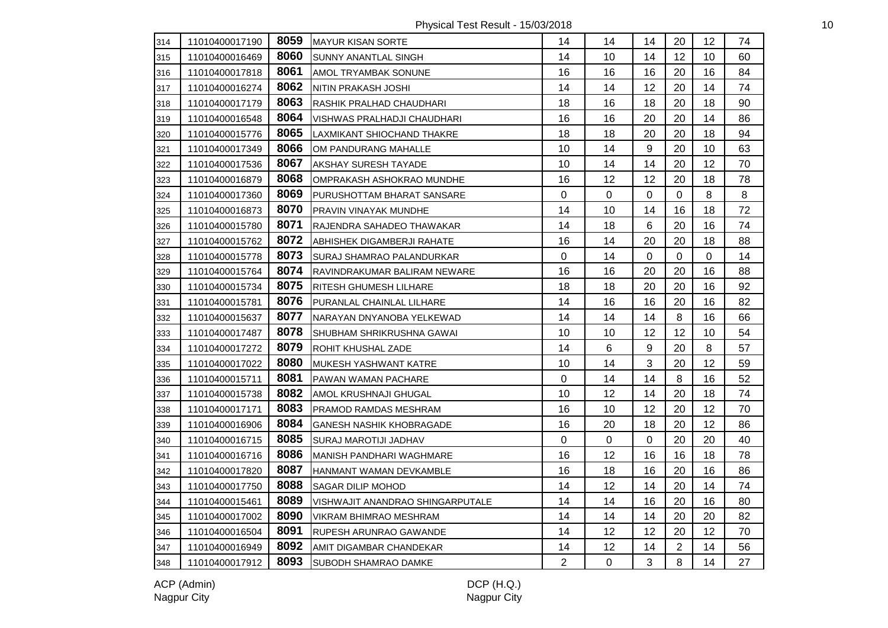Physical Test Result - 15/03/2018

| | | | | | | | | | |
|---|---|---|---|---|---|---|---|---|---|
| 314 | 11010400017190 | 8059 | MAYUR KISAN SORTE | 14 | 14 | 14 | 20 | 12 | 74 |
| 315 | 11010400016469 | 8060 | SUNNY ANANTLAL SINGH | 14 | 10 | 14 | 12 | 10 | 60 |
| 316 | 11010400017818 | 8061 | AMOL TRYAMBAK SONUNE | 16 | 16 | 16 | 20 | 16 | 84 |
| 317 | 11010400016274 | 8062 | NITIN PRAKASH JOSHI | 14 | 14 | 12 | 20 | 14 | 74 |
| 318 | 11010400017179 | 8063 | RASHIK PRALHAD CHAUDHARI | 18 | 16 | 18 | 20 | 18 | 90 |
| 319 | 11010400016548 | 8064 | VISHWAS PRALHADJI CHAUDHARI | 16 | 16 | 20 | 20 | 14 | 86 |
| 320 | 11010400015776 | 8065 | LAXMIKANT SHIOCHAND THAKRE | 18 | 18 | 20 | 20 | 18 | 94 |
| 321 | 11010400017349 | 8066 | OM PANDURANG MAHALLE | 10 | 14 | 9 | 20 | 10 | 63 |
| 322 | 11010400017536 | 8067 | AKSHAY SURESH TAYADE | 10 | 14 | 14 | 20 | 12 | 70 |
| 323 | 11010400016879 | 8068 | OMPRAKASH ASHOKRAO MUNDHE | 16 | 12 | 12 | 20 | 18 | 78 |
| 324 | 11010400017360 | 8069 | PURUSHOTTAM BHARAT SANSARE | 0 | 0 | 0 | 0 | 8 | 8 |
| 325 | 11010400016873 | 8070 | PRAVIN VINAYAK MUNDHE | 14 | 10 | 14 | 16 | 18 | 72 |
| 326 | 11010400015780 | 8071 | RAJENDRA SAHADEO THAWAKAR | 14 | 18 | 6 | 20 | 16 | 74 |
| 327 | 11010400015762 | 8072 | ABHISHEK DIGAMBERJI RAHATE | 16 | 14 | 20 | 20 | 18 | 88 |
| 328 | 11010400015778 | 8073 | SURAJ SHAMRAO PALANDURKAR | 0 | 14 | 0 | 0 | 0 | 14 |
| 329 | 11010400015764 | 8074 | RAVINDRAKUMAR BALIRAM NEWARE | 16 | 16 | 20 | 20 | 16 | 88 |
| 330 | 11010400015734 | 8075 | RITESH GHUMESH LILHARE | 18 | 18 | 20 | 20 | 16 | 92 |
| 331 | 11010400015781 | 8076 | PURANLAL CHAINLAL LILHARE | 14 | 16 | 16 | 20 | 16 | 82 |
| 332 | 11010400015637 | 8077 | NARAYAN DNYANOBA YELKEWAD | 14 | 14 | 14 | 8 | 16 | 66 |
| 333 | 11010400017487 | 8078 | SHUBHAM SHRIKRUSHNA GAWAI | 10 | 10 | 12 | 12 | 10 | 54 |
| 334 | 11010400017272 | 8079 | ROHIT KHUSHAL ZADE | 14 | 6 | 9 | 20 | 8 | 57 |
| 335 | 11010400017022 | 8080 | MUKESH YASHWANT KATRE | 10 | 14 | 3 | 20 | 12 | 59 |
| 336 | 11010400015711 | 8081 | PAWAN WAMAN PACHARE | 0 | 14 | 14 | 8 | 16 | 52 |
| 337 | 11010400015738 | 8082 | AMOL KRUSHNAJI GHUGAL | 10 | 12 | 14 | 20 | 18 | 74 |
| 338 | 11010400017171 | 8083 | PRAMOD RAMDAS MESHRAM | 16 | 10 | 12 | 20 | 12 | 70 |
| 339 | 11010400016906 | 8084 | GANESH NASHIK KHOBRAGADE | 16 | 20 | 18 | 20 | 12 | 86 |
| 340 | 11010400016715 | 8085 | SURAJ MAROTIJI JADHAV | 0 | 0 | 0 | 20 | 20 | 40 |
| 341 | 11010400016716 | 8086 | MANISH PANDHARI WAGHMARE | 16 | 12 | 16 | 16 | 18 | 78 |
| 342 | 11010400017820 | 8087 | HANMANT WAMAN DEVKAMBLE | 16 | 18 | 16 | 20 | 16 | 86 |
| 343 | 11010400017750 | 8088 | SAGAR DILIP MOHOD | 14 | 12 | 14 | 20 | 14 | 74 |
| 344 | 11010400015461 | 8089 | VISHWAJIT ANANDRAO SHINGARPUTALE | 14 | 14 | 16 | 20 | 16 | 80 |
| 345 | 11010400017002 | 8090 | VIKRAM BHIMRAO MESHRAM | 14 | 14 | 14 | 20 | 20 | 82 |
| 346 | 11010400016504 | 8091 | RUPESH ARUNRAO GAWANDE | 14 | 12 | 12 | 20 | 12 | 70 |
| 347 | 11010400016949 | 8092 | AMIT DIGAMBAR CHANDEKAR | 14 | 12 | 14 | 2 | 14 | 56 |
| 348 | 11010400017912 | 8093 | SUBODH SHAMRAO DAMKE | 2 | 0 | 3 | 8 | 14 | 27 |

ACP (Admin)
Nagpur City

DCP (H.Q.)
Nagpur City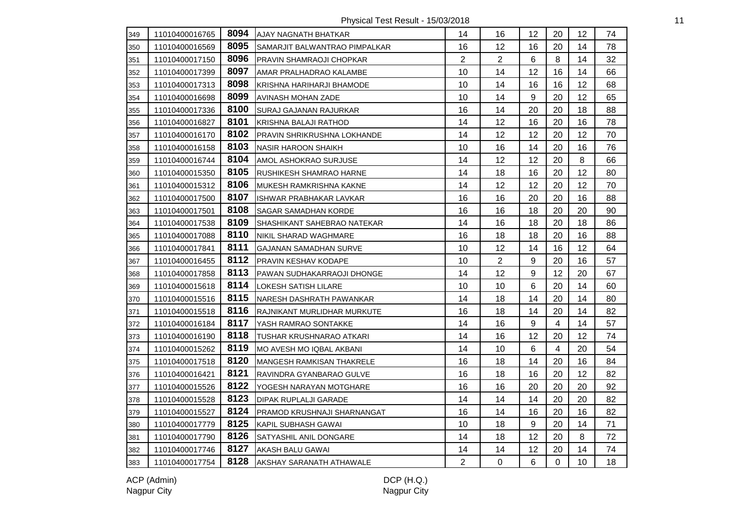Physical Test Result - 15/03/2018

| | | | | | | | | | |
|---|---|---|---|---|---|---|---|---|---|
| 349 | 11010400016765 | 8094 | AJAY NAGNATH BHATKAR | 14 | 16 | 12 | 20 | 12 | 74 |
| 350 | 11010400016569 | 8095 | SAMARJIT BALWANTRAO PIMPALKAR | 16 | 12 | 16 | 20 | 14 | 78 |
| 351 | 11010400017150 | 8096 | PRAVIN SHAMRAOJI CHOPKAR | 2 | 2 | 6 | 8 | 14 | 32 |
| 352 | 11010400017399 | 8097 | AMAR PRALHADRAO KALAMBE | 10 | 14 | 12 | 16 | 14 | 66 |
| 353 | 11010400017313 | 8098 | KRISHNA HARIHARJI BHAMODE | 10 | 14 | 16 | 16 | 12 | 68 |
| 354 | 11010400016698 | 8099 | AVINASH MOHAN ZADE | 10 | 14 | 9 | 20 | 12 | 65 |
| 355 | 11010400017336 | 8100 | SURAJ GAJANAN RAJURKAR | 16 | 14 | 20 | 20 | 18 | 88 |
| 356 | 11010400016827 | 8101 | KRISHNA BALAJI RATHOD | 14 | 12 | 16 | 20 | 16 | 78 |
| 357 | 11010400016170 | 8102 | PRAVIN SHRIKRUSHNA LOKHANDE | 14 | 12 | 12 | 20 | 12 | 70 |
| 358 | 11010400016158 | 8103 | NASIR HAROON SHAIKH | 10 | 16 | 14 | 20 | 16 | 76 |
| 359 | 11010400016744 | 8104 | AMOL ASHOKRAO SURJUSE | 14 | 12 | 12 | 20 | 8 | 66 |
| 360 | 11010400015350 | 8105 | RUSHIKESH SHAMRAO HARNE | 14 | 18 | 16 | 20 | 12 | 80 |
| 361 | 11010400015312 | 8106 | MUKESH RAMKRISHNA KAKNE | 14 | 12 | 12 | 20 | 12 | 70 |
| 362 | 11010400017500 | 8107 | ISHWAR PRABHAKAR LAVKAR | 16 | 16 | 20 | 20 | 16 | 88 |
| 363 | 11010400017501 | 8108 | SAGAR SAMADHAN KORDE | 16 | 16 | 18 | 20 | 20 | 90 |
| 364 | 11010400017538 | 8109 | SHASHIKANT SAHEBRAO NATEKAR | 14 | 16 | 18 | 20 | 18 | 86 |
| 365 | 11010400017088 | 8110 | NIKIL SHARAD WAGHMARE | 16 | 18 | 18 | 20 | 16 | 88 |
| 366 | 11010400017841 | 8111 | GAJANAN SAMADHAN SURVE | 10 | 12 | 14 | 16 | 12 | 64 |
| 367 | 11010400016455 | 8112 | PRAVIN KESHAV KODAPE | 10 | 2 | 9 | 20 | 16 | 57 |
| 368 | 11010400017858 | 8113 | PAWAN SUDHAKARRAOJI DHONGE | 14 | 12 | 9 | 12 | 20 | 67 |
| 369 | 11010400015618 | 8114 | LOKESH SATISH LILARE | 10 | 10 | 6 | 20 | 14 | 60 |
| 370 | 11010400015516 | 8115 | NARESH DASHRATH PAWANKAR | 14 | 18 | 14 | 20 | 14 | 80 |
| 371 | 11010400015518 | 8116 | RAJNIKANT MURLIDHAR MURKUTE | 16 | 18 | 14 | 20 | 14 | 82 |
| 372 | 11010400016184 | 8117 | YASH RAMRAO SONTAKKE | 14 | 16 | 9 | 4 | 14 | 57 |
| 373 | 11010400016190 | 8118 | TUSHAR KRUSHNARAO ATKARI | 14 | 16 | 12 | 20 | 12 | 74 |
| 374 | 11010400015262 | 8119 | MO AVESH MO IQBAL AKBANI | 14 | 10 | 6 | 4 | 20 | 54 |
| 375 | 11010400017518 | 8120 | MANGESH RAMKISAN THAKRELE | 16 | 18 | 14 | 20 | 16 | 84 |
| 376 | 11010400016421 | 8121 | RAVINDRA GYANBARAO GULVE | 16 | 18 | 16 | 20 | 12 | 82 |
| 377 | 11010400015526 | 8122 | YOGESH NARAYAN MOTGHARE | 16 | 16 | 20 | 20 | 20 | 92 |
| 378 | 11010400015528 | 8123 | DIPAK RUPLALJI GARADE | 14 | 14 | 14 | 20 | 20 | 82 |
| 379 | 11010400015527 | 8124 | PRAMOD KRUSHNAJI SHARNANGAT | 16 | 14 | 16 | 20 | 16 | 82 |
| 380 | 11010400017779 | 8125 | KAPIL SUBHASH GAWAI | 10 | 18 | 9 | 20 | 14 | 71 |
| 381 | 11010400017790 | 8126 | SATYASHIL ANIL DONGARE | 14 | 18 | 12 | 20 | 8 | 72 |
| 382 | 11010400017746 | 8127 | AKASH BALU GAWAI | 14 | 14 | 12 | 20 | 14 | 74 |
| 383 | 11010400017754 | 8128 | AKSHAY SARANATH ATHAWALE | 2 | 0 | 6 | 0 | 10 | 18 |

ACP (Admin)
Nagpur City

DCP (H.Q.)
Nagpur City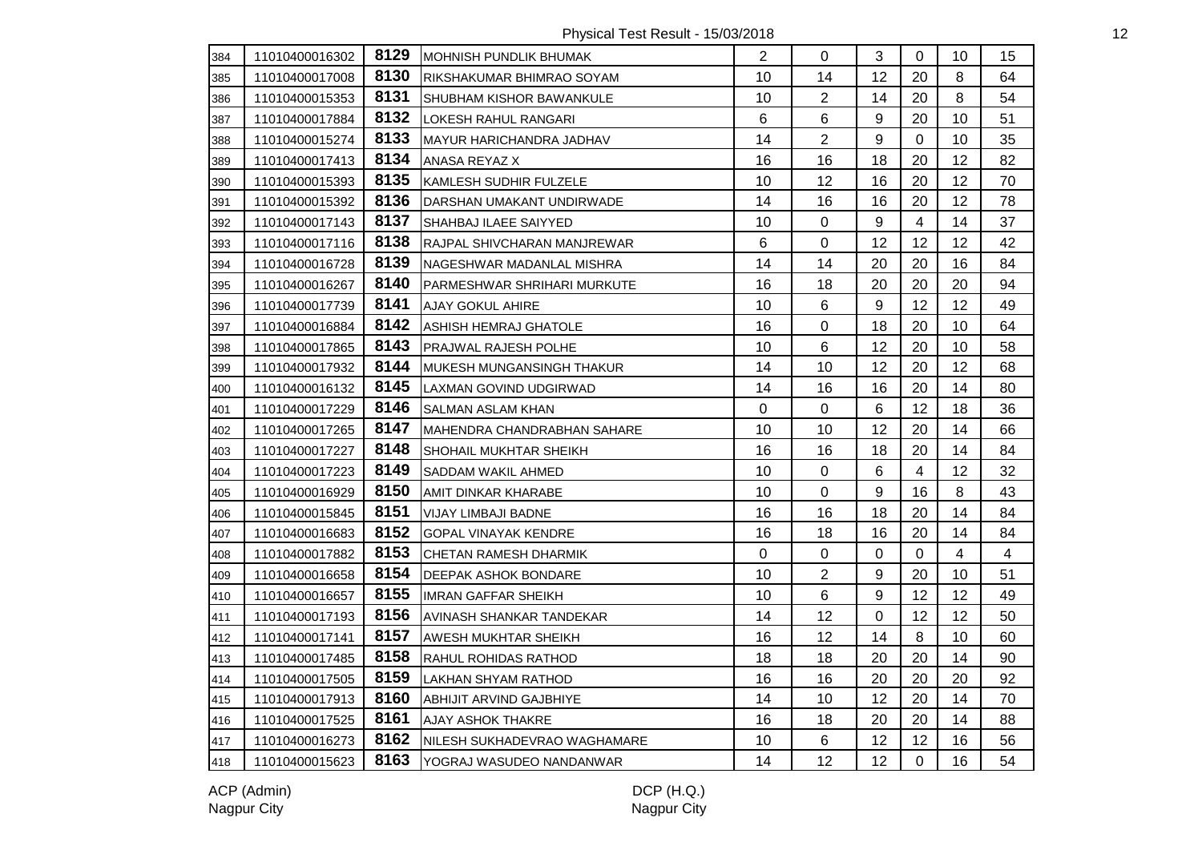Physical Test Result - 15/03/2018

| 384 | 11010400016302 | 8129 | MOHNISH PUNDLIK BHUMAK | 2 | 0 | 3 | 0 | 10 | 15 |
|---|---|---|---|---|---|---|---|---|---|
| 385 | 11010400017008 | 8130 | RIKSHAKUMAR BHIMRAO SOYAM | 10 | 14 | 12 | 20 | 8 | 64 |
| 386 | 11010400015353 | 8131 | SHUBHAM KISHOR BAWANKULE | 10 | 2 | 14 | 20 | 8 | 54 |
| 387 | 11010400017884 | 8132 | LOKESH RAHUL RANGARI | 6 | 6 | 9 | 20 | 10 | 51 |
| 388 | 11010400015274 | 8133 | MAYUR HARICHANDRA JADHAV | 14 | 2 | 9 | 0 | 10 | 35 |
| 389 | 11010400017413 | 8134 | ANASA REYAZ X | 16 | 16 | 18 | 20 | 12 | 82 |
| 390 | 11010400015393 | 8135 | KAMLESH SUDHIR FULZELE | 10 | 12 | 16 | 20 | 12 | 70 |
| 391 | 11010400015392 | 8136 | DARSHAN UMAKANT UNDIRWADE | 14 | 16 | 16 | 20 | 12 | 78 |
| 392 | 11010400017143 | 8137 | SHAHBAJ ILAEE SAIYYED | 10 | 0 | 9 | 4 | 14 | 37 |
| 393 | 11010400017116 | 8138 | RAJPAL SHIVCHARAN MANJREWAR | 6 | 0 | 12 | 12 | 12 | 42 |
| 394 | 11010400016728 | 8139 | NAGESHWAR MADANLAL MISHRA | 14 | 14 | 20 | 20 | 16 | 84 |
| 395 | 11010400016267 | 8140 | PARMESHWAR SHRIHARI MURKUTE | 16 | 18 | 20 | 20 | 20 | 94 |
| 396 | 11010400017739 | 8141 | AJAY GOKUL AHIRE | 10 | 6 | 9 | 12 | 12 | 49 |
| 397 | 11010400016884 | 8142 | ASHISH HEMRAJ GHATOLE | 16 | 0 | 18 | 20 | 10 | 64 |
| 398 | 11010400017865 | 8143 | PRAJWAL RAJESH POLHE | 10 | 6 | 12 | 20 | 10 | 58 |
| 399 | 11010400017932 | 8144 | MUKESH MUNGANSINGH THAKUR | 14 | 10 | 12 | 20 | 12 | 68 |
| 400 | 11010400016132 | 8145 | LAXMAN GOVIND UDGIRWAD | 14 | 16 | 16 | 20 | 14 | 80 |
| 401 | 11010400017229 | 8146 | SALMAN ASLAM KHAN | 0 | 0 | 6 | 12 | 18 | 36 |
| 402 | 11010400017265 | 8147 | MAHENDRA CHANDRABHAN SAHARE | 10 | 10 | 12 | 20 | 14 | 66 |
| 403 | 11010400017227 | 8148 | SHOHAIL MUKHTAR SHEIKH | 16 | 16 | 18 | 20 | 14 | 84 |
| 404 | 11010400017223 | 8149 | SADDAM WAKIL AHMED | 10 | 0 | 6 | 4 | 12 | 32 |
| 405 | 11010400016929 | 8150 | AMIT DINKAR KHARABE | 10 | 0 | 9 | 16 | 8 | 43 |
| 406 | 11010400015845 | 8151 | VIJAY LIMBAJI BADNE | 16 | 16 | 18 | 20 | 14 | 84 |
| 407 | 11010400016683 | 8152 | GOPAL VINAYAK KENDRE | 16 | 18 | 16 | 20 | 14 | 84 |
| 408 | 11010400017882 | 8153 | CHETAN RAMESH DHARMIK | 0 | 0 | 0 | 0 | 4 | 4 |
| 409 | 11010400016658 | 8154 | DEEPAK ASHOK BONDARE | 10 | 2 | 9 | 20 | 10 | 51 |
| 410 | 11010400016657 | 8155 | IMRAN GAFFAR SHEIKH | 10 | 6 | 9 | 12 | 12 | 49 |
| 411 | 11010400017193 | 8156 | AVINASH SHANKAR TANDEKAR | 14 | 12 | 0 | 12 | 12 | 50 |
| 412 | 11010400017141 | 8157 | AWESH MUKHTAR SHEIKH | 16 | 12 | 14 | 8 | 10 | 60 |
| 413 | 11010400017485 | 8158 | RAHUL ROHIDAS RATHOD | 18 | 18 | 20 | 20 | 14 | 90 |
| 414 | 11010400017505 | 8159 | LAKHAN SHYAM RATHOD | 16 | 16 | 20 | 20 | 20 | 92 |
| 415 | 11010400017913 | 8160 | ABHIJIT ARVIND GAJBHIYE | 14 | 10 | 12 | 20 | 14 | 70 |
| 416 | 11010400017525 | 8161 | AJAY ASHOK THAKRE | 16 | 18 | 20 | 20 | 14 | 88 |
| 417 | 11010400016273 | 8162 | NILESH SUKHADEVRAO WAGHAMARE | 10 | 6 | 12 | 12 | 16 | 56 |
| 418 | 11010400015623 | 8163 | YOGRAJ WASUDEO NANDANWAR | 14 | 12 | 12 | 0 | 16 | 54 |

ACP (Admin)
Nagpur City

DCP (H.Q.)
Nagpur City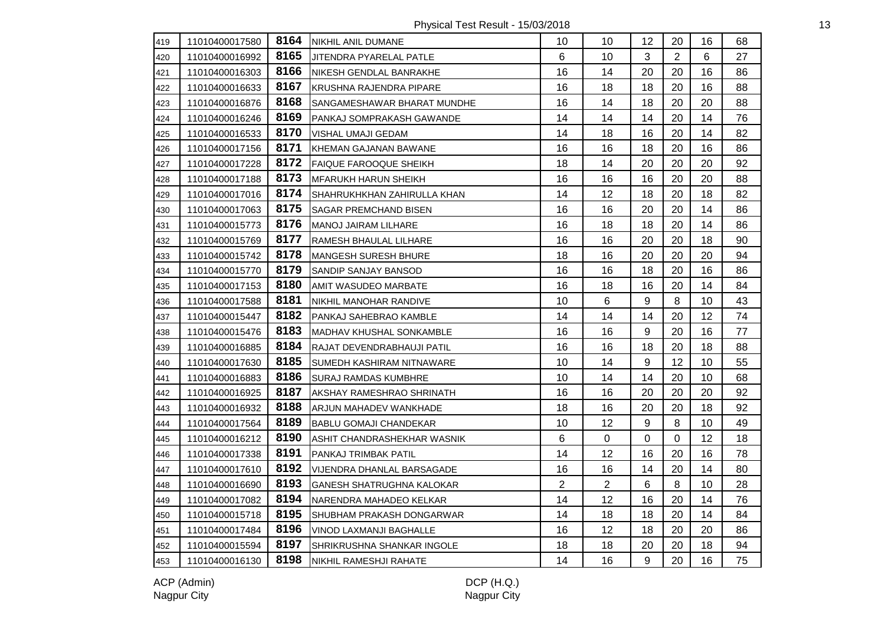Physical Test Result - 15/03/2018

| | | | | | | | | | |
|---|---|---|---|---|---|---|---|---|---|
| 419 | 11010400017580 | 8164 | NIKHIL ANIL DUMANE | 10 | 10 | 12 | 20 | 16 | 68 |
| 420 | 11010400016992 | 8165 | JITENDRA PYARELAL PATLE | 6 | 10 | 3 | 2 | 6 | 27 |
| 421 | 11010400016303 | 8166 | NIKESH GENDLAL BANRAKHE | 16 | 14 | 20 | 20 | 16 | 86 |
| 422 | 11010400016633 | 8167 | KRUSHNA RAJENDRA PIPARE | 16 | 18 | 18 | 20 | 16 | 88 |
| 423 | 11010400016876 | 8168 | SANGAMESHAWAR BHARAT MUNDHE | 16 | 14 | 18 | 20 | 20 | 88 |
| 424 | 11010400016246 | 8169 | PANKAJ SOMPRAKASH GAWANDE | 14 | 14 | 14 | 20 | 14 | 76 |
| 425 | 11010400016533 | 8170 | VISHAL UMAJI GEDAM | 14 | 18 | 16 | 20 | 14 | 82 |
| 426 | 11010400017156 | 8171 | KHEMAN GAJANAN BAWANE | 16 | 16 | 18 | 20 | 16 | 86 |
| 427 | 11010400017228 | 8172 | FAIQUE FAROOQUE SHEIKH | 18 | 14 | 20 | 20 | 20 | 92 |
| 428 | 11010400017188 | 8173 | MFARUKH HARUN SHEIKH | 16 | 16 | 16 | 20 | 20 | 88 |
| 429 | 11010400017016 | 8174 | SHAHRUKHKHAN ZAHIRULLA KHAN | 14 | 12 | 18 | 20 | 18 | 82 |
| 430 | 11010400017063 | 8175 | SAGAR PREMCHAND BISEN | 16 | 16 | 20 | 20 | 14 | 86 |
| 431 | 11010400015773 | 8176 | MANOJ JAIRAM LILHARE | 16 | 18 | 18 | 20 | 14 | 86 |
| 432 | 11010400015769 | 8177 | RAMESH BHAULAL LILHARE | 16 | 16 | 20 | 20 | 18 | 90 |
| 433 | 11010400015742 | 8178 | MANGESH SURESH BHURE | 18 | 16 | 20 | 20 | 20 | 94 |
| 434 | 11010400015770 | 8179 | SANDIP SANJAY BANSOD | 16 | 16 | 18 | 20 | 16 | 86 |
| 435 | 11010400017153 | 8180 | AMIT WASUDEO MARBATE | 16 | 18 | 16 | 20 | 14 | 84 |
| 436 | 11010400017588 | 8181 | NIKHIL MANOHAR RANDIVE | 10 | 6 | 9 | 8 | 10 | 43 |
| 437 | 11010400015447 | 8182 | PANKAJ SAHEBRAO KAMBLE | 14 | 14 | 14 | 20 | 12 | 74 |
| 438 | 11010400015476 | 8183 | MADHAV KHUSHAL SONKAMBLE | 16 | 16 | 9 | 20 | 16 | 77 |
| 439 | 11010400016885 | 8184 | RAJAT DEVENDRABHAUJI PATIL | 16 | 16 | 18 | 20 | 18 | 88 |
| 440 | 11010400017630 | 8185 | SUMEDH KASHIRAM NITNAWARE | 10 | 14 | 9 | 12 | 10 | 55 |
| 441 | 11010400016883 | 8186 | SURAJ RAMDAS KUMBHRE | 10 | 14 | 14 | 20 | 10 | 68 |
| 442 | 11010400016925 | 8187 | AKSHAY RAMESHRAO SHRINATH | 16 | 16 | 20 | 20 | 20 | 92 |
| 443 | 11010400016932 | 8188 | ARJUN MAHADEV WANKHADE | 18 | 16 | 20 | 20 | 18 | 92 |
| 444 | 11010400017564 | 8189 | BABLU GOMAJI CHANDEKAR | 10 | 12 | 9 | 8 | 10 | 49 |
| 445 | 11010400016212 | 8190 | ASHIT CHANDRASHEKHAR WASNIK | 6 | 0 | 0 | 0 | 12 | 18 |
| 446 | 11010400017338 | 8191 | PANKAJ TRIMBAK PATIL | 14 | 12 | 16 | 20 | 16 | 78 |
| 447 | 11010400017610 | 8192 | VIJENDRA DHANLAL BARSAGADE | 16 | 16 | 14 | 20 | 14 | 80 |
| 448 | 11010400016690 | 8193 | GANESH SHATRUGHNA KALOKAR | 2 | 2 | 6 | 8 | 10 | 28 |
| 449 | 11010400017082 | 8194 | NARENDRA MAHADEO KELKAR | 14 | 12 | 16 | 20 | 14 | 76 |
| 450 | 11010400015718 | 8195 | SHUBHAM PRAKASH DONGARWAR | 14 | 18 | 18 | 20 | 14 | 84 |
| 451 | 11010400017484 | 8196 | VINOD LAXMANJI BAGHALLE | 16 | 12 | 18 | 20 | 20 | 86 |
| 452 | 11010400015594 | 8197 | SHRIKRUSHNA SHANKAR INGOLE | 18 | 18 | 20 | 20 | 18 | 94 |
| 453 | 11010400016130 | 8198 | NIKHIL RAMESHJI RAHATE | 14 | 16 | 9 | 20 | 16 | 75 |

ACP (Admin)
Nagpur City

DCP (H.Q.)
Nagpur City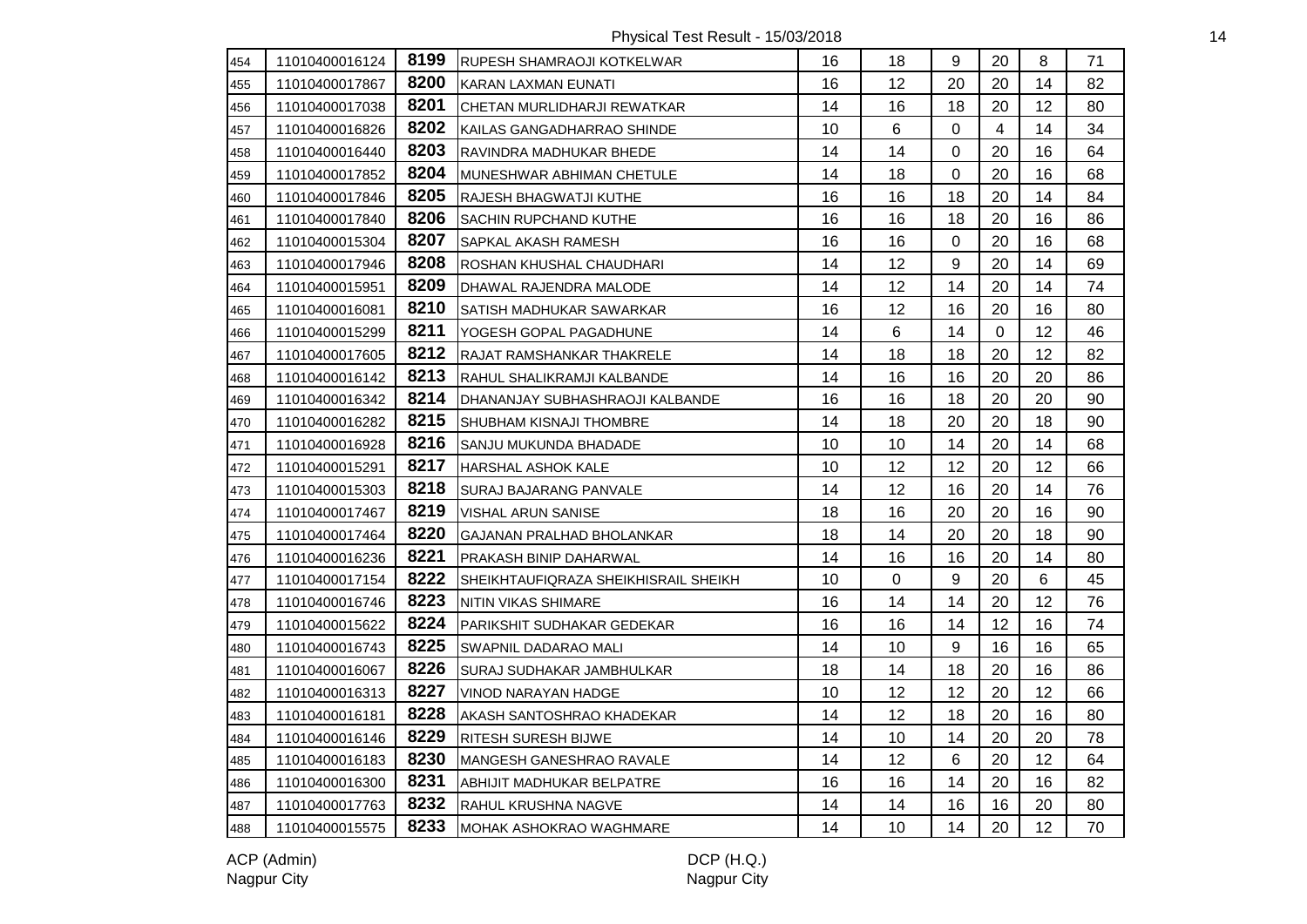Physical Test Result - 15/03/2018

| | | | | | | | | | |
|---|---|---|---|---|---|---|---|---|---|
| 454 | 11010400016124 | 8199 | RUPESH SHAMRAOJI KOTKELWAR | 16 | 18 | 9 | 20 | 8 | 71 |
| 455 | 11010400017867 | 8200 | KARAN LAXMAN EUNATI | 16 | 12 | 20 | 20 | 14 | 82 |
| 456 | 11010400017038 | 8201 | CHETAN MURLIDHARJI REWATKAR | 14 | 16 | 18 | 20 | 12 | 80 |
| 457 | 11010400016826 | 8202 | KAILAS GANGADHARRAO SHINDE | 10 | 6 | 0 | 4 | 14 | 34 |
| 458 | 11010400016440 | 8203 | RAVINDRA MADHUKAR BHEDE | 14 | 14 | 0 | 20 | 16 | 64 |
| 459 | 11010400017852 | 8204 | MUNESHWAR ABHIMAN CHETULE | 14 | 18 | 0 | 20 | 16 | 68 |
| 460 | 11010400017846 | 8205 | RAJESH BHAGWATJI KUTHE | 16 | 16 | 18 | 20 | 14 | 84 |
| 461 | 11010400017840 | 8206 | SACHIN RUPCHAND KUTHE | 16 | 16 | 18 | 20 | 16 | 86 |
| 462 | 11010400015304 | 8207 | SAPKAL AKASH RAMESH | 16 | 16 | 0 | 20 | 16 | 68 |
| 463 | 11010400017946 | 8208 | ROSHAN KHUSHAL CHAUDHARI | 14 | 12 | 9 | 20 | 14 | 69 |
| 464 | 11010400015951 | 8209 | DHAWAL RAJENDRA MALODE | 14 | 12 | 14 | 20 | 14 | 74 |
| 465 | 11010400016081 | 8210 | SATISH MADHUKAR SAWARKAR | 16 | 12 | 16 | 20 | 16 | 80 |
| 466 | 11010400015299 | 8211 | YOGESH GOPAL PAGADHUNE | 14 | 6 | 14 | 0 | 12 | 46 |
| 467 | 11010400017605 | 8212 | RAJAT RAMSHANKAR THAKRELE | 14 | 18 | 18 | 20 | 12 | 82 |
| 468 | 11010400016142 | 8213 | RAHUL SHALIKRAMJI KALBANDE | 14 | 16 | 16 | 20 | 20 | 86 |
| 469 | 11010400016342 | 8214 | DHANANJAY SUBHASHRAOJI KALBANDE | 16 | 16 | 18 | 20 | 20 | 90 |
| 470 | 11010400016282 | 8215 | SHUBHAM KISNAJI THOMBRE | 14 | 18 | 20 | 20 | 18 | 90 |
| 471 | 11010400016928 | 8216 | SANJU MUKUNDA BHADADE | 10 | 10 | 14 | 20 | 14 | 68 |
| 472 | 11010400015291 | 8217 | HARSHAL ASHOK KALE | 10 | 12 | 12 | 20 | 12 | 66 |
| 473 | 11010400015303 | 8218 | SURAJ BAJARANG PANVALE | 14 | 12 | 16 | 20 | 14 | 76 |
| 474 | 11010400017467 | 8219 | VISHAL ARUN SANISE | 18 | 16 | 20 | 20 | 16 | 90 |
| 475 | 11010400017464 | 8220 | GAJANAN PRALHAD BHOLANKAR | 18 | 14 | 20 | 20 | 18 | 90 |
| 476 | 11010400016236 | 8221 | PRAKASH BINIP DAHARWAL | 14 | 16 | 16 | 20 | 14 | 80 |
| 477 | 11010400017154 | 8222 | SHEIKHTAUFIQRAZA SHEIKHISRAIL SHEIKH | 10 | 0 | 9 | 20 | 6 | 45 |
| 478 | 11010400016746 | 8223 | NITIN VIKAS SHIMARE | 16 | 14 | 14 | 20 | 12 | 76 |
| 479 | 11010400015622 | 8224 | PARIKSHIT SUDHAKAR GEDEKAR | 16 | 16 | 14 | 12 | 16 | 74 |
| 480 | 11010400016743 | 8225 | SWAPNIL DADARAO MALI | 14 | 10 | 9 | 16 | 16 | 65 |
| 481 | 11010400016067 | 8226 | SURAJ SUDHAKAR JAMBHULKAR | 18 | 14 | 18 | 20 | 16 | 86 |
| 482 | 11010400016313 | 8227 | VINOD NARAYAN HADGE | 10 | 12 | 12 | 20 | 12 | 66 |
| 483 | 11010400016181 | 8228 | AKASH SANTOSHRAO KHADEKAR | 14 | 12 | 18 | 20 | 16 | 80 |
| 484 | 11010400016146 | 8229 | RITESH SURESH BIJWE | 14 | 10 | 14 | 20 | 20 | 78 |
| 485 | 11010400016183 | 8230 | MANGESH GANESHRAO RAVALE | 14 | 12 | 6 | 20 | 12 | 64 |
| 486 | 11010400016300 | 8231 | ABHIJIT MADHUKAR BELPATRE | 16 | 16 | 14 | 20 | 16 | 82 |
| 487 | 11010400017763 | 8232 | RAHUL KRUSHNA NAGVE | 14 | 14 | 16 | 16 | 20 | 80 |
| 488 | 11010400015575 | 8233 | MOHAK ASHOKRAO WAGHMARE | 14 | 10 | 14 | 20 | 12 | 70 |

ACP (Admin)
Nagpur City

DCP (H.Q.)
Nagpur City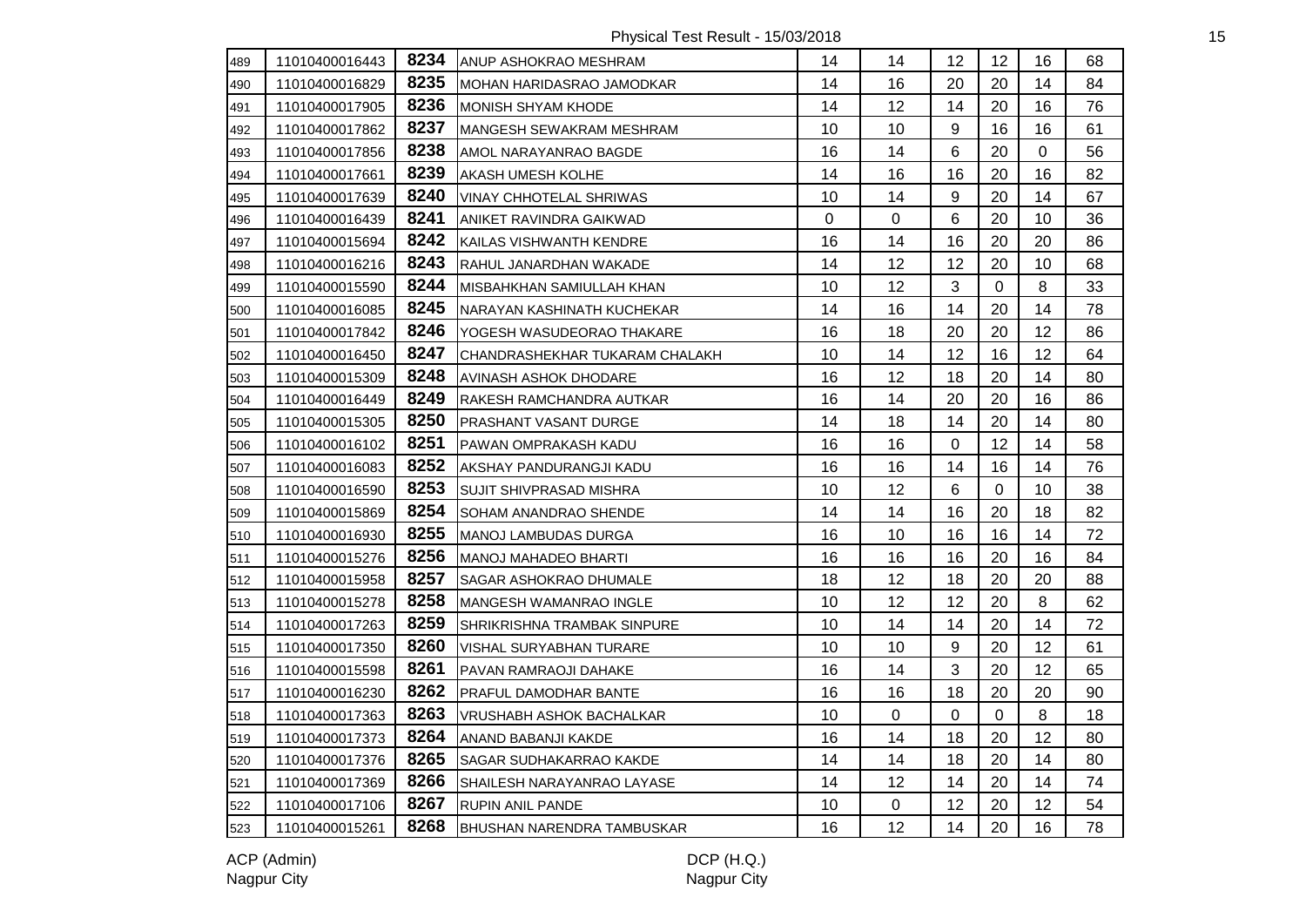Physical Test Result - 15/03/2018

| | | | | | | | | | |
|---|---|---|---|---|---|---|---|---|---|
| 489 | 11010400016443 | 8234 | ANUP ASHOKRAO MESHRAM | 14 | 14 | 12 | 12 | 16 | 68 |
| 490 | 11010400016829 | 8235 | MOHAN HARIDASRAO JAMODKAR | 14 | 16 | 20 | 20 | 14 | 84 |
| 491 | 11010400017905 | 8236 | MONISH SHYAM KHODE | 14 | 12 | 14 | 20 | 16 | 76 |
| 492 | 11010400017862 | 8237 | MANGESH SEWAKRAM MESHRAM | 10 | 10 | 9 | 16 | 16 | 61 |
| 493 | 11010400017856 | 8238 | AMOL NARAYANRAO BAGDE | 16 | 14 | 6 | 20 | 0 | 56 |
| 494 | 11010400017661 | 8239 | AKASH UMESH KOLHE | 14 | 16 | 16 | 20 | 16 | 82 |
| 495 | 11010400017639 | 8240 | VINAY CHHOTELAL SHRIWAS | 10 | 14 | 9 | 20 | 14 | 67 |
| 496 | 11010400016439 | 8241 | ANIKET RAVINDRA GAIKWAD | 0 | 0 | 6 | 20 | 10 | 36 |
| 497 | 11010400015694 | 8242 | KAILAS VISHWANTH KENDRE | 16 | 14 | 16 | 20 | 20 | 86 |
| 498 | 11010400016216 | 8243 | RAHUL JANARDHAN WAKADE | 14 | 12 | 12 | 20 | 10 | 68 |
| 499 | 11010400015590 | 8244 | MISBAHKHAN SAMIULLAH KHAN | 10 | 12 | 3 | 0 | 8 | 33 |
| 500 | 11010400016085 | 8245 | NARAYAN KASHINATH KUCHEKAR | 14 | 16 | 14 | 20 | 14 | 78 |
| 501 | 11010400017842 | 8246 | YOGESH WASUDEORAO THAKARE | 16 | 18 | 20 | 20 | 12 | 86 |
| 502 | 11010400016450 | 8247 | CHANDRASHEKHAR TUKARAM CHALAKH | 10 | 14 | 12 | 16 | 12 | 64 |
| 503 | 11010400015309 | 8248 | AVINASH ASHOK DHODARE | 16 | 12 | 18 | 20 | 14 | 80 |
| 504 | 11010400016449 | 8249 | RAKESH RAMCHANDRA AUTKAR | 16 | 14 | 20 | 20 | 16 | 86 |
| 505 | 11010400015305 | 8250 | PRASHANT VASANT DURGE | 14 | 18 | 14 | 20 | 14 | 80 |
| 506 | 11010400016102 | 8251 | PAWAN OMPRAKASH KADU | 16 | 16 | 0 | 12 | 14 | 58 |
| 507 | 11010400016083 | 8252 | AKSHAY PANDURANGJI KADU | 16 | 16 | 14 | 16 | 14 | 76 |
| 508 | 11010400016590 | 8253 | SUJIT SHIVPRASAD MISHRA | 10 | 12 | 6 | 0 | 10 | 38 |
| 509 | 11010400015869 | 8254 | SOHAM ANANDRAO SHENDE | 14 | 14 | 16 | 20 | 18 | 82 |
| 510 | 11010400016930 | 8255 | MANOJ LAMBUDAS DURGA | 16 | 10 | 16 | 16 | 14 | 72 |
| 511 | 11010400015276 | 8256 | MANOJ MAHADEO BHARTI | 16 | 16 | 16 | 20 | 16 | 84 |
| 512 | 11010400015958 | 8257 | SAGAR ASHOKRAO DHUMALE | 18 | 12 | 18 | 20 | 20 | 88 |
| 513 | 11010400015278 | 8258 | MANGESH WAMANRAO INGLE | 10 | 12 | 12 | 20 | 8 | 62 |
| 514 | 11010400017263 | 8259 | SHRIKRISHNA TRAMBAK SINPURE | 10 | 14 | 14 | 20 | 14 | 72 |
| 515 | 11010400017350 | 8260 | VISHAL SURYABHAN TURARE | 10 | 10 | 9 | 20 | 12 | 61 |
| 516 | 11010400015598 | 8261 | PAVAN RAMRAOJI DAHAKE | 16 | 14 | 3 | 20 | 12 | 65 |
| 517 | 11010400016230 | 8262 | PRAFUL DAMODHAR BANTE | 16 | 16 | 18 | 20 | 20 | 90 |
| 518 | 11010400017363 | 8263 | VRUSHABH ASHOK BACHALKAR | 10 | 0 | 0 | 0 | 8 | 18 |
| 519 | 11010400017373 | 8264 | ANAND BABANJI KAKDE | 16 | 14 | 18 | 20 | 12 | 80 |
| 520 | 11010400017376 | 8265 | SAGAR SUDHAKARRAO KAKDE | 14 | 14 | 18 | 20 | 14 | 80 |
| 521 | 11010400017369 | 8266 | SHAILESH NARAYANRAO LAYASE | 14 | 12 | 14 | 20 | 14 | 74 |
| 522 | 11010400017106 | 8267 | RUPIN ANIL PANDE | 10 | 0 | 12 | 20 | 12 | 54 |
| 523 | 11010400015261 | 8268 | BHUSHAN NARENDRA TAMBUSKAR | 16 | 12 | 14 | 20 | 16 | 78 |

ACP (Admin)
Nagpur City

DCP (H.Q.)
Nagpur City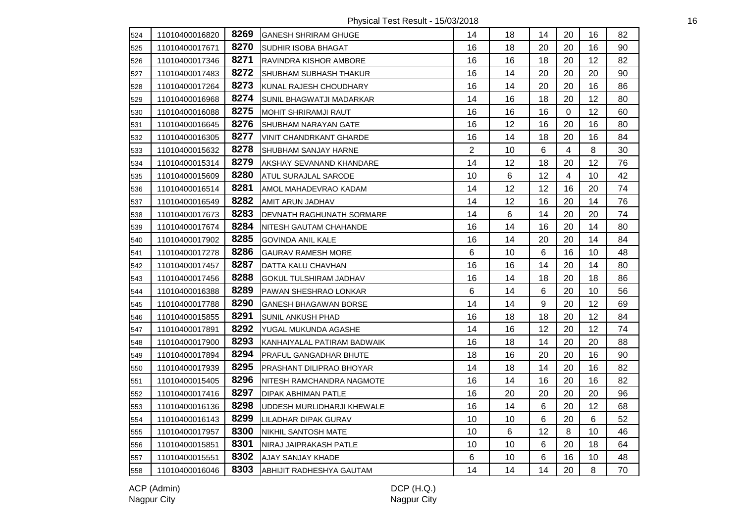| 524 | 11010400016820 | 8269 | GANESH SHRIRAM GHUGE | 14 | 18 | 14 | 20 | 16 | 82 |
|---|---|---|---|---|---|---|---|---|---|
| 525 | 11010400017671 | 8270 | SUDHIR ISOBA BHAGAT | 16 | 18 | 20 | 20 | 16 | 90 |
| 526 | 11010400017346 | 8271 | RAVINDRA KISHOR AMBORE | 16 | 16 | 18 | 20 | 12 | 82 |
| 527 | 11010400017483 | 8272 | SHUBHAM SUBHASH THAKUR | 16 | 14 | 20 | 20 | 20 | 90 |
| 528 | 11010400017264 | 8273 | KUNAL RAJESH CHOUDHARY | 16 | 14 | 20 | 20 | 16 | 86 |
| 529 | 11010400016968 | 8274 | SUNIL BHAGWATJI MADARKAR | 14 | 16 | 18 | 20 | 12 | 80 |
| 530 | 11010400016088 | 8275 | MOHIT SHRIRAMJI RAUT | 16 | 16 | 16 | 0 | 12 | 60 |
| 531 | 11010400016645 | 8276 | SHUBHAM NARAYAN GATE | 16 | 12 | 16 | 20 | 16 | 80 |
| 532 | 11010400016305 | 8277 | VINIT CHANDRKANT GHARDE | 16 | 14 | 18 | 20 | 16 | 84 |
| 533 | 11010400015632 | 8278 | SHUBHAM SANJAY HARNE | 2 | 10 | 6 | 4 | 8 | 30 |
| 534 | 11010400015314 | 8279 | AKSHAY SEVANAND KHANDARE | 14 | 12 | 18 | 20 | 12 | 76 |
| 535 | 11010400015609 | 8280 | ATUL SURAJLAL SARODE | 10 | 6 | 12 | 4 | 10 | 42 |
| 536 | 11010400016514 | 8281 | AMOL MAHADEVRAO KADAM | 14 | 12 | 12 | 16 | 20 | 74 |
| 537 | 11010400016549 | 8282 | AMIT ARUN JADHAV | 14 | 12 | 16 | 20 | 14 | 76 |
| 538 | 11010400017673 | 8283 | DEVNATH RAGHUNATH SORMARE | 14 | 6 | 14 | 20 | 20 | 74 |
| 539 | 11010400017674 | 8284 | NITESH GAUTAM CHAHANDE | 16 | 14 | 16 | 20 | 14 | 80 |
| 540 | 11010400017902 | 8285 | GOVINDA ANIL KALE | 16 | 14 | 20 | 20 | 14 | 84 |
| 541 | 11010400017278 | 8286 | GAURAV RAMESH MORE | 6 | 10 | 6 | 16 | 10 | 48 |
| 542 | 11010400017457 | 8287 | DATTA KALU CHAVHAN | 16 | 16 | 14 | 20 | 14 | 80 |
| 543 | 11010400017456 | 8288 | GOKUL TULSHIRAM JADHAV | 16 | 14 | 18 | 20 | 18 | 86 |
| 544 | 11010400016388 | 8289 | PAWAN SHESHRAO LONKAR | 6 | 14 | 6 | 20 | 10 | 56 |
| 545 | 11010400017788 | 8290 | GANESH BHAGAWAN BORSE | 14 | 14 | 9 | 20 | 12 | 69 |
| 546 | 11010400015855 | 8291 | SUNIL ANKUSH PHAD | 16 | 18 | 18 | 20 | 12 | 84 |
| 547 | 11010400017891 | 8292 | YUGAL MUKUNDA AGASHE | 14 | 16 | 12 | 20 | 12 | 74 |
| 548 | 11010400017900 | 8293 | KANHAIYALAL PATIRAM BADWAIK | 16 | 18 | 14 | 20 | 20 | 88 |
| 549 | 11010400017894 | 8294 | PRAFUL GANGADHAR BHUTE | 18 | 16 | 20 | 20 | 16 | 90 |
| 550 | 11010400017939 | 8295 | PRASHANT DILIPRAO BHOYAR | 14 | 18 | 14 | 20 | 16 | 82 |
| 551 | 11010400015405 | 8296 | NITESH RAMCHANDRA NAGMOTE | 16 | 14 | 16 | 20 | 16 | 82 |
| 552 | 11010400017416 | 8297 | DIPAK ABHIMAN PATLE | 16 | 20 | 20 | 20 | 20 | 96 |
| 553 | 11010400016136 | 8298 | UDDESH MURLIDHARJI KHEWALE | 16 | 14 | 6 | 20 | 12 | 68 |
| 554 | 11010400016143 | 8299 | LILADHAR DIPAK GURAV | 10 | 10 | 6 | 20 | 6 | 52 |
| 555 | 11010400017957 | 8300 | NIKHIL SANTOSH MATE | 10 | 6 | 12 | 8 | 10 | 46 |
| 556 | 11010400015851 | 8301 | NIRAJ JAIPRAKASH PATLE | 10 | 10 | 6 | 20 | 18 | 64 |
| 557 | 11010400015551 | 8302 | AJAY SANJAY KHADE | 6 | 10 | 6 | 16 | 10 | 48 |
| 558 | 11010400016046 | 8303 | ABHIJIT RADHESHYA GAUTAM | 14 | 14 | 14 | 20 | 8 | 70 |

ACP (Admin)
Nagpur City

DCP (H.Q.)
Nagpur City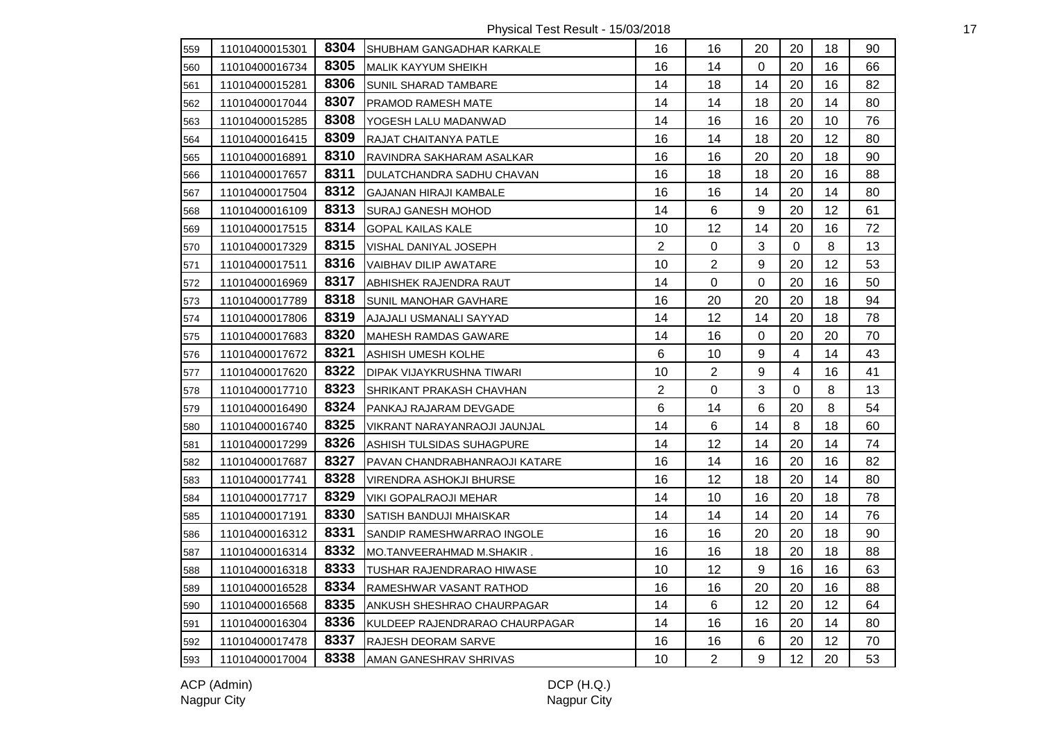Physical Test Result - 15/03/2018

| | | | | | | | | | |
|---|---|---|---|---|---|---|---|---|---|
| 559 | 11010400015301 | 8304 | SHUBHAM GANGADHAR KARKALE | 16 | 16 | 20 | 20 | 18 | 90 |
| 560 | 11010400016734 | 8305 | MALIK KAYYUM SHEIKH | 16 | 14 | 0 | 20 | 16 | 66 |
| 561 | 11010400015281 | 8306 | SUNIL SHARAD TAMBARE | 14 | 18 | 14 | 20 | 16 | 82 |
| 562 | 11010400017044 | 8307 | PRAMOD RAMESH MATE | 14 | 14 | 18 | 20 | 14 | 80 |
| 563 | 11010400015285 | 8308 | YOGESH LALU MADANWAD | 14 | 16 | 16 | 20 | 10 | 76 |
| 564 | 11010400016415 | 8309 | RAJAT CHAITANYA PATLE | 16 | 14 | 18 | 20 | 12 | 80 |
| 565 | 11010400016891 | 8310 | RAVINDRA SAKHARAM ASALKAR | 16 | 16 | 20 | 20 | 18 | 90 |
| 566 | 11010400017657 | 8311 | DULATCHANDRA SADHU CHAVAN | 16 | 18 | 18 | 20 | 16 | 88 |
| 567 | 11010400017504 | 8312 | GAJANAN HIRAJI KAMBALE | 16 | 16 | 14 | 20 | 14 | 80 |
| 568 | 11010400016109 | 8313 | SURAJ GANESH MOHOD | 14 | 6 | 9 | 20 | 12 | 61 |
| 569 | 11010400017515 | 8314 | GOPAL KAILAS KALE | 10 | 12 | 14 | 20 | 16 | 72 |
| 570 | 11010400017329 | 8315 | VISHAL DANIYAL JOSEPH | 2 | 0 | 3 | 0 | 8 | 13 |
| 571 | 11010400017511 | 8316 | VAIBHAV DILIP AWATARE | 10 | 2 | 9 | 20 | 12 | 53 |
| 572 | 11010400016969 | 8317 | ABHISHEK RAJENDRA RAUT | 14 | 0 | 0 | 20 | 16 | 50 |
| 573 | 11010400017789 | 8318 | SUNIL MANOHAR GAVHARE | 16 | 20 | 20 | 20 | 18 | 94 |
| 574 | 11010400017806 | 8319 | AJAJALI USMANALI SAYYAD | 14 | 12 | 14 | 20 | 18 | 78 |
| 575 | 11010400017683 | 8320 | MAHESH RAMDAS GAWARE | 14 | 16 | 0 | 20 | 20 | 70 |
| 576 | 11010400017672 | 8321 | ASHISH UMESH KOLHE | 6 | 10 | 9 | 4 | 14 | 43 |
| 577 | 11010400017620 | 8322 | DIPAK VIJAYKRUSHNA TIWARI | 10 | 2 | 9 | 4 | 16 | 41 |
| 578 | 11010400017710 | 8323 | SHRIKANT PRAKASH CHAVHAN | 2 | 0 | 3 | 0 | 8 | 13 |
| 579 | 11010400016490 | 8324 | PANKAJ RAJARAM DEVGADE | 6 | 14 | 6 | 20 | 8 | 54 |
| 580 | 11010400016740 | 8325 | VIKRANT NARAYANRAOJI JAUNJAL | 14 | 6 | 14 | 8 | 18 | 60 |
| 581 | 11010400017299 | 8326 | ASHISH TULSIDAS SUHAGPURE | 14 | 12 | 14 | 20 | 14 | 74 |
| 582 | 11010400017687 | 8327 | PAVAN CHANDRABHANRAOJI KATARE | 16 | 14 | 16 | 20 | 16 | 82 |
| 583 | 11010400017741 | 8328 | VIRENDRA ASHOKJI BHURSE | 16 | 12 | 18 | 20 | 14 | 80 |
| 584 | 11010400017717 | 8329 | VIKI GOPALRAOJI MEHAR | 14 | 10 | 16 | 20 | 18 | 78 |
| 585 | 11010400017191 | 8330 | SATISH BANDUJI MHAISKAR | 14 | 14 | 14 | 20 | 14 | 76 |
| 586 | 11010400016312 | 8331 | SANDIP RAMESHWARRAO INGOLE | 16 | 16 | 20 | 20 | 18 | 90 |
| 587 | 11010400016314 | 8332 | MO.TANVEERAHMAD M.SHAKIR . | 16 | 16 | 18 | 20 | 18 | 88 |
| 588 | 11010400016318 | 8333 | TUSHAR RAJENDRARAO HIWASE | 10 | 12 | 9 | 16 | 16 | 63 |
| 589 | 11010400016528 | 8334 | RAMESHWAR VASANT RATHOD | 16 | 16 | 20 | 20 | 16 | 88 |
| 590 | 11010400016568 | 8335 | ANKUSH SHESHRAO CHAURPAGAR | 14 | 6 | 12 | 20 | 12 | 64 |
| 591 | 11010400016304 | 8336 | KULDEEP RAJENDRARAO CHAURPAGAR | 14 | 16 | 16 | 20 | 14 | 80 |
| 592 | 11010400017478 | 8337 | RAJESH DEORAM SARVE | 16 | 16 | 6 | 20 | 12 | 70 |
| 593 | 11010400017004 | 8338 | AMAN GANESHRAV SHRIVAS | 10 | 2 | 9 | 12 | 20 | 53 |

ACP (Admin)
Nagpur City

DCP (H.Q.)
Nagpur City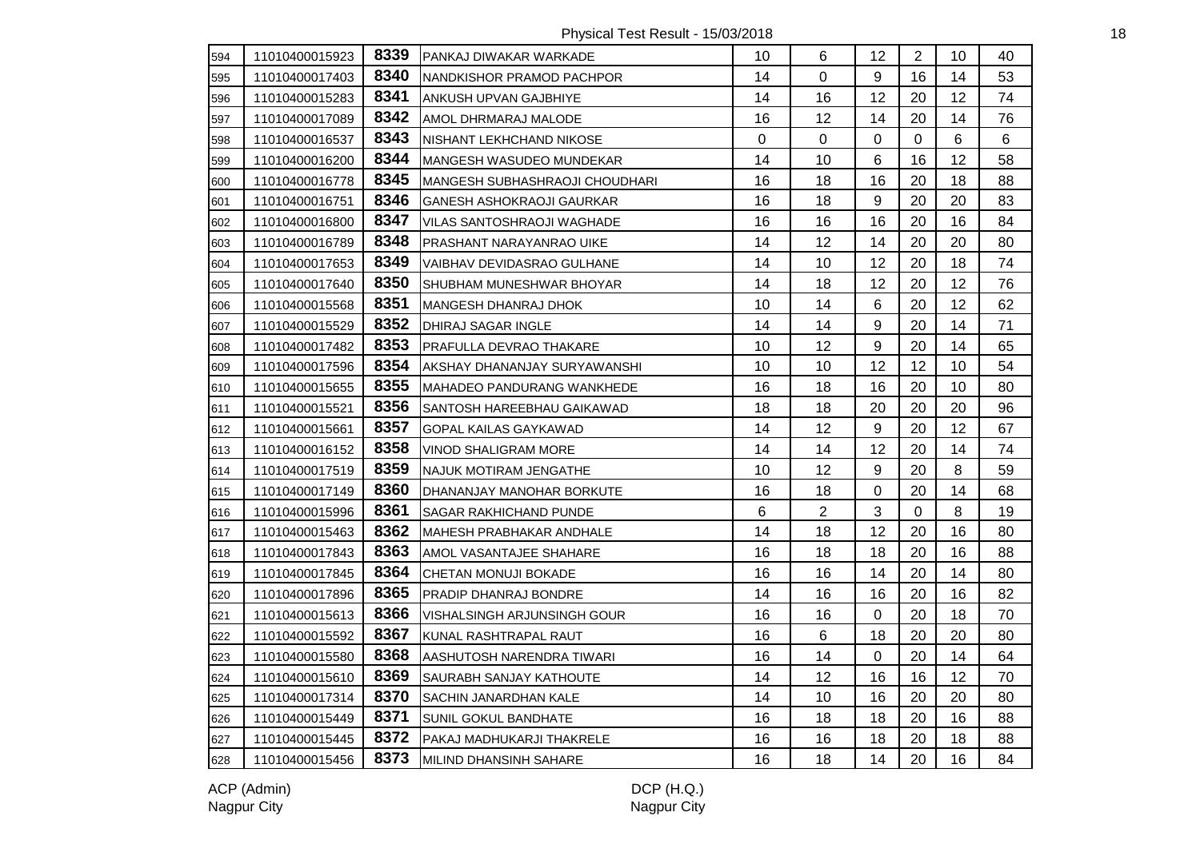Physical Test Result - 15/03/2018

| | | | | | | | | | |
|---|---|---|---|---|---|---|---|---|---|
| 594 | 11010400015923 | 8339 | PANKAJ DIWAKAR WARKADE | 10 | 6 | 12 | 2 | 10 | 40 |
| 595 | 11010400017403 | 8340 | NANDKISHOR PRAMOD PACHPOR | 14 | 0 | 9 | 16 | 14 | 53 |
| 596 | 11010400015283 | 8341 | ANKUSH UPVAN GAJBHIYE | 14 | 16 | 12 | 20 | 12 | 74 |
| 597 | 11010400017089 | 8342 | AMOL DHRMARAJ MALODE | 16 | 12 | 14 | 20 | 14 | 76 |
| 598 | 11010400016537 | 8343 | NISHANT LEKHCHAND NIKOSE | 0 | 0 | 0 | 0 | 6 | 6 |
| 599 | 11010400016200 | 8344 | MANGESH WASUDEO MUNDEKAR | 14 | 10 | 6 | 16 | 12 | 58 |
| 600 | 11010400016778 | 8345 | MANGESH SUBHASHRAOJI CHOUDHARI | 16 | 18 | 16 | 20 | 18 | 88 |
| 601 | 11010400016751 | 8346 | GANESH ASHOKRAOJI GAURKAR | 16 | 18 | 9 | 20 | 20 | 83 |
| 602 | 11010400016800 | 8347 | VILAS SANTOSHRAOJI WAGHADE | 16 | 16 | 16 | 20 | 16 | 84 |
| 603 | 11010400016789 | 8348 | PRASHANT NARAYANRAO UIKE | 14 | 12 | 14 | 20 | 20 | 80 |
| 604 | 11010400017653 | 8349 | VAIBHAV DEVIDASRAO GULHANE | 14 | 10 | 12 | 20 | 18 | 74 |
| 605 | 11010400017640 | 8350 | SHUBHAM MUNESHWAR BHOYAR | 14 | 18 | 12 | 20 | 12 | 76 |
| 606 | 11010400015568 | 8351 | MANGESH DHANRAJ DHOK | 10 | 14 | 6 | 20 | 12 | 62 |
| 607 | 11010400015529 | 8352 | DHIRAJ SAGAR INGLE | 14 | 14 | 9 | 20 | 14 | 71 |
| 608 | 11010400017482 | 8353 | PRAFULLA DEVRAO THAKARE | 10 | 12 | 9 | 20 | 14 | 65 |
| 609 | 11010400017596 | 8354 | AKSHAY DHANANJAY SURYAWANSHI | 10 | 10 | 12 | 12 | 10 | 54 |
| 610 | 11010400015655 | 8355 | MAHADEO PANDURANG WANKHEDE | 16 | 18 | 16 | 20 | 10 | 80 |
| 611 | 11010400015521 | 8356 | SANTOSH HAREEBHAU GAIKAWAD | 18 | 18 | 20 | 20 | 20 | 96 |
| 612 | 11010400015661 | 8357 | GOPAL KAILAS GAYKAWAD | 14 | 12 | 9 | 20 | 12 | 67 |
| 613 | 11010400016152 | 8358 | VINOD SHALIGRAM MORE | 14 | 14 | 12 | 20 | 14 | 74 |
| 614 | 11010400017519 | 8359 | NAJUK MOTIRAM JENGATHE | 10 | 12 | 9 | 20 | 8 | 59 |
| 615 | 11010400017149 | 8360 | DHANANJAY MANOHAR BORKUTE | 16 | 18 | 0 | 20 | 14 | 68 |
| 616 | 11010400015996 | 8361 | SAGAR RAKHICHAND PUNDE | 6 | 2 | 3 | 0 | 8 | 19 |
| 617 | 11010400015463 | 8362 | MAHESH PRABHAKAR ANDHALE | 14 | 18 | 12 | 20 | 16 | 80 |
| 618 | 11010400017843 | 8363 | AMOL VASANTAJEE SHAHARE | 16 | 18 | 18 | 20 | 16 | 88 |
| 619 | 11010400017845 | 8364 | CHETAN MONUJI BOKADE | 16 | 16 | 14 | 20 | 14 | 80 |
| 620 | 11010400017896 | 8365 | PRADIP DHANRAJ BONDRE | 14 | 16 | 16 | 20 | 16 | 82 |
| 621 | 11010400015613 | 8366 | VISHALSINGH ARJUNSINGH GOUR | 16 | 16 | 0 | 20 | 18 | 70 |
| 622 | 11010400015592 | 8367 | KUNAL RASHTRAPAL RAUT | 16 | 6 | 18 | 20 | 20 | 80 |
| 623 | 11010400015580 | 8368 | AASHUTOSH NARENDRA TIWARI | 16 | 14 | 0 | 20 | 14 | 64 |
| 624 | 11010400015610 | 8369 | SAURABH SANJAY KATHOUTE | 14 | 12 | 16 | 16 | 12 | 70 |
| 625 | 11010400017314 | 8370 | SACHIN JANARDHAN KALE | 14 | 10 | 16 | 20 | 20 | 80 |
| 626 | 11010400015449 | 8371 | SUNIL GOKUL BANDHATE | 16 | 18 | 18 | 20 | 16 | 88 |
| 627 | 11010400015445 | 8372 | PAKAJ MADHUKARJI THAKRELE | 16 | 16 | 18 | 20 | 18 | 88 |
| 628 | 11010400015456 | 8373 | MILIND DHANSINH SAHARE | 16 | 18 | 14 | 20 | 16 | 84 |

ACP (Admin)
Nagpur City

DCP (H.Q.)
Nagpur City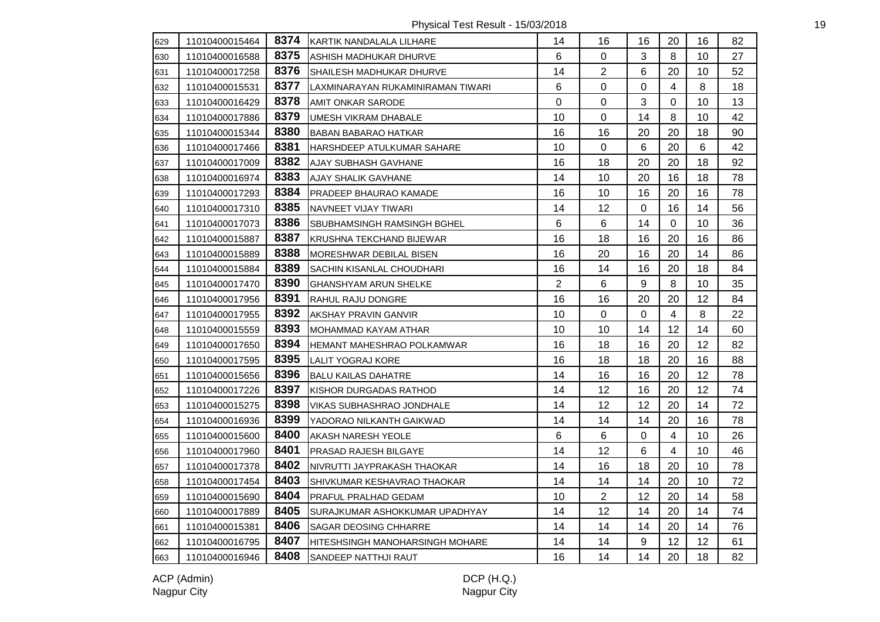| | | | | | | | | | |
|---|---|---|---|---|---|---|---|---|---|
| 629 | 11010400015464 | 8374 | KARTIK NANDALALA LILHARE | 14 | 16 | 16 | 20 | 16 | 82 |
| 630 | 11010400016588 | 8375 | ASHISH MADHUKAR DHURVE | 6 | 0 | 3 | 8 | 10 | 27 |
| 631 | 11010400017258 | 8376 | SHAILESH MADHUKAR DHURVE | 14 | 2 | 6 | 20 | 10 | 52 |
| 632 | 11010400015531 | 8377 | LAXMINARAYAN RUKAMINIRAMAN TIWARI | 6 | 0 | 0 | 4 | 8 | 18 |
| 633 | 11010400016429 | 8378 | AMIT ONKAR SARODE | 0 | 0 | 3 | 0 | 10 | 13 |
| 634 | 11010400017886 | 8379 | UMESH VIKRAM DHABALE | 10 | 0 | 14 | 8 | 10 | 42 |
| 635 | 11010400015344 | 8380 | BABAN BABARAO HATKAR | 16 | 16 | 20 | 20 | 18 | 90 |
| 636 | 11010400017466 | 8381 | HARSHDEEP ATULKUMAR SAHARE | 10 | 0 | 6 | 20 | 6 | 42 |
| 637 | 11010400017009 | 8382 | AJAY SUBHASH GAVHANE | 16 | 18 | 20 | 20 | 18 | 92 |
| 638 | 11010400016974 | 8383 | AJAY SHALIK GAVHANE | 14 | 10 | 20 | 16 | 18 | 78 |
| 639 | 11010400017293 | 8384 | PRADEEP BHAURAO KAMADE | 16 | 10 | 16 | 20 | 16 | 78 |
| 640 | 11010400017310 | 8385 | NAVNEET VIJAY TIWARI | 14 | 12 | 0 | 16 | 14 | 56 |
| 641 | 11010400017073 | 8386 | SBUBHAMSINGH RAMSINGH BGHEL | 6 | 6 | 14 | 0 | 10 | 36 |
| 642 | 11010400015887 | 8387 | KRUSHNA TEKCHAND BIJEWAR | 16 | 18 | 16 | 20 | 16 | 86 |
| 643 | 11010400015889 | 8388 | MORESHWAR DEBILAL BISEN | 16 | 20 | 16 | 20 | 14 | 86 |
| 644 | 11010400015884 | 8389 | SACHIN KISANLAL CHOUDHARI | 16 | 14 | 16 | 20 | 18 | 84 |
| 645 | 11010400017470 | 8390 | GHANSHYAM ARUN SHELKE | 2 | 6 | 9 | 8 | 10 | 35 |
| 646 | 11010400017956 | 8391 | RAHUL RAJU DONGRE | 16 | 16 | 20 | 20 | 12 | 84 |
| 647 | 11010400017955 | 8392 | AKSHAY PRAVIN GANVIR | 10 | 0 | 0 | 4 | 8 | 22 |
| 648 | 11010400015559 | 8393 | MOHAMMAD KAYAM ATHAR | 10 | 10 | 14 | 12 | 14 | 60 |
| 649 | 11010400017650 | 8394 | HEMANT MAHESHRAO POLKAMWAR | 16 | 18 | 16 | 20 | 12 | 82 |
| 650 | 11010400017595 | 8395 | LALIT YOGRAJ KORE | 16 | 18 | 18 | 20 | 16 | 88 |
| 651 | 11010400015656 | 8396 | BALU KAILAS DAHATRE | 14 | 16 | 16 | 20 | 12 | 78 |
| 652 | 11010400017226 | 8397 | KISHOR DURGADAS RATHOD | 14 | 12 | 16 | 20 | 12 | 74 |
| 653 | 11010400015275 | 8398 | VIKAS SUBHASHRAO JONDHALE | 14 | 12 | 12 | 20 | 14 | 72 |
| 654 | 11010400016936 | 8399 | YADORAO NILKANTH GAIKWAD | 14 | 14 | 14 | 20 | 16 | 78 |
| 655 | 11010400015600 | 8400 | AKASH NARESH YEOLE | 6 | 6 | 0 | 4 | 10 | 26 |
| 656 | 11010400017960 | 8401 | PRASAD RAJESH BILGAYE | 14 | 12 | 6 | 4 | 10 | 46 |
| 657 | 11010400017378 | 8402 | NIVRUTTI JAYPRAKASH THAOKAR | 14 | 16 | 18 | 20 | 10 | 78 |
| 658 | 11010400017454 | 8403 | SHIVKUMAR KESHAVRAO THAOKAR | 14 | 14 | 14 | 20 | 10 | 72 |
| 659 | 11010400015690 | 8404 | PRAFUL PRALHAD GEDAM | 10 | 2 | 12 | 20 | 14 | 58 |
| 660 | 11010400017889 | 8405 | SURAJKUMAR ASHOKKUMAR UPADHYAY | 14 | 12 | 14 | 20 | 14 | 74 |
| 661 | 11010400015381 | 8406 | SAGAR DEOSING CHHARRE | 14 | 14 | 14 | 20 | 14 | 76 |
| 662 | 11010400016795 | 8407 | HITESHSINGH MANOHARSINGH MOHARE | 14 | 14 | 9 | 12 | 12 | 61 |
| 663 | 11010400016946 | 8408 | SANDEEP NATTHJI RAUT | 16 | 14 | 14 | 20 | 18 | 82 |

ACP (Admin)
Nagpur City

DCP (H.Q.)
Nagpur City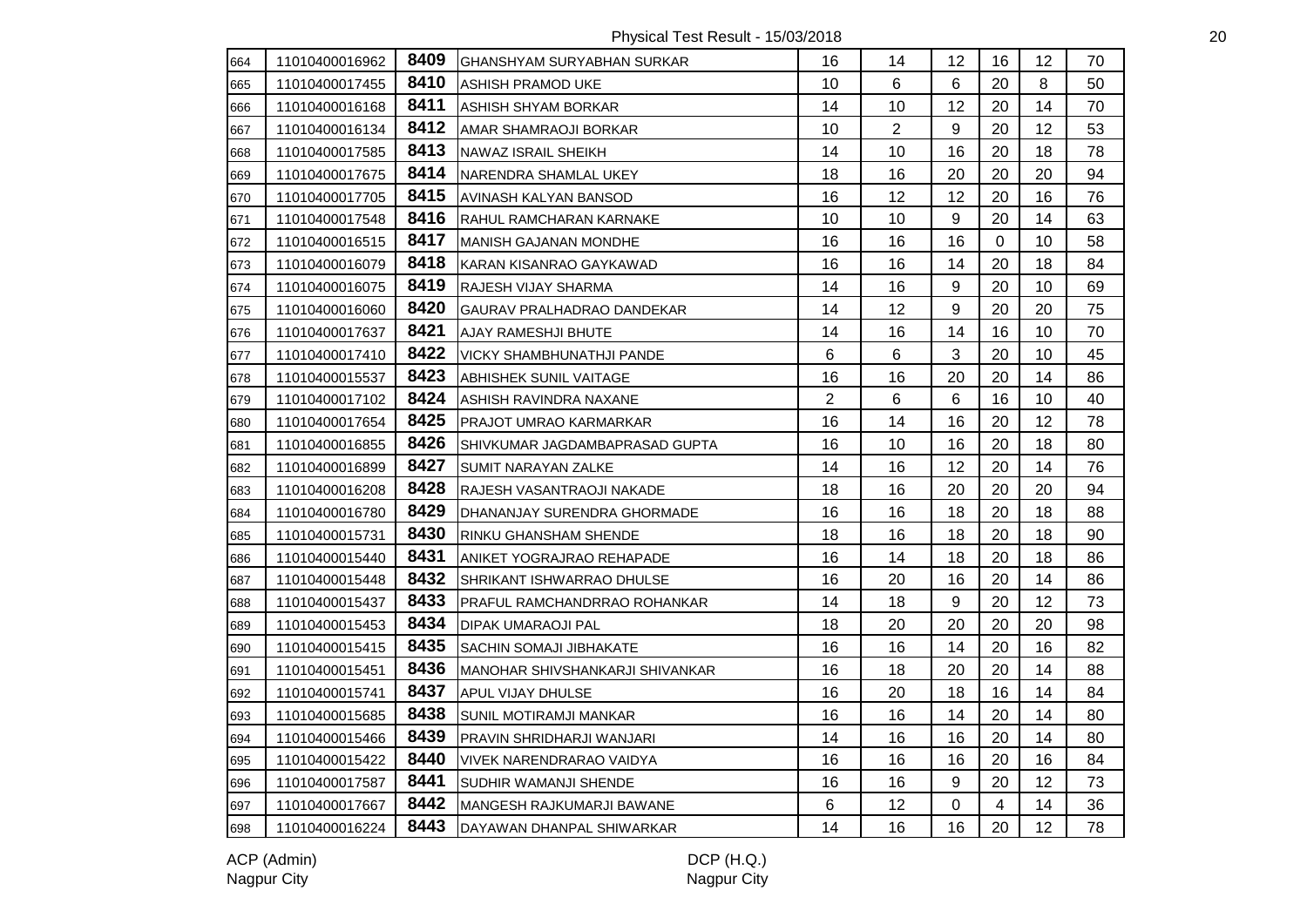| 664 | 11010400016962 | 8409 | GHANSHYAM SURYABHAN SURKAR | 16 | 14 | 12 | 16 | 12 | 70 |
|---|---|---|---|---|---|---|---|---|---|
| 665 | 11010400017455 | 8410 | ASHISH PRAMOD UKE | 10 | 6 | 6 | 20 | 8 | 50 |
| 666 | 11010400016168 | 8411 | ASHISH SHYAM BORKAR | 14 | 10 | 12 | 20 | 14 | 70 |
| 667 | 11010400016134 | 8412 | AMAR SHAMRAOJI BORKAR | 10 | 2 | 9 | 20 | 12 | 53 |
| 668 | 11010400017585 | 8413 | NAWAZ ISRAIL SHEIKH | 14 | 10 | 16 | 20 | 18 | 78 |
| 669 | 11010400017675 | 8414 | NARENDRA SHAMLAL UKEY | 18 | 16 | 20 | 20 | 20 | 94 |
| 670 | 11010400017705 | 8415 | AVINASH KALYAN BANSOD | 16 | 12 | 12 | 20 | 16 | 76 |
| 671 | 11010400017548 | 8416 | RAHUL RAMCHARAN KARNAKE | 10 | 10 | 9 | 20 | 14 | 63 |
| 672 | 11010400016515 | 8417 | MANISH GAJANAN MONDHE | 16 | 16 | 16 | 0 | 10 | 58 |
| 673 | 11010400016079 | 8418 | KARAN KISANRAO GAYKAWAD | 16 | 16 | 14 | 20 | 18 | 84 |
| 674 | 11010400016075 | 8419 | RAJESH VIJAY SHARMA | 14 | 16 | 9 | 20 | 10 | 69 |
| 675 | 11010400016060 | 8420 | GAURAV PRALHADRAO DANDEKAR | 14 | 12 | 9 | 20 | 20 | 75 |
| 676 | 11010400017637 | 8421 | AJAY RAMESHJI BHUTE | 14 | 16 | 14 | 16 | 10 | 70 |
| 677 | 11010400017410 | 8422 | VICKY SHAMBHUNATHJI PANDE | 6 | 6 | 3 | 20 | 10 | 45 |
| 678 | 11010400015537 | 8423 | ABHISHEK SUNIL VAITAGE | 16 | 16 | 20 | 20 | 14 | 86 |
| 679 | 11010400017102 | 8424 | ASHISH RAVINDRA NAXANE | 2 | 6 | 6 | 16 | 10 | 40 |
| 680 | 11010400017654 | 8425 | PRAJOT UMRAO KARMARKAR | 16 | 14 | 16 | 20 | 12 | 78 |
| 681 | 11010400016855 | 8426 | SHIVKUMAR JAGDAMBAPRASAD GUPTA | 16 | 10 | 16 | 20 | 18 | 80 |
| 682 | 11010400016899 | 8427 | SUMIT NARAYAN ZALKE | 14 | 16 | 12 | 20 | 14 | 76 |
| 683 | 11010400016208 | 8428 | RAJESH VASANTRAOJI NAKADE | 18 | 16 | 20 | 20 | 20 | 94 |
| 684 | 11010400016780 | 8429 | DHANANJAY SURENDRA GHORMADE | 16 | 16 | 18 | 20 | 18 | 88 |
| 685 | 11010400015731 | 8430 | RINKU GHANSHAM SHENDE | 18 | 16 | 18 | 20 | 18 | 90 |
| 686 | 11010400015440 | 8431 | ANIKET YOGRAJRAO REHAPADE | 16 | 14 | 18 | 20 | 18 | 86 |
| 687 | 11010400015448 | 8432 | SHRIKANT ISHWARRAO DHULSE | 16 | 20 | 16 | 20 | 14 | 86 |
| 688 | 11010400015437 | 8433 | PRAFUL RAMCHANDRRAO ROHANKAR | 14 | 18 | 9 | 20 | 12 | 73 |
| 689 | 11010400015453 | 8434 | DIPAK UMARAOJI PAL | 18 | 20 | 20 | 20 | 20 | 98 |
| 690 | 11010400015415 | 8435 | SACHIN SOMAJI JIBHAKATE | 16 | 16 | 14 | 20 | 16 | 82 |
| 691 | 11010400015451 | 8436 | MANOHAR SHIVSHANKARJI SHIVANKAR | 16 | 18 | 20 | 20 | 14 | 88 |
| 692 | 11010400015741 | 8437 | APUL VIJAY DHULSE | 16 | 20 | 18 | 16 | 14 | 84 |
| 693 | 11010400015685 | 8438 | SUNIL MOTIRAMJI MANKAR | 16 | 16 | 14 | 20 | 14 | 80 |
| 694 | 11010400015466 | 8439 | PRAVIN SHRIDHARJI WANJARI | 14 | 16 | 16 | 20 | 14 | 80 |
| 695 | 11010400015422 | 8440 | VIVEK NARENDRARAO VAIDYA | 16 | 16 | 16 | 20 | 16 | 84 |
| 696 | 11010400017587 | 8441 | SUDHIR WAMANJI SHENDE | 16 | 16 | 9 | 20 | 12 | 73 |
| 697 | 11010400017667 | 8442 | MANGESH RAJKUMARJI BAWANE | 6 | 12 | 0 | 4 | 14 | 36 |
| 698 | 11010400016224 | 8443 | DAYAWAN DHANPAL SHIWARKAR | 14 | 16 | 16 | 20 | 12 | 78 |

ACP (Admin)
Nagpur City

DCP (H.Q.)
Nagpur City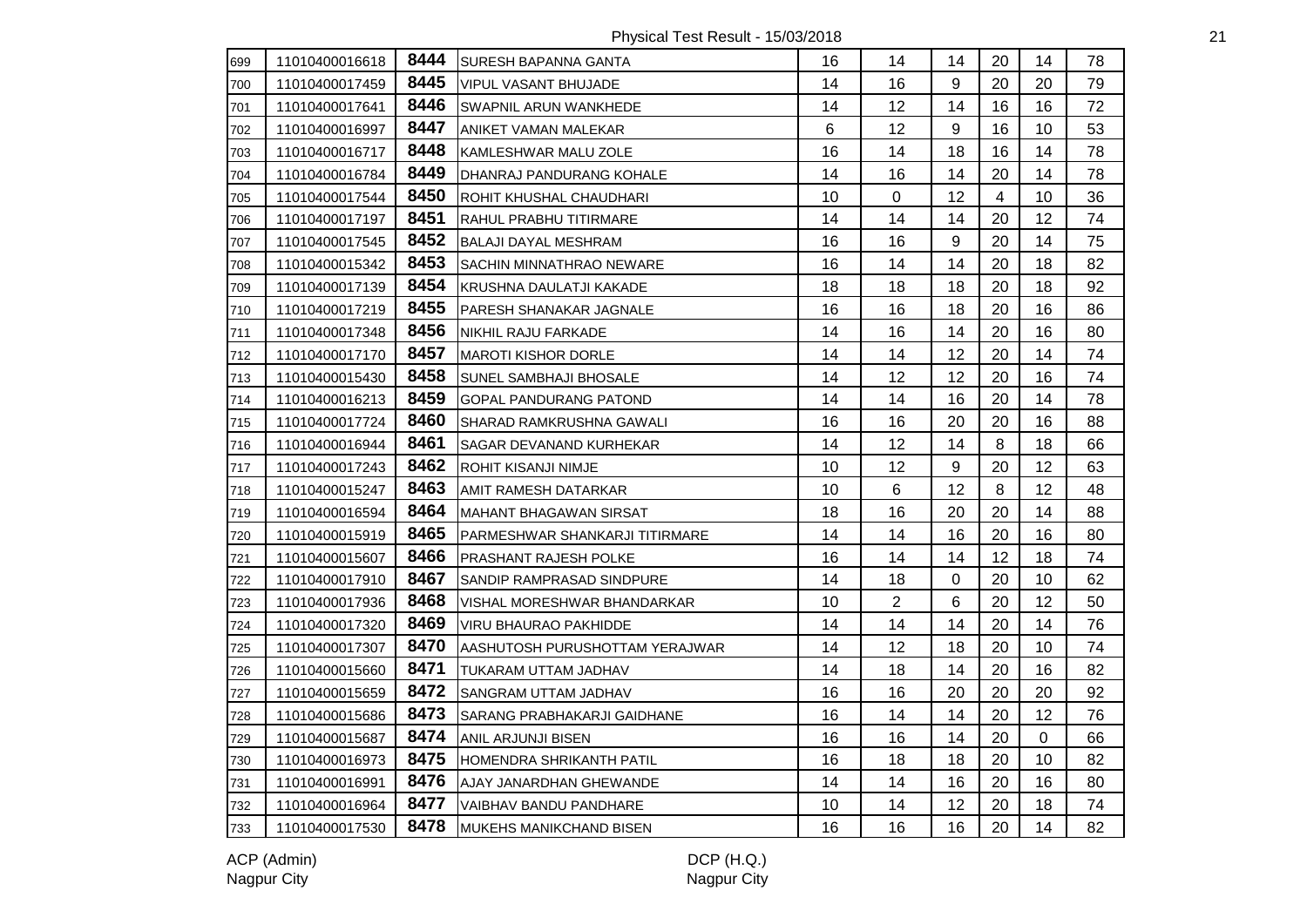Physical Test Result - 15/03/2018

| | | | | | | | | | |
|---|---|---|---|---|---|---|---|---|---|
| 699 | 11010400016618 | **8444** | SURESH BAPANNA GANTA | 16 | 14 | 14 | 20 | 14 | 78 |
| 700 | 11010400017459 | **8445** | VIPUL VASANT BHUJADE | 14 | 16 | 9 | 20 | 20 | 79 |
| 701 | 11010400017641 | **8446** | SWAPNIL ARUN WANKHEDE | 14 | 12 | 14 | 16 | 16 | 72 |
| 702 | 11010400016997 | **8447** | ANIKET VAMAN MALEKAR | 6 | 12 | 9 | 16 | 10 | 53 |
| 703 | 11010400016717 | **8448** | KAMLESHWAR MALU ZOLE | 16 | 14 | 18 | 16 | 14 | 78 |
| 704 | 11010400016784 | **8449** | DHANRAJ PANDURANG KOHALE | 14 | 16 | 14 | 20 | 14 | 78 |
| 705 | 11010400017544 | **8450** | ROHIT KHUSHAL CHAUDHARI | 10 | 0 | 12 | 4 | 10 | 36 |
| 706 | 11010400017197 | **8451** | RAHUL PRABHU TITIRMARE | 14 | 14 | 14 | 20 | 12 | 74 |
| 707 | 11010400017545 | **8452** | BALAJI DAYAL MESHRAM | 16 | 16 | 9 | 20 | 14 | 75 |
| 708 | 11010400015342 | **8453** | SACHIN MINNATHRAO NEWARE | 16 | 14 | 14 | 20 | 18 | 82 |
| 709 | 11010400017139 | **8454** | KRUSHNA DAULATJI KAKADE | 18 | 18 | 18 | 20 | 18 | 92 |
| 710 | 11010400017219 | **8455** | PARESH SHANAKAR JAGNALE | 16 | 16 | 18 | 20 | 16 | 86 |
| 711 | 11010400017348 | **8456** | NIKHIL RAJU FARKADE | 14 | 16 | 14 | 20 | 16 | 80 |
| 712 | 11010400017170 | **8457** | MAROTI KISHOR DORLE | 14 | 14 | 12 | 20 | 14 | 74 |
| 713 | 11010400015430 | **8458** | SUNEL SAMBHAJI BHOSALE | 14 | 12 | 12 | 20 | 16 | 74 |
| 714 | 11010400016213 | **8459** | GOPAL PANDURANG PATOND | 14 | 14 | 16 | 20 | 14 | 78 |
| 715 | 11010400017724 | **8460** | SHARAD RAMKRUSHNA GAWALI | 16 | 16 | 20 | 20 | 16 | 88 |
| 716 | 11010400016944 | **8461** | SAGAR DEVANAND KURHEKAR | 14 | 12 | 14 | 8 | 18 | 66 |
| 717 | 11010400017243 | **8462** | ROHIT KISANJI NIMJE | 10 | 12 | 9 | 20 | 12 | 63 |
| 718 | 11010400015247 | **8463** | AMIT RAMESH DATARKAR | 10 | 6 | 12 | 8 | 12 | 48 |
| 719 | 11010400016594 | **8464** | MAHANT BHAGAWAN SIRSAT | 18 | 16 | 20 | 20 | 14 | 88 |
| 720 | 11010400015919 | **8465** | PARMESHWAR SHANKARJI TITIRMARE | 14 | 14 | 16 | 20 | 16 | 80 |
| 721 | 11010400015607 | **8466** | PRASHANT RAJESH POLKE | 16 | 14 | 14 | 12 | 18 | 74 |
| 722 | 11010400017910 | **8467** | SANDIP RAMPRASAD SINDPURE | 14 | 18 | 0 | 20 | 10 | 62 |
| 723 | 11010400017936 | **8468** | VISHAL MORESHWAR BHANDARKAR | 10 | 2 | 6 | 20 | 12 | 50 |
| 724 | 11010400017320 | **8469** | VIRU BHAURAO PAKHIDDE | 14 | 14 | 14 | 20 | 14 | 76 |
| 725 | 11010400017307 | **8470** | AASHUTOSH PURUSHOTTAM YERAJWAR | 14 | 12 | 18 | 20 | 10 | 74 |
| 726 | 11010400015660 | **8471** | TUKARAM UTTAM JADHAV | 14 | 18 | 14 | 20 | 16 | 82 |
| 727 | 11010400015659 | **8472** | SANGRAM UTTAM JADHAV | 16 | 16 | 20 | 20 | 20 | 92 |
| 728 | 11010400015686 | **8473** | SARANG PRABHAKARJI GAIDHANE | 16 | 14 | 14 | 20 | 12 | 76 |
| 729 | 11010400015687 | **8474** | ANIL ARJUNJI BISEN | 16 | 16 | 14 | 20 | 0 | 66 |
| 730 | 11010400016973 | **8475** | HOMENDRA SHRIKANTH PATIL | 16 | 18 | 18 | 20 | 10 | 82 |
| 731 | 11010400016991 | **8476** | AJAY JANARDHAN GHEWANDE | 14 | 14 | 16 | 20 | 16 | 80 |
| 732 | 11010400016964 | **8477** | VAIBHAV BANDU PANDHARE | 10 | 14 | 12 | 20 | 18 | 74 |
| 733 | 11010400017530 | **8478** | MUKEHS MANIKCHAND BISEN | 16 | 16 | 16 | 20 | 14 | 82 |

ACP (Admin)
Nagpur City

DCP (H.Q.)
Nagpur City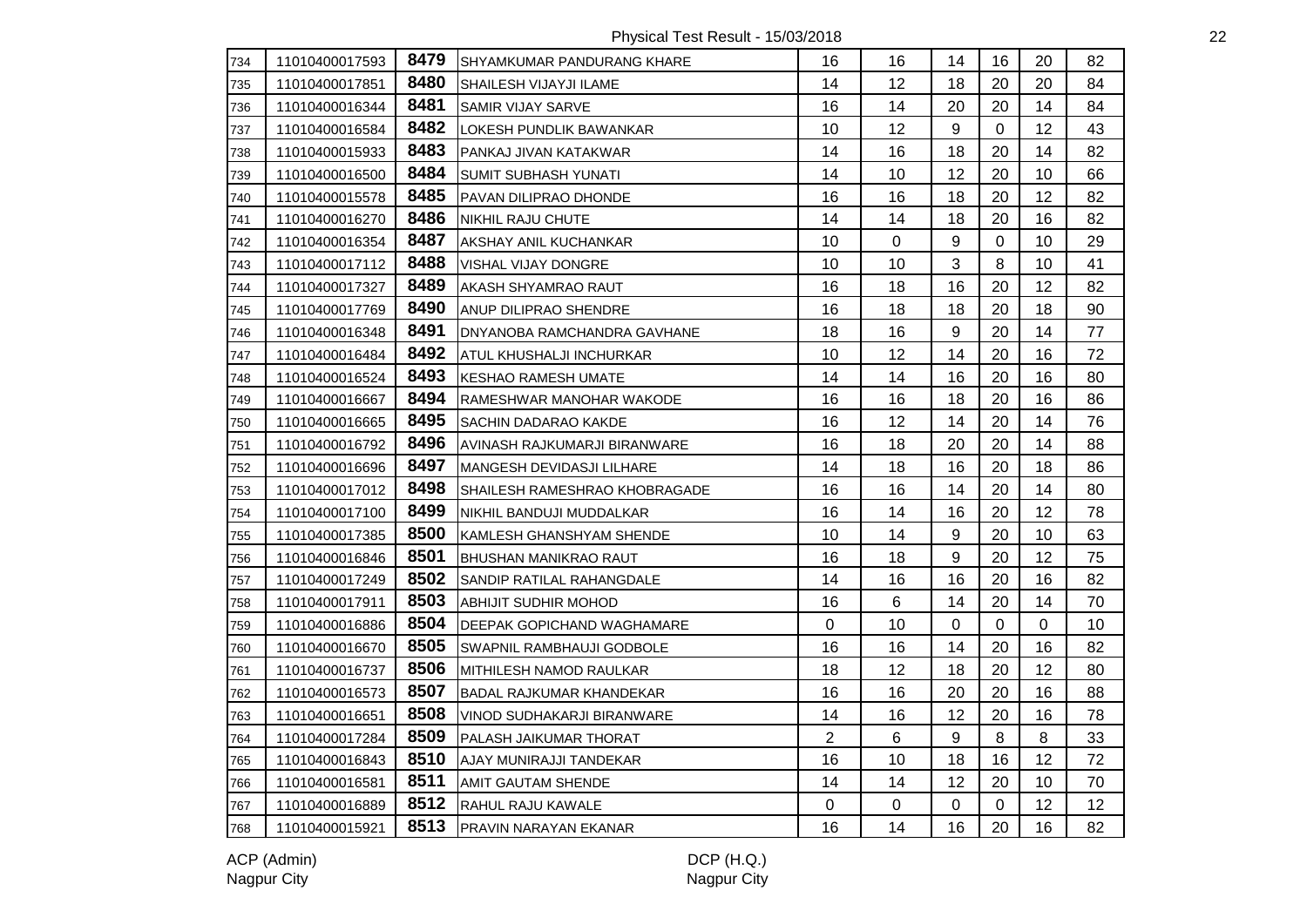Physical Test Result - 15/03/2018

| | | | | | | | | | |
|---|---|---|---|---|---|---|---|---|---|
| 734 | 11010400017593 | 8479 | SHYAMKUMAR PANDURANG KHARE | 16 | 16 | 14 | 16 | 20 | 82 |
| 735 | 11010400017851 | 8480 | SHAILESH VIJAYJI ILAME | 14 | 12 | 18 | 20 | 20 | 84 |
| 736 | 11010400016344 | 8481 | SAMIR VIJAY SARVE | 16 | 14 | 20 | 20 | 14 | 84 |
| 737 | 11010400016584 | 8482 | LOKESH PUNDLIK BAWANKAR | 10 | 12 | 9 | 0 | 12 | 43 |
| 738 | 11010400015933 | 8483 | PANKAJ JIVAN KATAKWAR | 14 | 16 | 18 | 20 | 14 | 82 |
| 739 | 11010400016500 | 8484 | SUMIT SUBHASH YUNATI | 14 | 10 | 12 | 20 | 10 | 66 |
| 740 | 11010400015578 | 8485 | PAVAN DILIPRAO DHONDE | 16 | 16 | 18 | 20 | 12 | 82 |
| 741 | 11010400016270 | 8486 | NIKHIL RAJU CHUTE | 14 | 14 | 18 | 20 | 16 | 82 |
| 742 | 11010400016354 | 8487 | AKSHAY ANIL KUCHANKAR | 10 | 0 | 9 | 0 | 10 | 29 |
| 743 | 11010400017112 | 8488 | VISHAL VIJAY DONGRE | 10 | 10 | 3 | 8 | 10 | 41 |
| 744 | 11010400017327 | 8489 | AKASH SHYAMRAO RAUT | 16 | 18 | 16 | 20 | 12 | 82 |
| 745 | 11010400017769 | 8490 | ANUP DILIPRAO SHENDRE | 16 | 18 | 18 | 20 | 18 | 90 |
| 746 | 11010400016348 | 8491 | DNYANOBA RAMCHANDRA GAVHANE | 18 | 16 | 9 | 20 | 14 | 77 |
| 747 | 11010400016484 | 8492 | ATUL KHUSHALJI INCHURKAR | 10 | 12 | 14 | 20 | 16 | 72 |
| 748 | 11010400016524 | 8493 | KESHAO RAMESH UMATE | 14 | 14 | 16 | 20 | 16 | 80 |
| 749 | 11010400016667 | 8494 | RAMESHWAR MANOHAR WAKODE | 16 | 16 | 18 | 20 | 16 | 86 |
| 750 | 11010400016665 | 8495 | SACHIN DADARAO KAKDE | 16 | 12 | 14 | 20 | 14 | 76 |
| 751 | 11010400016792 | 8496 | AVINASH RAJKUMARJI BIRANWARE | 16 | 18 | 20 | 20 | 14 | 88 |
| 752 | 11010400016696 | 8497 | MANGESH DEVIDASJI LILHARE | 14 | 18 | 16 | 20 | 18 | 86 |
| 753 | 11010400017012 | 8498 | SHAILESH RAMESHRAO KHOBRAGADE | 16 | 16 | 14 | 20 | 14 | 80 |
| 754 | 11010400017100 | 8499 | NIKHIL BANDUJI MUDDALKAR | 16 | 14 | 16 | 20 | 12 | 78 |
| 755 | 11010400017385 | 8500 | KAMLESH GHANSHYAM SHENDE | 10 | 14 | 9 | 20 | 10 | 63 |
| 756 | 11010400016846 | 8501 | BHUSHAN MANIKRAO RAUT | 16 | 18 | 9 | 20 | 12 | 75 |
| 757 | 11010400017249 | 8502 | SANDIP RATILAL RAHANGDALE | 14 | 16 | 16 | 20 | 16 | 82 |
| 758 | 11010400017911 | 8503 | ABHIJIT SUDHIR MOHOD | 16 | 6 | 14 | 20 | 14 | 70 |
| 759 | 11010400016886 | 8504 | DEEPAK GOPICHAND WAGHAMARE | 0 | 10 | 0 | 0 | 0 | 10 |
| 760 | 11010400016670 | 8505 | SWAPNIL RAMBHAUJI GODBOLE | 16 | 16 | 14 | 20 | 16 | 82 |
| 761 | 11010400016737 | 8506 | MITHILESH NAMOD RAULKAR | 18 | 12 | 18 | 20 | 12 | 80 |
| 762 | 11010400016573 | 8507 | BADAL RAJKUMAR KHANDEKAR | 16 | 16 | 20 | 20 | 16 | 88 |
| 763 | 11010400016651 | 8508 | VINOD SUDHAKARJI BIRANWARE | 14 | 16 | 12 | 20 | 16 | 78 |
| 764 | 11010400017284 | 8509 | PALASH JAIKUMAR THORAT | 2 | 6 | 9 | 8 | 8 | 33 |
| 765 | 11010400016843 | 8510 | AJAY MUNIRAJJI TANDEKAR | 16 | 10 | 18 | 16 | 12 | 72 |
| 766 | 11010400016581 | 8511 | AMIT GAUTAM SHENDE | 14 | 14 | 12 | 20 | 10 | 70 |
| 767 | 11010400016889 | 8512 | RAHUL RAJU KAWALE | 0 | 0 | 0 | 0 | 12 | 12 |
| 768 | 11010400015921 | 8513 | PRAVIN NARAYAN EKANAR | 16 | 14 | 16 | 20 | 16 | 82 |

ACP (Admin)
Nagpur City

DCP (H.Q.)
Nagpur City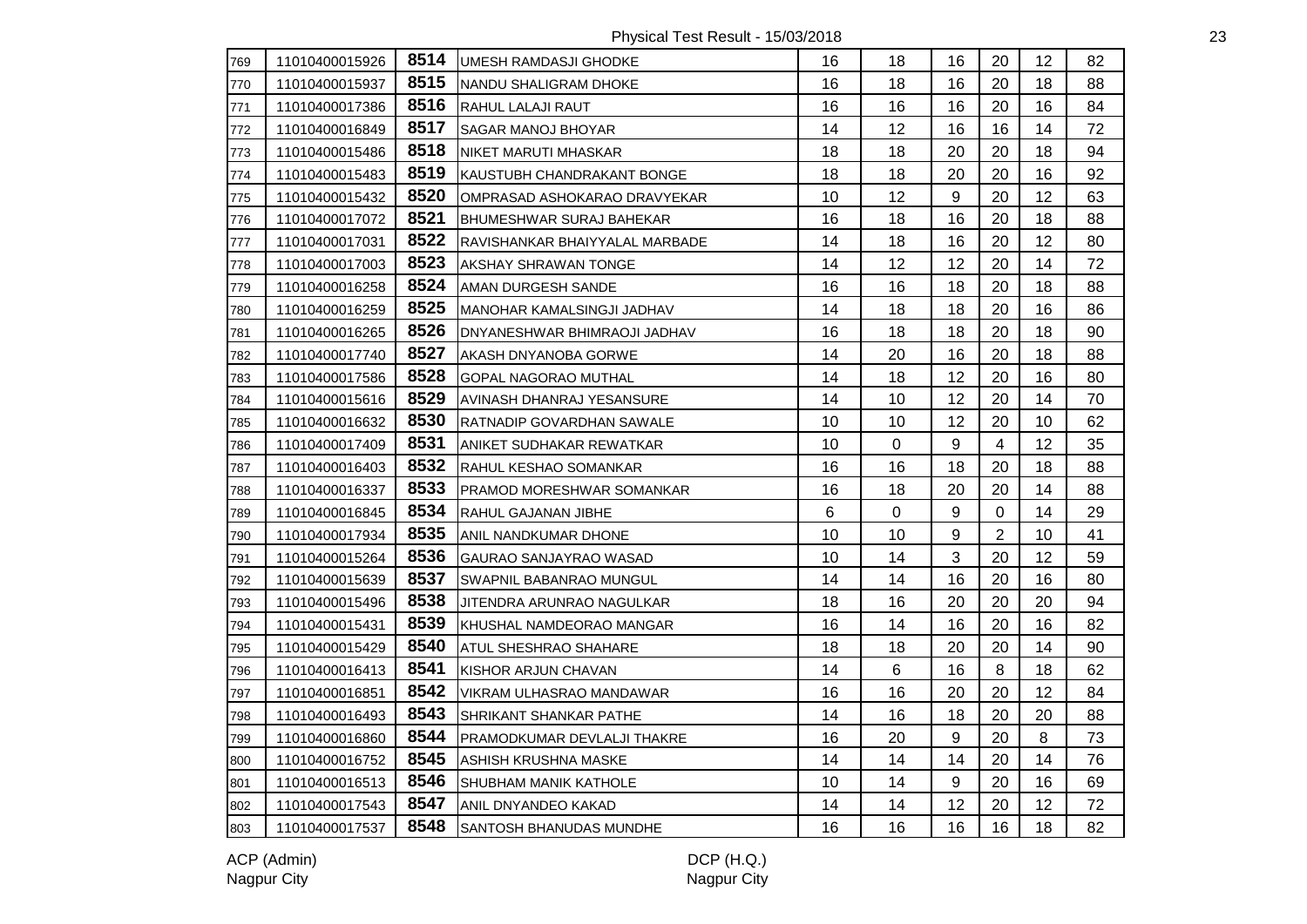| 769 | 11010400015926 | 8514 | UMESH RAMDASJI GHODKE | 16 | 18 | 16 | 20 | 12 | 82 |
|---|---|---|---|---|---|---|---|---|---|
| 770 | 11010400015937 | 8515 | NANDU SHALIGRAM DHOKE | 16 | 18 | 16 | 20 | 18 | 88 |
| 771 | 11010400017386 | 8516 | RAHUL LALAJI RAUT | 16 | 16 | 16 | 20 | 16 | 84 |
| 772 | 11010400016849 | 8517 | SAGAR MANOJ BHOYAR | 14 | 12 | 16 | 16 | 14 | 72 |
| 773 | 11010400015486 | 8518 | NIKET MARUTI MHASKAR | 18 | 18 | 20 | 20 | 18 | 94 |
| 774 | 11010400015483 | 8519 | KAUSTUBH CHANDRAKANT BONGE | 18 | 18 | 20 | 20 | 16 | 92 |
| 775 | 11010400015432 | 8520 | OMPRASAD ASHOKARAO DRAVYEKAR | 10 | 12 | 9 | 20 | 12 | 63 |
| 776 | 11010400017072 | 8521 | BHUMESHWAR SURAJ BAHEKAR | 16 | 18 | 16 | 20 | 18 | 88 |
| 777 | 11010400017031 | 8522 | RAVISHANKAR BHAIYYALAL MARBADE | 14 | 18 | 16 | 20 | 12 | 80 |
| 778 | 11010400017003 | 8523 | AKSHAY SHRAWAN TONGE | 14 | 12 | 12 | 20 | 14 | 72 |
| 779 | 11010400016258 | 8524 | AMAN DURGESH SANDE | 16 | 16 | 18 | 20 | 18 | 88 |
| 780 | 11010400016259 | 8525 | MANOHAR KAMALSINGJI JADHAV | 14 | 18 | 18 | 20 | 16 | 86 |
| 781 | 11010400016265 | 8526 | DNYANESHWAR BHIMRAOJI JADHAV | 16 | 18 | 18 | 20 | 18 | 90 |
| 782 | 11010400017740 | 8527 | AKASH DNYANOBA GORWE | 14 | 20 | 16 | 20 | 18 | 88 |
| 783 | 11010400017586 | 8528 | GOPAL NAGORAO MUTHAL | 14 | 18 | 12 | 20 | 16 | 80 |
| 784 | 11010400015616 | 8529 | AVINASH DHANRAJ YESANSURE | 14 | 10 | 12 | 20 | 14 | 70 |
| 785 | 11010400016632 | 8530 | RATNADIP GOVARDHAN SAWALE | 10 | 10 | 12 | 20 | 10 | 62 |
| 786 | 11010400017409 | 8531 | ANIKET SUDHAKAR REWATKAR | 10 | 0 | 9 | 4 | 12 | 35 |
| 787 | 11010400016403 | 8532 | RAHUL KESHAO SOMANKAR | 16 | 16 | 18 | 20 | 18 | 88 |
| 788 | 11010400016337 | 8533 | PRAMOD MORESHWAR SOMANKAR | 16 | 18 | 20 | 20 | 14 | 88 |
| 789 | 11010400016845 | 8534 | RAHUL GAJANAN JIBHE | 6 | 0 | 9 | 0 | 14 | 29 |
| 790 | 11010400017934 | 8535 | ANIL NANDKUMAR DHONE | 10 | 10 | 9 | 2 | 10 | 41 |
| 791 | 11010400015264 | 8536 | GAURAO SANJAYRAO WASAD | 10 | 14 | 3 | 20 | 12 | 59 |
| 792 | 11010400015639 | 8537 | SWAPNIL BABANRAO MUNGUL | 14 | 14 | 16 | 20 | 16 | 80 |
| 793 | 11010400015496 | 8538 | JITENDRA ARUNRAO NAGULKAR | 18 | 16 | 20 | 20 | 20 | 94 |
| 794 | 11010400015431 | 8539 | KHUSHAL NAMDEORAO MANGAR | 16 | 14 | 16 | 20 | 16 | 82 |
| 795 | 11010400015429 | 8540 | ATUL SHESHRAO SHAHARE | 18 | 18 | 20 | 20 | 14 | 90 |
| 796 | 11010400016413 | 8541 | KISHOR ARJUN CHAVAN | 14 | 6 | 16 | 8 | 18 | 62 |
| 797 | 11010400016851 | 8542 | VIKRAM ULHASRAO MANDAWAR | 16 | 16 | 20 | 20 | 12 | 84 |
| 798 | 11010400016493 | 8543 | SHRIKANT SHANKAR PATHE | 14 | 16 | 18 | 20 | 20 | 88 |
| 799 | 11010400016860 | 8544 | PRAMODKUMAR DEVLALJI THAKRE | 16 | 20 | 9 | 20 | 8 | 73 |
| 800 | 11010400016752 | 8545 | ASHISH KRUSHNA MASKE | 14 | 14 | 14 | 20 | 14 | 76 |
| 801 | 11010400016513 | 8546 | SHUBHAM MANIK KATHOLE | 10 | 14 | 9 | 20 | 16 | 69 |
| 802 | 11010400017543 | 8547 | ANIL DNYANDEO KAKAD | 14 | 14 | 12 | 20 | 12 | 72 |
| 803 | 11010400017537 | 8548 | SANTOSH BHANUDAS MUNDHE | 16 | 16 | 16 | 16 | 18 | 82 |

ACP (Admin)
Nagpur City

DCP (H.Q.)
Nagpur City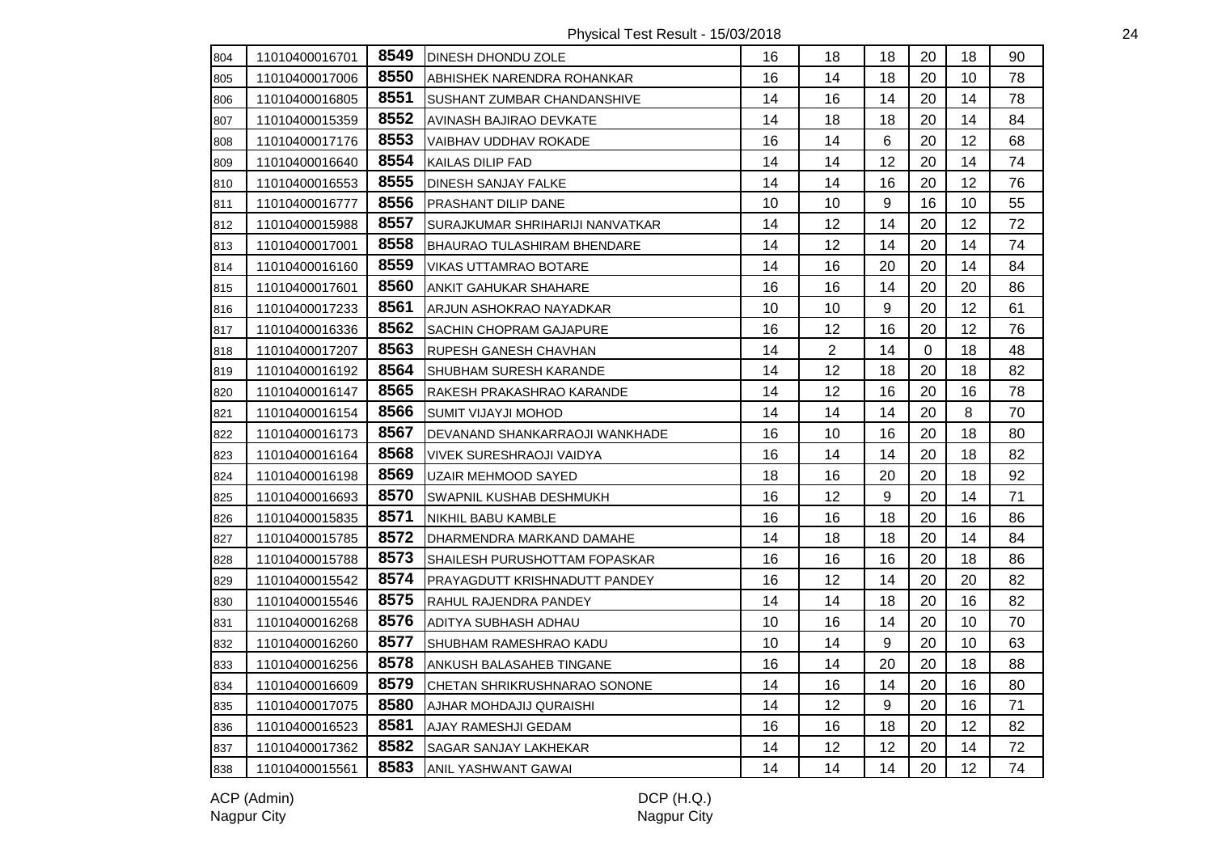Physical Test Result - 15/03/2018

| | | | | | | | | | |
|---|---|---|---|---|---|---|---|---|---|
| 804 | 11010400016701 | 8549 | DINESH DHONDU ZOLE | 16 | 18 | 18 | 20 | 18 | 90 |
| 805 | 11010400017006 | 8550 | ABHISHEK NARENDRA ROHANKAR | 16 | 14 | 18 | 20 | 10 | 78 |
| 806 | 11010400016805 | 8551 | SUSHANT ZUMBAR CHANDANSHIVE | 14 | 16 | 14 | 20 | 14 | 78 |
| 807 | 11010400015359 | 8552 | AVINASH BAJIRAO DEVKATE | 14 | 18 | 18 | 20 | 14 | 84 |
| 808 | 11010400017176 | 8553 | VAIBHAV UDDHAV ROKADE | 16 | 14 | 6 | 20 | 12 | 68 |
| 809 | 11010400016640 | 8554 | KAILAS DILIP FAD | 14 | 14 | 12 | 20 | 14 | 74 |
| 810 | 11010400016553 | 8555 | DINESH SANJAY FALKE | 14 | 14 | 16 | 20 | 12 | 76 |
| 811 | 11010400016777 | 8556 | PRASHANT DILIP DANE | 10 | 10 | 9 | 16 | 10 | 55 |
| 812 | 11010400015988 | 8557 | SURAJKUMAR SHRIHARIJI NANVATKAR | 14 | 12 | 14 | 20 | 12 | 72 |
| 813 | 11010400017001 | 8558 | BHAURAO TULASHIRAM BHENDARE | 14 | 12 | 14 | 20 | 14 | 74 |
| 814 | 11010400016160 | 8559 | VIKAS UTTAMRAO BOTARE | 14 | 16 | 20 | 20 | 14 | 84 |
| 815 | 11010400017601 | 8560 | ANKIT GAHUKAR SHAHARE | 16 | 16 | 14 | 20 | 20 | 86 |
| 816 | 11010400017233 | 8561 | ARJUN ASHOKRAO NAYADKAR | 10 | 10 | 9 | 20 | 12 | 61 |
| 817 | 11010400016336 | 8562 | SACHIN CHOPRAM GAJAPURE | 16 | 12 | 16 | 20 | 12 | 76 |
| 818 | 11010400017207 | 8563 | RUPESH GANESH CHAVHAN | 14 | 2 | 14 | 0 | 18 | 48 |
| 819 | 11010400016192 | 8564 | SHUBHAM SURESH KARANDE | 14 | 12 | 18 | 20 | 18 | 82 |
| 820 | 11010400016147 | 8565 | RAKESH PRAKASHRAO KARANDE | 14 | 12 | 16 | 20 | 16 | 78 |
| 821 | 11010400016154 | 8566 | SUMIT VIJAYJI MOHOD | 14 | 14 | 14 | 20 | 8 | 70 |
| 822 | 11010400016173 | 8567 | DEVANAND SHANKARRAOJI WANKHADE | 16 | 10 | 16 | 20 | 18 | 80 |
| 823 | 11010400016164 | 8568 | VIVEK SURESHRAOJI VAIDYA | 16 | 14 | 14 | 20 | 18 | 82 |
| 824 | 11010400016198 | 8569 | UZAIR MEHMOOD SAYED | 18 | 16 | 20 | 20 | 18 | 92 |
| 825 | 11010400016693 | 8570 | SWAPNIL KUSHAB DESHMUKH | 16 | 12 | 9 | 20 | 14 | 71 |
| 826 | 11010400015835 | 8571 | NIKHIL BABU KAMBLE | 16 | 16 | 18 | 20 | 16 | 86 |
| 827 | 11010400015785 | 8572 | DHARMENDRA MARKAND DAMAHE | 14 | 18 | 18 | 20 | 14 | 84 |
| 828 | 11010400015788 | 8573 | SHAILESH PURUSHOTTAM FOPASKAR | 16 | 16 | 16 | 20 | 18 | 86 |
| 829 | 11010400015542 | 8574 | PRAYAGDUTT KRISHNADUTT PANDEY | 16 | 12 | 14 | 20 | 20 | 82 |
| 830 | 11010400015546 | 8575 | RAHUL RAJENDRA PANDEY | 14 | 14 | 18 | 20 | 16 | 82 |
| 831 | 11010400016268 | 8576 | ADITYA SUBHASH ADHAU | 10 | 16 | 14 | 20 | 10 | 70 |
| 832 | 11010400016260 | 8577 | SHUBHAM RAMESHRAO KADU | 10 | 14 | 9 | 20 | 10 | 63 |
| 833 | 11010400016256 | 8578 | ANKUSH BALASAHEB TINGANE | 16 | 14 | 20 | 20 | 18 | 88 |
| 834 | 11010400016609 | 8579 | CHETAN SHRIKRUSHNARAO SONONE | 14 | 16 | 14 | 20 | 16 | 80 |
| 835 | 11010400017075 | 8580 | AJHAR MOHDAJIJ QURAISHI | 14 | 12 | 9 | 20 | 16 | 71 |
| 836 | 11010400016523 | 8581 | AJAY RAMESHJI GEDAM | 16 | 16 | 18 | 20 | 12 | 82 |
| 837 | 11010400017362 | 8582 | SAGAR SANJAY LAKHEKAR | 14 | 12 | 12 | 20 | 14 | 72 |
| 838 | 11010400015561 | 8583 | ANIL YASHWANT GAWAI | 14 | 14 | 14 | 20 | 12 | 74 |

ACP (Admin)
Nagpur City

DCP (H.Q.)
Nagpur City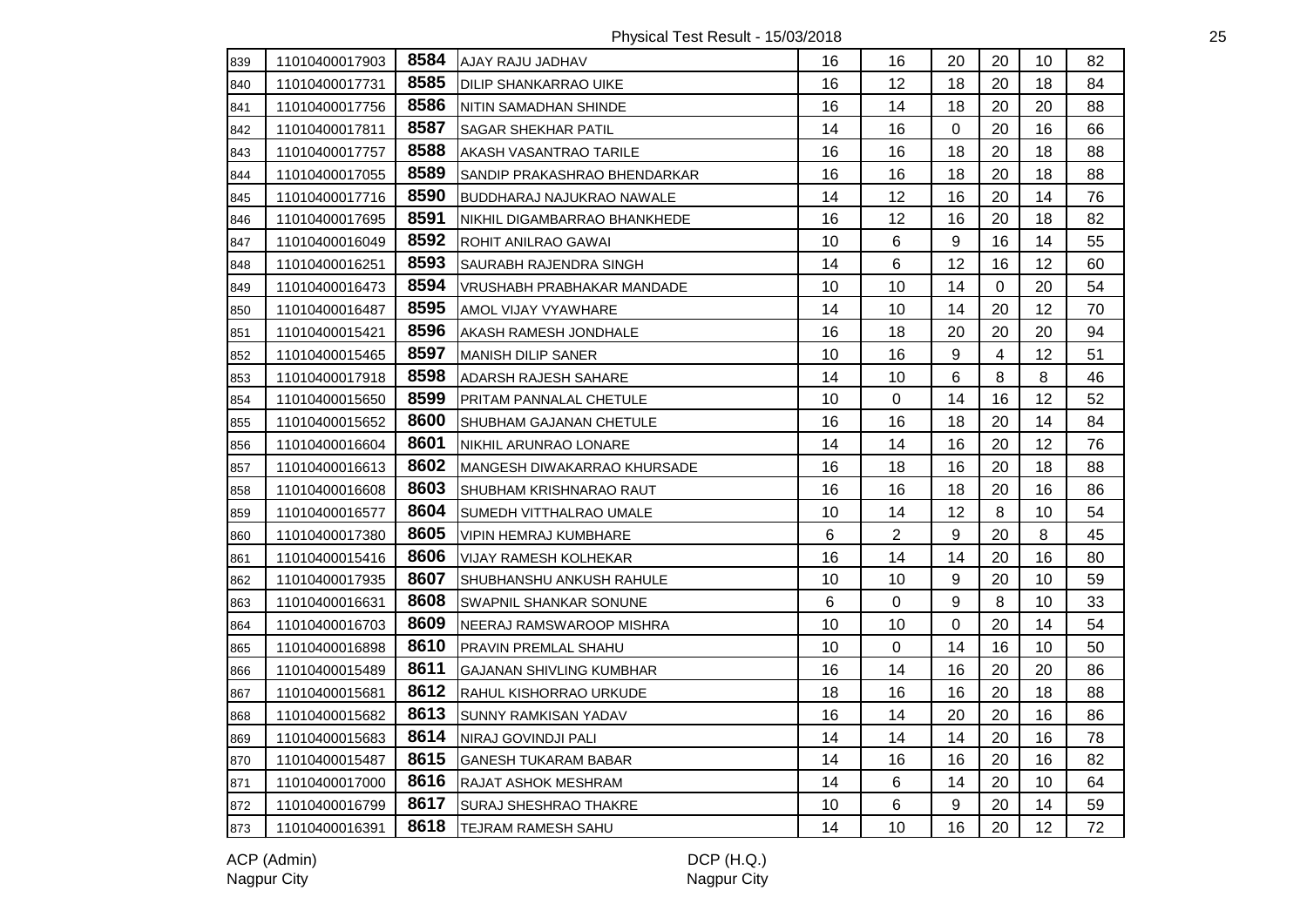Physical Test Result - 15/03/2018

| | | | | | | | | | |
|---|---|---|---|---|---|---|---|---|---|
| 839 | 11010400017903 | 8584 | AJAY RAJU JADHAV | 16 | 16 | 20 | 20 | 10 | 82 |
| 840 | 11010400017731 | 8585 | DILIP SHANKARRAO UIKE | 16 | 12 | 18 | 20 | 18 | 84 |
| 841 | 11010400017756 | 8586 | NITIN SAMADHAN SHINDE | 16 | 14 | 18 | 20 | 20 | 88 |
| 842 | 11010400017811 | 8587 | SAGAR SHEKHAR PATIL | 14 | 16 | 0 | 20 | 16 | 66 |
| 843 | 11010400017757 | 8588 | AKASH VASANTRAO TARILE | 16 | 16 | 18 | 20 | 18 | 88 |
| 844 | 11010400017055 | 8589 | SANDIP PRAKASHRAO BHENDARKAR | 16 | 16 | 18 | 20 | 18 | 88 |
| 845 | 11010400017716 | 8590 | BUDDHARAJ NAJUKRAO NAWALE | 14 | 12 | 16 | 20 | 14 | 76 |
| 846 | 11010400017695 | 8591 | NIKHIL DIGAMBARRAO BHANKHEDE | 16 | 12 | 16 | 20 | 18 | 82 |
| 847 | 11010400016049 | 8592 | ROHIT ANILRAO GAWAI | 10 | 6 | 9 | 16 | 14 | 55 |
| 848 | 11010400016251 | 8593 | SAURABH RAJENDRA SINGH | 14 | 6 | 12 | 16 | 12 | 60 |
| 849 | 11010400016473 | 8594 | VRUSHABH PRABHAKAR MANDADE | 10 | 10 | 14 | 0 | 20 | 54 |
| 850 | 11010400016487 | 8595 | AMOL VIJAY VYAWHARE | 14 | 10 | 14 | 20 | 12 | 70 |
| 851 | 11010400015421 | 8596 | AKASH RAMESH JONDHALE | 16 | 18 | 20 | 20 | 20 | 94 |
| 852 | 11010400015465 | 8597 | MANISH DILIP SANER | 10 | 16 | 9 | 4 | 12 | 51 |
| 853 | 11010400017918 | 8598 | ADARSH RAJESH SAHARE | 14 | 10 | 6 | 8 | 8 | 46 |
| 854 | 11010400015650 | 8599 | PRITAM PANNALAL CHETULE | 10 | 0 | 14 | 16 | 12 | 52 |
| 855 | 11010400015652 | 8600 | SHUBHAM GAJANAN CHETULE | 16 | 16 | 18 | 20 | 14 | 84 |
| 856 | 11010400016604 | 8601 | NIKHIL ARUNRAO LONARE | 14 | 14 | 16 | 20 | 12 | 76 |
| 857 | 11010400016613 | 8602 | MANGESH DIWAKARRAO KHURSADE | 16 | 18 | 16 | 20 | 18 | 88 |
| 858 | 11010400016608 | 8603 | SHUBHAM KRISHNARAO RAUT | 16 | 16 | 18 | 20 | 16 | 86 |
| 859 | 11010400016577 | 8604 | SUMEDH VITTHALRAO UMALE | 10 | 14 | 12 | 8 | 10 | 54 |
| 860 | 11010400017380 | 8605 | VIPIN HEMRAJ KUMBHARE | 6 | 2 | 9 | 20 | 8 | 45 |
| 861 | 11010400015416 | 8606 | VIJAY RAMESH KOLHEKAR | 16 | 14 | 14 | 20 | 16 | 80 |
| 862 | 11010400017935 | 8607 | SHUBHANSHU ANKUSH RAHULE | 10 | 10 | 9 | 20 | 10 | 59 |
| 863 | 11010400016631 | 8608 | SWAPNIL SHANKAR SONUNE | 6 | 0 | 9 | 8 | 10 | 33 |
| 864 | 11010400016703 | 8609 | NEERAJ RAMSWAROOP MISHRA | 10 | 10 | 0 | 20 | 14 | 54 |
| 865 | 11010400016898 | 8610 | PRAVIN PREMLAL SHAHU | 10 | 0 | 14 | 16 | 10 | 50 |
| 866 | 11010400015489 | 8611 | GAJANAN SHIVLING KUMBHAR | 16 | 14 | 16 | 20 | 20 | 86 |
| 867 | 11010400015681 | 8612 | RAHUL KISHORRAO URKUDE | 18 | 16 | 16 | 20 | 18 | 88 |
| 868 | 11010400015682 | 8613 | SUNNY RAMKISAN YADAV | 16 | 14 | 20 | 20 | 16 | 86 |
| 869 | 11010400015683 | 8614 | NIRAJ GOVINDJI PALI | 14 | 14 | 14 | 20 | 16 | 78 |
| 870 | 11010400015487 | 8615 | GANESH TUKARAM BABAR | 14 | 16 | 16 | 20 | 16 | 82 |
| 871 | 11010400017000 | 8616 | RAJAT ASHOK MESHRAM | 14 | 6 | 14 | 20 | 10 | 64 |
| 872 | 11010400016799 | 8617 | SURAJ SHESHRAO THAKRE | 10 | 6 | 9 | 20 | 14 | 59 |
| 873 | 11010400016391 | 8618 | TEJRAM RAMESH SAHU | 14 | 10 | 16 | 20 | 12 | 72 |

ACP (Admin)
Nagpur City

DCP (H.Q.)
Nagpur City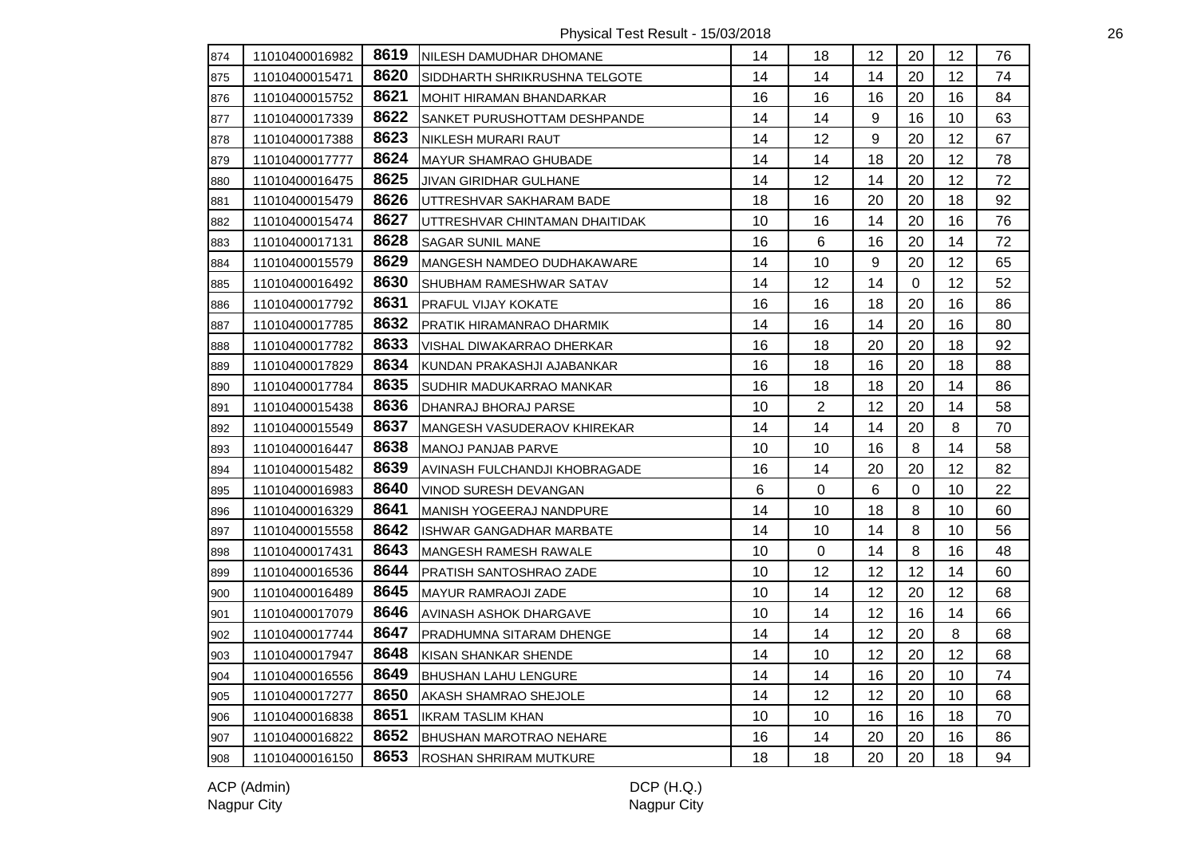Physical Test Result - 15/03/2018

| | | | | | | | | | |
|---|---|---|---|---|---|---|---|---|---|
| 874 | 11010400016982 | 8619 | NILESH DAMUDHAR DHOMANE | 14 | 18 | 12 | 20 | 12 | 76 |
| 875 | 11010400015471 | 8620 | SIDDHARTH SHRIKRUSHNA TELGOTE | 14 | 14 | 14 | 20 | 12 | 74 |
| 876 | 11010400015752 | 8621 | MOHIT HIRAMAN BHANDARKAR | 16 | 16 | 16 | 20 | 16 | 84 |
| 877 | 11010400017339 | 8622 | SANKET PURUSHOTTAM DESHPANDE | 14 | 14 | 9 | 16 | 10 | 63 |
| 878 | 11010400017388 | 8623 | NIKLESH MURARI RAUT | 14 | 12 | 9 | 20 | 12 | 67 |
| 879 | 11010400017777 | 8624 | MAYUR SHAMRAO GHUBADE | 14 | 14 | 18 | 20 | 12 | 78 |
| 880 | 11010400016475 | 8625 | JIVAN GIRIDHAR GULHANE | 14 | 12 | 14 | 20 | 12 | 72 |
| 881 | 11010400015479 | 8626 | UTTRESHVAR SAKHARAM BADE | 18 | 16 | 20 | 20 | 18 | 92 |
| 882 | 11010400015474 | 8627 | UTTRESHVAR CHINTAMAN DHAITIDAK | 10 | 16 | 14 | 20 | 16 | 76 |
| 883 | 11010400017131 | 8628 | SAGAR SUNIL MANE | 16 | 6 | 16 | 20 | 14 | 72 |
| 884 | 11010400015579 | 8629 | MANGESH NAMDEO DUDHAKAWARE | 14 | 10 | 9 | 20 | 12 | 65 |
| 885 | 11010400016492 | 8630 | SHUBHAM RAMESHWAR SATAV | 14 | 12 | 14 | 0 | 12 | 52 |
| 886 | 11010400017792 | 8631 | PRAFUL VIJAY KOKATE | 16 | 16 | 18 | 20 | 16 | 86 |
| 887 | 11010400017785 | 8632 | PRATIK HIRAMANRAO DHARMIK | 14 | 16 | 14 | 20 | 16 | 80 |
| 888 | 11010400017782 | 8633 | VISHAL DIWAKARRAO DHERKAR | 16 | 18 | 20 | 20 | 18 | 92 |
| 889 | 11010400017829 | 8634 | KUNDAN PRAKASHJI AJABANKAR | 16 | 18 | 16 | 20 | 18 | 88 |
| 890 | 11010400017784 | 8635 | SUDHIR MADUKARRAO MANKAR | 16 | 18 | 18 | 20 | 14 | 86 |
| 891 | 11010400015438 | 8636 | DHANRAJ BHORAJ PARSE | 10 | 2 | 12 | 20 | 14 | 58 |
| 892 | 11010400015549 | 8637 | MANGESH VASUDERAOV KHIREKAR | 14 | 14 | 14 | 20 | 8 | 70 |
| 893 | 11010400016447 | 8638 | MANOJ PANJAB PARVE | 10 | 10 | 16 | 8 | 14 | 58 |
| 894 | 11010400015482 | 8639 | AVINASH FULCHANDJI KHOBRAGADE | 16 | 14 | 20 | 20 | 12 | 82 |
| 895 | 11010400016983 | 8640 | VINOD SURESH DEVANGAN | 6 | 0 | 6 | 0 | 10 | 22 |
| 896 | 11010400016329 | 8641 | MANISH YOGEERAJ NANDPURE | 14 | 10 | 18 | 8 | 10 | 60 |
| 897 | 11010400015558 | 8642 | ISHWAR GANGADHAR MARBATE | 14 | 10 | 14 | 8 | 10 | 56 |
| 898 | 11010400017431 | 8643 | MANGESH RAMESH RAWALE | 10 | 0 | 14 | 8 | 16 | 48 |
| 899 | 11010400016536 | 8644 | PRATISH SANTOSHRAO ZADE | 10 | 12 | 12 | 12 | 14 | 60 |
| 900 | 11010400016489 | 8645 | MAYUR RAMRAOJI ZADE | 10 | 14 | 12 | 20 | 12 | 68 |
| 901 | 11010400017079 | 8646 | AVINASH ASHOK DHARGAVE | 10 | 14 | 12 | 16 | 14 | 66 |
| 902 | 11010400017744 | 8647 | PRADHUMNA SITARAM DHENGE | 14 | 14 | 12 | 20 | 8 | 68 |
| 903 | 11010400017947 | 8648 | KISAN SHANKAR SHENDE | 14 | 10 | 12 | 20 | 12 | 68 |
| 904 | 11010400016556 | 8649 | BHUSHAN LAHU LENGURE | 14 | 14 | 16 | 20 | 10 | 74 |
| 905 | 11010400017277 | 8650 | AKASH SHAMRAO SHEJOLE | 14 | 12 | 12 | 20 | 10 | 68 |
| 906 | 11010400016838 | 8651 | IKRAM TASLIM KHAN | 10 | 10 | 16 | 16 | 18 | 70 |
| 907 | 11010400016822 | 8652 | BHUSHAN MAROTRAO NEHARE | 16 | 14 | 20 | 20 | 16 | 86 |
| 908 | 11010400016150 | 8653 | ROSHAN SHRIRAM MUTKURE | 18 | 18 | 20 | 20 | 18 | 94 |

ACP (Admin)
Nagpur City

DCP (H.Q.)
Nagpur City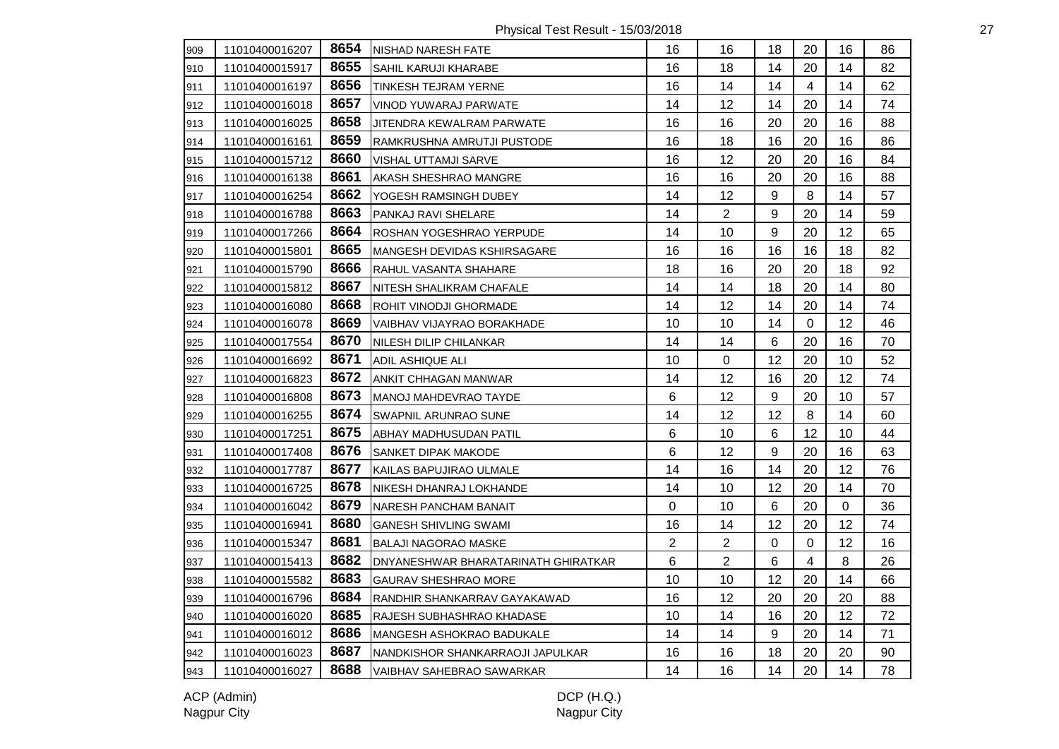| | | | | | | | | | |
|---|---|---|---|---|---|---|---|---|---|
| 909 | 11010400016207 | **8654** | NISHAD NARESH FATE | 16 | 16 | 18 | 20 | 16 | 86 |
| 910 | 11010400015917 | **8655** | SAHIL KARUJI KHARABE | 16 | 18 | 14 | 20 | 14 | 82 |
| 911 | 11010400016197 | **8656** | TINKESH TEJRAM YERNE | 16 | 14 | 14 | 4 | 14 | 62 |
| 912 | 11010400016018 | **8657** | VINOD YUWARAJ PARWATE | 14 | 12 | 14 | 20 | 14 | 74 |
| 913 | 11010400016025 | **8658** | JITENDRA KEWALRAM PARWATE | 16 | 16 | 20 | 20 | 16 | 88 |
| 914 | 11010400016161 | **8659** | RAMKRUSHNA AMRUTJI PUSTODE | 16 | 18 | 16 | 20 | 16 | 86 |
| 915 | 11010400015712 | **8660** | VISHAL UTTAMJI SARVE | 16 | 12 | 20 | 20 | 16 | 84 |
| 916 | 11010400016138 | **8661** | AKASH SHESHRAO MANGRE | 16 | 16 | 20 | 20 | 16 | 88 |
| 917 | 11010400016254 | **8662** | YOGESH RAMSINGH DUBEY | 14 | 12 | 9 | 8 | 14 | 57 |
| 918 | 11010400016788 | **8663** | PANKAJ RAVI SHELARE | 14 | 2 | 9 | 20 | 14 | 59 |
| 919 | 11010400017266 | **8664** | ROSHAN YOGESHRAO YERPUDE | 14 | 10 | 9 | 20 | 12 | 65 |
| 920 | 11010400015801 | **8665** | MANGESH DEVIDAS KSHIRSAGARE | 16 | 16 | 16 | 16 | 18 | 82 |
| 921 | 11010400015790 | **8666** | RAHUL VASANTA SHAHARE | 18 | 16 | 20 | 20 | 18 | 92 |
| 922 | 11010400015812 | **8667** | NITESH SHALIKRAM CHAFALE | 14 | 14 | 18 | 20 | 14 | 80 |
| 923 | 11010400016080 | **8668** | ROHIT VINODJI GHORMADE | 14 | 12 | 14 | 20 | 14 | 74 |
| 924 | 11010400016078 | **8669** | VAIBHAV VIJAYRAO BORAKHADE | 10 | 10 | 14 | 0 | 12 | 46 |
| 925 | 11010400017554 | **8670** | NILESH DILIP CHILANKAR | 14 | 14 | 6 | 20 | 16 | 70 |
| 926 | 11010400016692 | **8671** | ADIL ASHIQUE ALI | 10 | 0 | 12 | 20 | 10 | 52 |
| 927 | 11010400016823 | **8672** | ANKIT CHHAGAN MANWAR | 14 | 12 | 16 | 20 | 12 | 74 |
| 928 | 11010400016808 | **8673** | MANOJ MAHDEVRAO TAYDE | 6 | 12 | 9 | 20 | 10 | 57 |
| 929 | 11010400016255 | **8674** | SWAPNIL ARUNRAO SUNE | 14 | 12 | 12 | 8 | 14 | 60 |
| 930 | 11010400017251 | **8675** | ABHAY MADHUSUDAN PATIL | 6 | 10 | 6 | 12 | 10 | 44 |
| 931 | 11010400017408 | **8676** | SANKET DIPAK MAKODE | 6 | 12 | 9 | 20 | 16 | 63 |
| 932 | 11010400017787 | **8677** | KAILAS BAPUJIRAO ULMALE | 14 | 16 | 14 | 20 | 12 | 76 |
| 933 | 11010400016725 | **8678** | NIKESH DHANRAJ LOKHANDE | 14 | 10 | 12 | 20 | 14 | 70 |
| 934 | 11010400016042 | **8679** | NARESH PANCHAM BANAIT | 0 | 10 | 6 | 20 | 0 | 36 |
| 935 | 11010400016941 | **8680** | GANESH SHIVLING SWAMI | 16 | 14 | 12 | 20 | 12 | 74 |
| 936 | 11010400015347 | **8681** | BALAJI NAGORAO MASKE | 2 | 2 | 0 | 0 | 12 | 16 |
| 937 | 11010400015413 | **8682** | DNYANESHWAR BHARATARINATH GHIRATKAR | 6 | 2 | 6 | 4 | 8 | 26 |
| 938 | 11010400015582 | **8683** | GAURAV SHESHRAO MORE | 10 | 10 | 12 | 20 | 14 | 66 |
| 939 | 11010400016796 | **8684** | RANDHIR SHANKARRAV GAYAKAWAD | 16 | 12 | 20 | 20 | 20 | 88 |
| 940 | 11010400016020 | **8685** | RAJESH SUBHASHRAO KHADASE | 10 | 14 | 16 | 20 | 12 | 72 |
| 941 | 11010400016012 | **8686** | MANGESH ASHOKRAO BADUKALE | 14 | 14 | 9 | 20 | 14 | 71 |
| 942 | 11010400016023 | **8687** | NANDKISHOR SHANKARRAOJI JAPULKAR | 16 | 16 | 18 | 20 | 20 | 90 |
| 943 | 11010400016027 | **8688** | VAIBHAV SAHEBRAO SAWARKAR | 14 | 16 | 14 | 20 | 14 | 78 |

ACP (Admin)
Nagpur City

DCP (H.Q.)
Nagpur City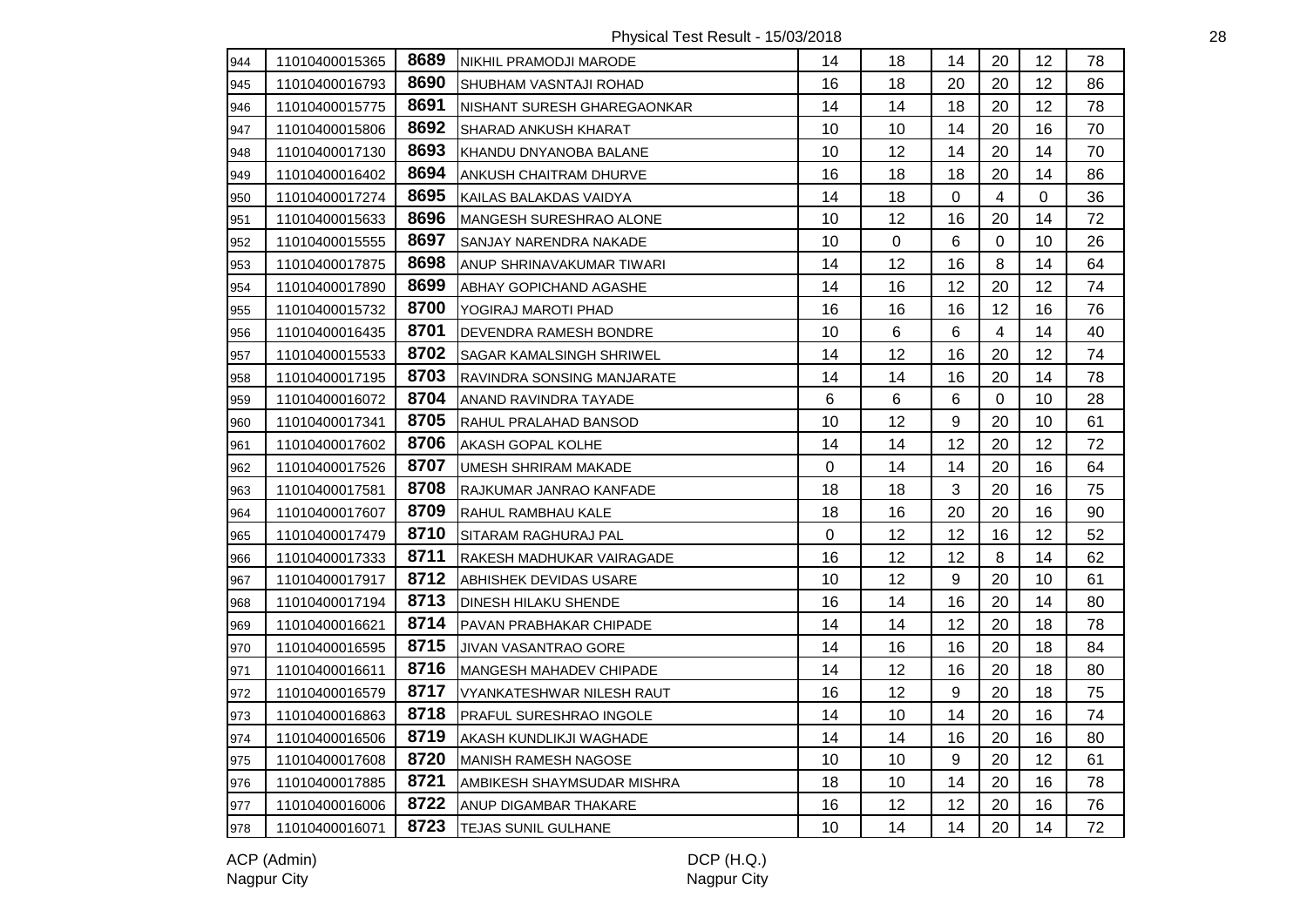Physical Test Result - 15/03/2018

| | | | | | | | | | |
|---|---|---|---|---|---|---|---|---|---|
| 944 | 11010400015365 | 8689 | NIKHIL PRAMODJI MARODE | 14 | 18 | 14 | 20 | 12 | 78 |
| 945 | 11010400016793 | 8690 | SHUBHAM VASNTAJI ROHAD | 16 | 18 | 20 | 20 | 12 | 86 |
| 946 | 11010400015775 | 8691 | NISHANT SURESH GHAREGAONKAR | 14 | 14 | 18 | 20 | 12 | 78 |
| 947 | 11010400015806 | 8692 | SHARAD ANKUSH KHARAT | 10 | 10 | 14 | 20 | 16 | 70 |
| 948 | 11010400017130 | 8693 | KHANDU DNYANOBA BALANE | 10 | 12 | 14 | 20 | 14 | 70 |
| 949 | 11010400016402 | 8694 | ANKUSH CHAITRAM DHURVE | 16 | 18 | 18 | 20 | 14 | 86 |
| 950 | 11010400017274 | 8695 | KAILAS BALAKDAS VAIDYA | 14 | 18 | 0 | 4 | 0 | 36 |
| 951 | 11010400015633 | 8696 | MANGESH SURESHRAO ALONE | 10 | 12 | 16 | 20 | 14 | 72 |
| 952 | 11010400015555 | 8697 | SANJAY NARENDRA NAKADE | 10 | 0 | 6 | 0 | 10 | 26 |
| 953 | 11010400017875 | 8698 | ANUP SHRINAVAKUMAR TIWARI | 14 | 12 | 16 | 8 | 14 | 64 |
| 954 | 11010400017890 | 8699 | ABHAY GOPICHAND AGASHE | 14 | 16 | 12 | 20 | 12 | 74 |
| 955 | 11010400015732 | 8700 | YOGIRAJ MAROTI PHAD | 16 | 16 | 16 | 12 | 16 | 76 |
| 956 | 11010400016435 | 8701 | DEVENDRA RAMESH BONDRE | 10 | 6 | 6 | 4 | 14 | 40 |
| 957 | 11010400015533 | 8702 | SAGAR KAMALSINGH SHRIWEL | 14 | 12 | 16 | 20 | 12 | 74 |
| 958 | 11010400017195 | 8703 | RAVINDRA SONSING MANJARATE | 14 | 14 | 16 | 20 | 14 | 78 |
| 959 | 11010400016072 | 8704 | ANAND RAVINDRA TAYADE | 6 | 6 | 6 | 0 | 10 | 28 |
| 960 | 11010400017341 | 8705 | RAHUL PRALAHAD BANSOD | 10 | 12 | 9 | 20 | 10 | 61 |
| 961 | 11010400017602 | 8706 | AKASH GOPAL KOLHE | 14 | 14 | 12 | 20 | 12 | 72 |
| 962 | 11010400017526 | 8707 | UMESH SHRIRAM MAKADE | 0 | 14 | 14 | 20 | 16 | 64 |
| 963 | 11010400017581 | 8708 | RAJKUMAR JANRAO KANFADE | 18 | 18 | 3 | 20 | 16 | 75 |
| 964 | 11010400017607 | 8709 | RAHUL RAMBHAU KALE | 18 | 16 | 20 | 20 | 16 | 90 |
| 965 | 11010400017479 | 8710 | SITARAM RAGHURAJ PAL | 0 | 12 | 12 | 16 | 12 | 52 |
| 966 | 11010400017333 | 8711 | RAKESH MADHUKAR VAIRAGADE | 16 | 12 | 12 | 8 | 14 | 62 |
| 967 | 11010400017917 | 8712 | ABHISHEK DEVIDAS USARE | 10 | 12 | 9 | 20 | 10 | 61 |
| 968 | 11010400017194 | 8713 | DINESH HILAKU SHENDE | 16 | 14 | 16 | 20 | 14 | 80 |
| 969 | 11010400016621 | 8714 | PAVAN PRABHAKAR CHIPADE | 14 | 14 | 12 | 20 | 18 | 78 |
| 970 | 11010400016595 | 8715 | JIVAN VASANTRAO GORE | 14 | 16 | 16 | 20 | 18 | 84 |
| 971 | 11010400016611 | 8716 | MANGESH MAHADEV CHIPADE | 14 | 12 | 16 | 20 | 18 | 80 |
| 972 | 11010400016579 | 8717 | VYANKATESHWAR NILESH RAUT | 16 | 12 | 9 | 20 | 18 | 75 |
| 973 | 11010400016863 | 8718 | PRAFUL SURESHRAO INGOLE | 14 | 10 | 14 | 20 | 16 | 74 |
| 974 | 11010400016506 | 8719 | AKASH KUNDLIKJI WAGHADE | 14 | 14 | 16 | 20 | 16 | 80 |
| 975 | 11010400017608 | 8720 | MANISH RAMESH NAGOSE | 10 | 10 | 9 | 20 | 12 | 61 |
| 976 | 11010400017885 | 8721 | AMBIKESH SHAYMSUDAR MISHRA | 18 | 10 | 14 | 20 | 16 | 78 |
| 977 | 11010400016006 | 8722 | ANUP DIGAMBAR THAKARE | 16 | 12 | 12 | 20 | 16 | 76 |
| 978 | 11010400016071 | 8723 | TEJAS SUNIL GULHANE | 10 | 14 | 14 | 20 | 14 | 72 |

ACP (Admin)
Nagpur City

DCP (H.Q.)
Nagpur City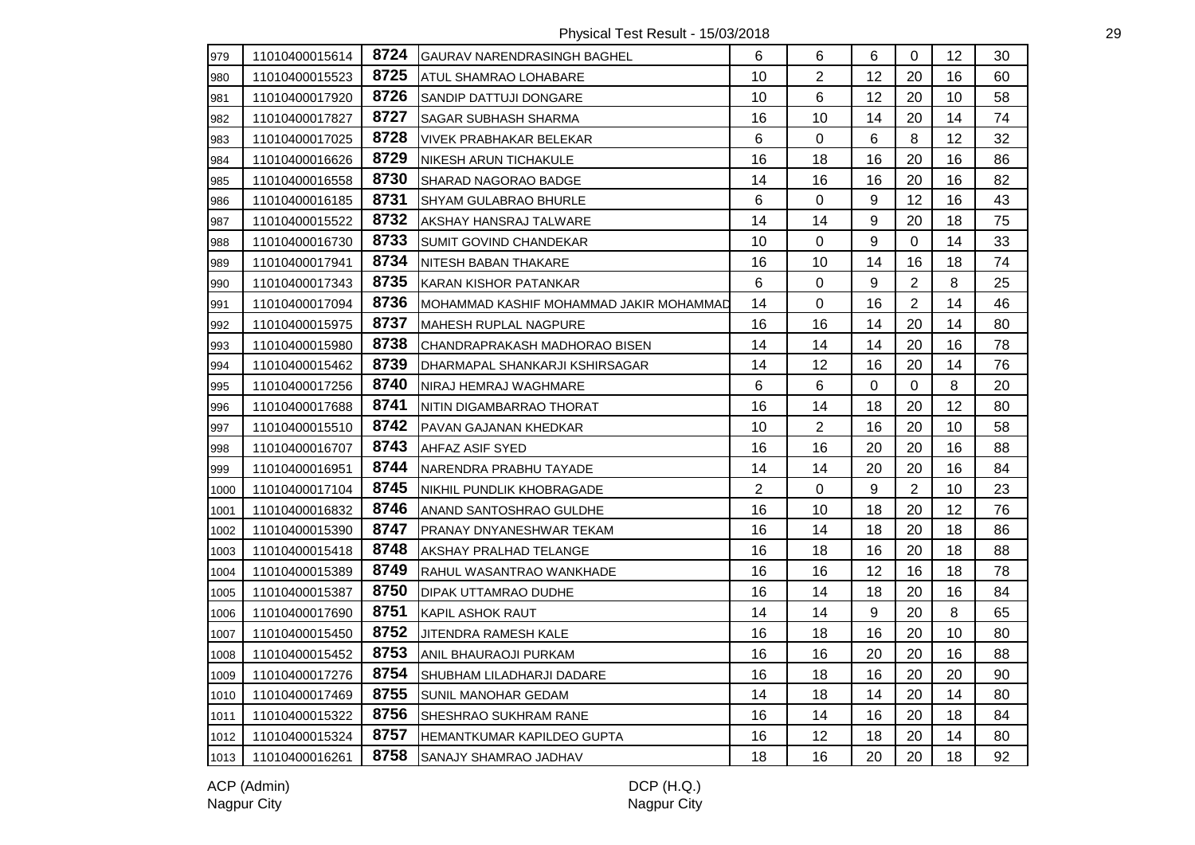Physical Test Result - 15/03/2018

| | | | | | | | | | |
|---|---|---|---|---|---|---|---|---|---|
| 979 | 11010400015614 | 8724 | GAURAV NARENDRASINGH BAGHEL | 6 | 6 | 6 | 0 | 12 | 30 |
| 980 | 11010400015523 | 8725 | ATUL SHAMRAO LOHABARE | 10 | 2 | 12 | 20 | 16 | 60 |
| 981 | 11010400017920 | 8726 | SANDIP DATTUJI DONGARE | 10 | 6 | 12 | 20 | 10 | 58 |
| 982 | 11010400017827 | 8727 | SAGAR SUBHASH SHARMA | 16 | 10 | 14 | 20 | 14 | 74 |
| 983 | 11010400017025 | 8728 | VIVEK PRABHAKAR BELEKAR | 6 | 0 | 6 | 8 | 12 | 32 |
| 984 | 11010400016626 | 8729 | NIKESH ARUN TICHAKULE | 16 | 18 | 16 | 20 | 16 | 86 |
| 985 | 11010400016558 | 8730 | SHARAD NAGORAO BADGE | 14 | 16 | 16 | 20 | 16 | 82 |
| 986 | 11010400016185 | 8731 | SHYAM GULABRAO BHURLE | 6 | 0 | 9 | 12 | 16 | 43 |
| 987 | 11010400015522 | 8732 | AKSHAY HANSRAJ TALWARE | 14 | 14 | 9 | 20 | 18 | 75 |
| 988 | 11010400016730 | 8733 | SUMIT GOVIND CHANDEKAR | 10 | 0 | 9 | 0 | 14 | 33 |
| 989 | 11010400017941 | 8734 | NITESH BABAN THAKARE | 16 | 10 | 14 | 16 | 18 | 74 |
| 990 | 11010400017343 | 8735 | KARAN KISHOR PATANKAR | 6 | 0 | 9 | 2 | 8 | 25 |
| 991 | 11010400017094 | 8736 | MOHAMMAD KASHIF MOHAMMAD JAKIR MOHAMMAD | 14 | 0 | 16 | 2 | 14 | 46 |
| 992 | 11010400015975 | 8737 | MAHESH RUPLAL NAGPURE | 16 | 16 | 14 | 20 | 14 | 80 |
| 993 | 11010400015980 | 8738 | CHANDRAPRAKASH MADHORAO BISEN | 14 | 14 | 14 | 20 | 16 | 78 |
| 994 | 11010400015462 | 8739 | DHARMAPAL SHANKARJI KSHIRSAGAR | 14 | 12 | 16 | 20 | 14 | 76 |
| 995 | 11010400017256 | 8740 | NIRAJ HEMRAJ WAGHMARE | 6 | 6 | 0 | 0 | 8 | 20 |
| 996 | 11010400017688 | 8741 | NITIN DIGAMBARRAO THORAT | 16 | 14 | 18 | 20 | 12 | 80 |
| 997 | 11010400015510 | 8742 | PAVAN GAJANAN KHEDKAR | 10 | 2 | 16 | 20 | 10 | 58 |
| 998 | 11010400016707 | 8743 | AHFAZ ASIF SYED | 16 | 16 | 20 | 20 | 16 | 88 |
| 999 | 11010400016951 | 8744 | NARENDRA PRABHU TAYADE | 14 | 14 | 20 | 20 | 16 | 84 |
| 1000 | 11010400017104 | 8745 | NIKHIL PUNDLIK KHOBRAGADE | 2 | 0 | 9 | 2 | 10 | 23 |
| 1001 | 11010400016832 | 8746 | ANAND SANTOSHRAO GULDHE | 16 | 10 | 18 | 20 | 12 | 76 |
| 1002 | 11010400015390 | 8747 | PRANAY DNYANESHWAR TEKAM | 16 | 14 | 18 | 20 | 18 | 86 |
| 1003 | 11010400015418 | 8748 | AKSHAY PRALHAD TELANGE | 16 | 18 | 16 | 20 | 18 | 88 |
| 1004 | 11010400015389 | 8749 | RAHUL WASANTRAO WANKHADE | 16 | 16 | 12 | 16 | 18 | 78 |
| 1005 | 11010400015387 | 8750 | DIPAK UTTAMRAO DUDHE | 16 | 14 | 18 | 20 | 16 | 84 |
| 1006 | 11010400017690 | 8751 | KAPIL ASHOK RAUT | 14 | 14 | 9 | 20 | 8 | 65 |
| 1007 | 11010400015450 | 8752 | JITENDRA RAMESH KALE | 16 | 18 | 16 | 20 | 10 | 80 |
| 1008 | 11010400015452 | 8753 | ANIL BHAURAOJI PURKAM | 16 | 16 | 20 | 20 | 16 | 88 |
| 1009 | 11010400017276 | 8754 | SHUBHAM LILADHARJI DADARE | 16 | 18 | 16 | 20 | 20 | 90 |
| 1010 | 11010400017469 | 8755 | SUNIL MANOHAR GEDAM | 14 | 18 | 14 | 20 | 14 | 80 |
| 1011 | 11010400015322 | 8756 | SHESHRAO SUKHRAM RANE | 16 | 14 | 16 | 20 | 18 | 84 |
| 1012 | 11010400015324 | 8757 | HEMANTKUMAR KAPILDEO GUPTA | 16 | 12 | 18 | 20 | 14 | 80 |
| 1013 | 11010400016261 | 8758 | SANAJY SHAMRAO JADHAV | 18 | 16 | 20 | 20 | 18 | 92 |

ACP (Admin)
Nagpur City

DCP (H.Q.)
Nagpur City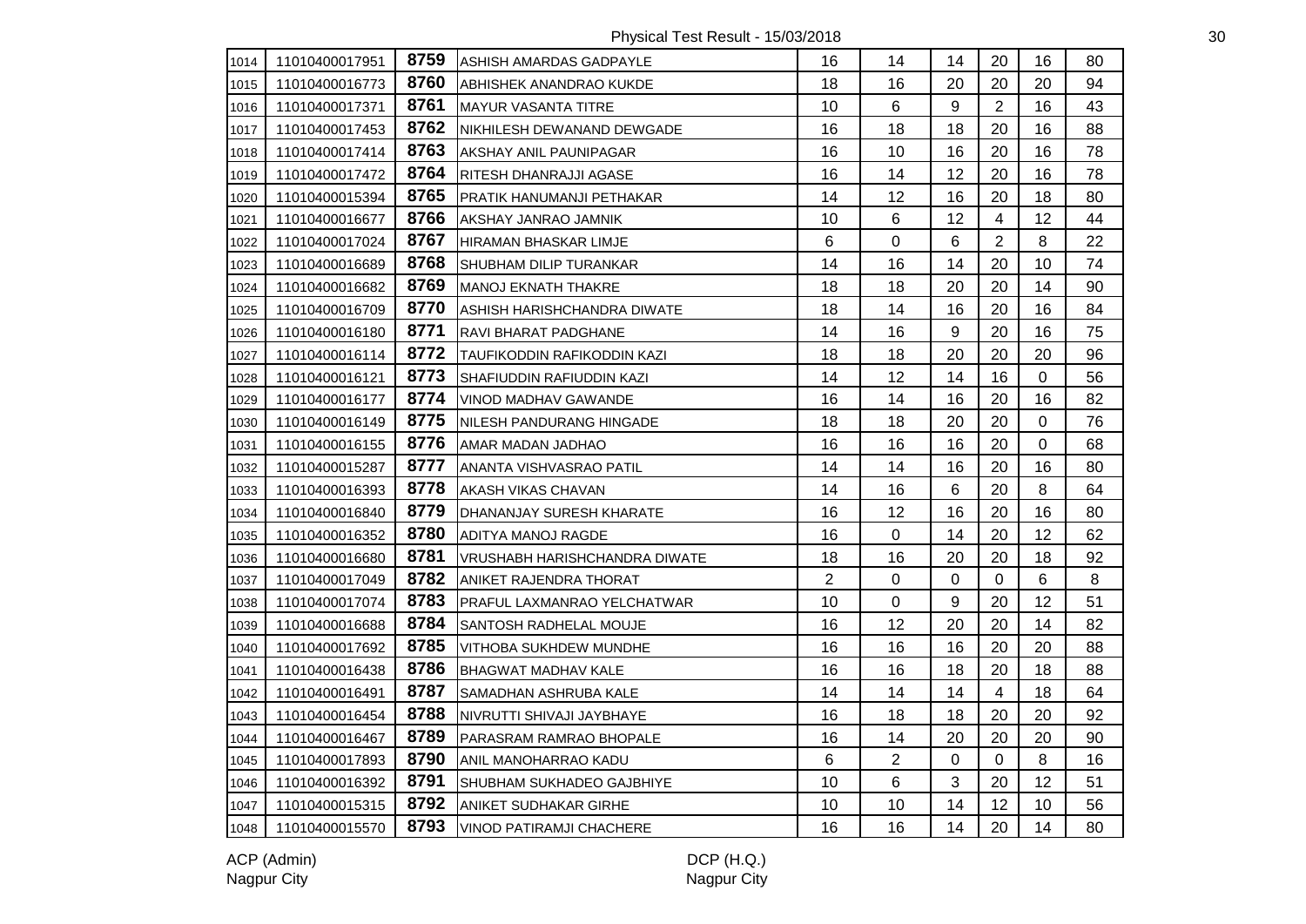Physical Test Result - 15/03/2018

| | | | | | | | | | |
|---|---|---|---|---|---|---|---|---|---|
| 1014 | 11010400017951 | 8759 | ASHISH AMARDAS GADPAYLE | 16 | 14 | 14 | 20 | 16 | 80 |
| 1015 | 11010400016773 | 8760 | ABHISHEK ANANDRAO KUKDE | 18 | 16 | 20 | 20 | 20 | 94 |
| 1016 | 11010400017371 | 8761 | MAYUR VASANTA TITRE | 10 | 6 | 9 | 2 | 16 | 43 |
| 1017 | 11010400017453 | 8762 | NIKHILESH DEWANAND DEWGADE | 16 | 18 | 18 | 20 | 16 | 88 |
| 1018 | 11010400017414 | 8763 | AKSHAY ANIL PAUNIPAGAR | 16 | 10 | 16 | 20 | 16 | 78 |
| 1019 | 11010400017472 | 8764 | RITESH DHANRAJJI AGASE | 16 | 14 | 12 | 20 | 16 | 78 |
| 1020 | 11010400015394 | 8765 | PRATIK HANUMANJI PETHAKAR | 14 | 12 | 16 | 20 | 18 | 80 |
| 1021 | 11010400016677 | 8766 | AKSHAY JANRAO JAMNIK | 10 | 6 | 12 | 4 | 12 | 44 |
| 1022 | 11010400017024 | 8767 | HIRAMAN BHASKAR LIMJE | 6 | 0 | 6 | 2 | 8 | 22 |
| 1023 | 11010400016689 | 8768 | SHUBHAM DILIP TURANKAR | 14 | 16 | 14 | 20 | 10 | 74 |
| 1024 | 11010400016682 | 8769 | MANOJ EKNATH THAKRE | 18 | 18 | 20 | 20 | 14 | 90 |
| 1025 | 11010400016709 | 8770 | ASHISH HARISHCHANDRA DIWATE | 18 | 14 | 16 | 20 | 16 | 84 |
| 1026 | 11010400016180 | 8771 | RAVI BHARAT PADGHANE | 14 | 16 | 9 | 20 | 16 | 75 |
| 1027 | 11010400016114 | 8772 | TAUFIKODDIN RAFIKODDIN KAZI | 18 | 18 | 20 | 20 | 20 | 96 |
| 1028 | 11010400016121 | 8773 | SHAFIUDDIN RAFIUDDIN KAZI | 14 | 12 | 14 | 16 | 0 | 56 |
| 1029 | 11010400016177 | 8774 | VINOD MADHAV GAWANDE | 16 | 14 | 16 | 20 | 16 | 82 |
| 1030 | 11010400016149 | 8775 | NILESH PANDURANG HINGADE | 18 | 18 | 20 | 20 | 0 | 76 |
| 1031 | 11010400016155 | 8776 | AMAR MADAN JADHAO | 16 | 16 | 16 | 20 | 0 | 68 |
| 1032 | 11010400015287 | 8777 | ANANTA VISHVASRAO PATIL | 14 | 14 | 16 | 20 | 16 | 80 |
| 1033 | 11010400016393 | 8778 | AKASH VIKAS CHAVAN | 14 | 16 | 6 | 20 | 8 | 64 |
| 1034 | 11010400016840 | 8779 | DHANANJAY SURESH KHARATE | 16 | 12 | 16 | 20 | 16 | 80 |
| 1035 | 11010400016352 | 8780 | ADITYA MANOJ RAGDE | 16 | 0 | 14 | 20 | 12 | 62 |
| 1036 | 11010400016680 | 8781 | VRUSHABH HARISHCHANDRA DIWATE | 18 | 16 | 20 | 20 | 18 | 92 |
| 1037 | 11010400017049 | 8782 | ANIKET RAJENDRA THORAT | 2 | 0 | 0 | 0 | 6 | 8 |
| 1038 | 11010400017074 | 8783 | PRAFUL LAXMANRAO YELCHATWAR | 10 | 0 | 9 | 20 | 12 | 51 |
| 1039 | 11010400016688 | 8784 | SANTOSH RADHELAL MOUJE | 16 | 12 | 20 | 20 | 14 | 82 |
| 1040 | 11010400017692 | 8785 | VITHOBA SUKHDEW MUNDHE | 16 | 16 | 16 | 20 | 20 | 88 |
| 1041 | 11010400016438 | 8786 | BHAGWAT MADHAV KALE | 16 | 16 | 18 | 20 | 18 | 88 |
| 1042 | 11010400016491 | 8787 | SAMADHAN ASHRUBA KALE | 14 | 14 | 14 | 4 | 18 | 64 |
| 1043 | 11010400016454 | 8788 | NIVRUTTI SHIVAJI JAYBHAYE | 16 | 18 | 18 | 20 | 20 | 92 |
| 1044 | 11010400016467 | 8789 | PARASRAM RAMRAO BHOPALE | 16 | 14 | 20 | 20 | 20 | 90 |
| 1045 | 11010400017893 | 8790 | ANIL MANOHARRAO KADU | 6 | 2 | 0 | 0 | 8 | 16 |
| 1046 | 11010400016392 | 8791 | SHUBHAM SUKHADEO GAJBHIYE | 10 | 6 | 3 | 20 | 12 | 51 |
| 1047 | 11010400015315 | 8792 | ANIKET SUDHAKAR GIRHE | 10 | 10 | 14 | 12 | 10 | 56 |
| 1048 | 11010400015570 | 8793 | VINOD PATIRAMJI CHACHERE | 16 | 16 | 14 | 20 | 14 | 80 |

ACP (Admin)
Nagpur City

DCP (H.Q.)
Nagpur City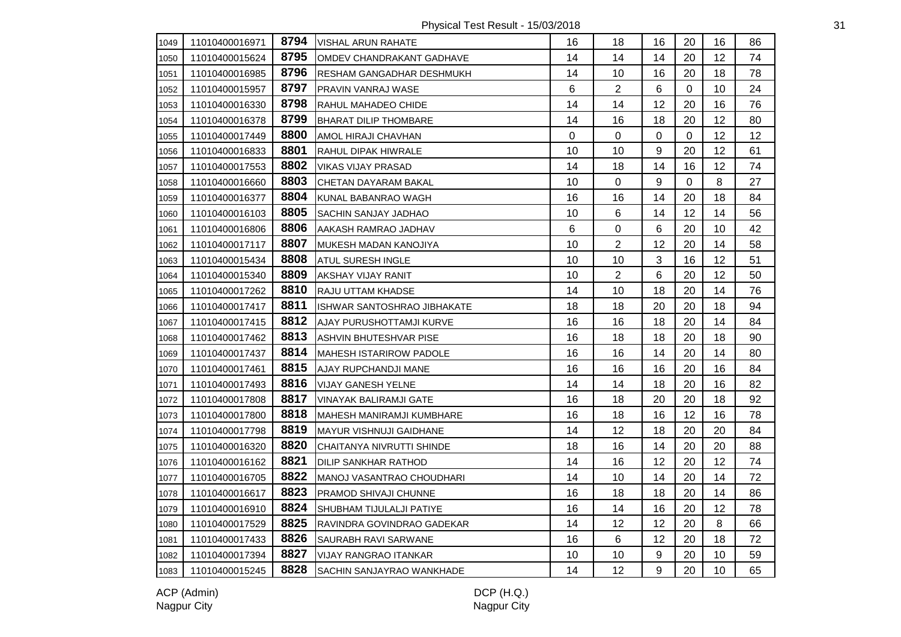| 1049 | 11010400016971 | 8794 | VISHAL ARUN RAHATE | 16 | 18 | 16 | 20 | 16 | 86 |
|---|---|---|---|---|---|---|---|---|---|
| 1050 | 11010400015624 | 8795 | OMDEV CHANDRAKANT GADHAVE | 14 | 14 | 14 | 20 | 12 | 74 |
| 1051 | 11010400016985 | 8796 | RESHAM GANGADHAR DESHMUKH | 14 | 10 | 16 | 20 | 18 | 78 |
| 1052 | 11010400015957 | 8797 | PRAVIN VANRAJ WASE | 6 | 2 | 6 | 0 | 10 | 24 |
| 1053 | 11010400016330 | 8798 | RAHUL MAHADEO CHIDE | 14 | 14 | 12 | 20 | 16 | 76 |
| 1054 | 11010400016378 | 8799 | BHARAT DILIP THOMBARE | 14 | 16 | 18 | 20 | 12 | 80 |
| 1055 | 11010400017449 | 8800 | AMOL HIRAJI CHAVHAN | 0 | 0 | 0 | 0 | 12 | 12 |
| 1056 | 11010400016833 | 8801 | RAHUL DIPAK HIWRALE | 10 | 10 | 9 | 20 | 12 | 61 |
| 1057 | 11010400017553 | 8802 | VIKAS VIJAY PRASAD | 14 | 18 | 14 | 16 | 12 | 74 |
| 1058 | 11010400016660 | 8803 | CHETAN DAYARAM BAKAL | 10 | 0 | 9 | 0 | 8 | 27 |
| 1059 | 11010400016377 | 8804 | KUNAL BABANRAO WAGH | 16 | 16 | 14 | 20 | 18 | 84 |
| 1060 | 11010400016103 | 8805 | SACHIN SANJAY JADHAO | 10 | 6 | 14 | 12 | 14 | 56 |
| 1061 | 11010400016806 | 8806 | AAKASH RAMRAO JADHAV | 6 | 0 | 6 | 20 | 10 | 42 |
| 1062 | 11010400017117 | 8807 | MUKESH MADAN KANOJIYA | 10 | 2 | 12 | 20 | 14 | 58 |
| 1063 | 11010400015434 | 8808 | ATUL SURESH INGLE | 10 | 10 | 3 | 16 | 12 | 51 |
| 1064 | 11010400015340 | 8809 | AKSHAY VIJAY RANIT | 10 | 2 | 6 | 20 | 12 | 50 |
| 1065 | 11010400017262 | 8810 | RAJU UTTAM KHADSE | 14 | 10 | 18 | 20 | 14 | 76 |
| 1066 | 11010400017417 | 8811 | ISHWAR SANTOSHRAO JIBHAKATE | 18 | 18 | 20 | 20 | 18 | 94 |
| 1067 | 11010400017415 | 8812 | AJAY PURUSHOTTAMJI KURVE | 16 | 16 | 18 | 20 | 14 | 84 |
| 1068 | 11010400017462 | 8813 | ASHVIN BHUTESHVAR PISE | 16 | 18 | 18 | 20 | 18 | 90 |
| 1069 | 11010400017437 | 8814 | MAHESH ISTARIROW PADOLE | 16 | 16 | 14 | 20 | 14 | 80 |
| 1070 | 11010400017461 | 8815 | AJAY RUPCHANDJI MANE | 16 | 16 | 16 | 20 | 16 | 84 |
| 1071 | 11010400017493 | 8816 | VIJAY GANESH YELNE | 14 | 14 | 18 | 20 | 16 | 82 |
| 1072 | 11010400017808 | 8817 | VINAYAK BALIRAMJI GATE | 16 | 18 | 20 | 20 | 18 | 92 |
| 1073 | 11010400017800 | 8818 | MAHESH MANIRAMJI KUMBHARE | 16 | 18 | 16 | 12 | 16 | 78 |
| 1074 | 11010400017798 | 8819 | MAYUR VISHNUJI GAIDHANE | 14 | 12 | 18 | 20 | 20 | 84 |
| 1075 | 11010400016320 | 8820 | CHAITANYA NIVRUTTI SHINDE | 18 | 16 | 14 | 20 | 20 | 88 |
| 1076 | 11010400016162 | 8821 | DILIP SANKHAR RATHOD | 14 | 16 | 12 | 20 | 12 | 74 |
| 1077 | 11010400016705 | 8822 | MANOJ VASANTRAO CHOUDHARI | 14 | 10 | 14 | 20 | 14 | 72 |
| 1078 | 11010400016617 | 8823 | PRAMOD SHIVAJI CHUNNE | 16 | 18 | 18 | 20 | 14 | 86 |
| 1079 | 11010400016910 | 8824 | SHUBHAM TIJULALJI PATIYE | 16 | 14 | 16 | 20 | 12 | 78 |
| 1080 | 11010400017529 | 8825 | RAVINDRA GOVINDRAO GADEKAR | 14 | 12 | 12 | 20 | 8 | 66 |
| 1081 | 11010400017433 | 8826 | SAURABH RAVI SARWANE | 16 | 6 | 12 | 20 | 18 | 72 |
| 1082 | 11010400017394 | 8827 | VIJAY RANGRAO ITANKAR | 10 | 10 | 9 | 20 | 10 | 59 |
| 1083 | 11010400015245 | 8828 | SACHIN SANJAYRAO WANKHADE | 14 | 12 | 9 | 20 | 10 | 65 |

ACP (Admin)
Nagpur City

DCP (H.Q.)
Nagpur City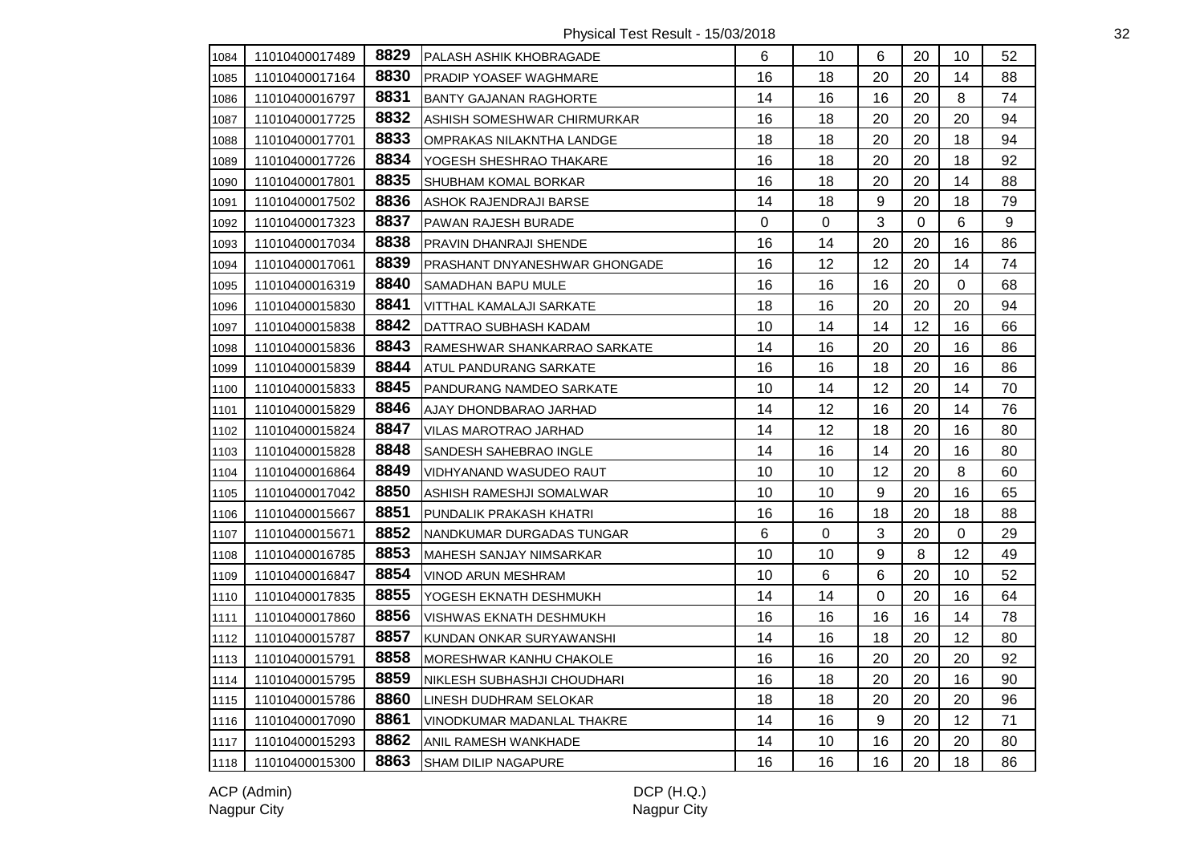Physical Test Result - 15/03/2018

| | | | | | | | | | |
|---|---|---|---|---|---|---|---|---|---|
| 1084 | 11010400017489 | 8829 | PALASH ASHIK KHOBRAGADE | 6 | 10 | 6 | 20 | 10 | 52 |
| 1085 | 11010400017164 | 8830 | PRADIP YOASEF WAGHMARE | 16 | 18 | 20 | 20 | 14 | 88 |
| 1086 | 11010400016797 | 8831 | BANTY GAJANAN RAGHORTE | 14 | 16 | 16 | 20 | 8 | 74 |
| 1087 | 11010400017725 | 8832 | ASHISH SOMESHWAR CHIRMURKAR | 16 | 18 | 20 | 20 | 20 | 94 |
| 1088 | 11010400017701 | 8833 | OMPRAKAS NILAKNTHA LANDGE | 18 | 18 | 20 | 20 | 18 | 94 |
| 1089 | 11010400017726 | 8834 | YOGESH SHESHRAO THAKARE | 16 | 18 | 20 | 20 | 18 | 92 |
| 1090 | 11010400017801 | 8835 | SHUBHAM KOMAL BORKAR | 16 | 18 | 20 | 20 | 14 | 88 |
| 1091 | 11010400017502 | 8836 | ASHOK RAJENDRAJI BARSE | 14 | 18 | 9 | 20 | 18 | 79 |
| 1092 | 11010400017323 | 8837 | PAWAN RAJESH BURADE | 0 | 0 | 3 | 0 | 6 | 9 |
| 1093 | 11010400017034 | 8838 | PRAVIN DHANRAJI SHENDE | 16 | 14 | 20 | 20 | 16 | 86 |
| 1094 | 11010400017061 | 8839 | PRASHANT DNYANESHWAR GHONGADE | 16 | 12 | 12 | 20 | 14 | 74 |
| 1095 | 11010400016319 | 8840 | SAMADHAN BAPU MULE | 16 | 16 | 16 | 20 | 0 | 68 |
| 1096 | 11010400015830 | 8841 | VITTHAL KAMALAJI SARKATE | 18 | 16 | 20 | 20 | 20 | 94 |
| 1097 | 11010400015838 | 8842 | DATTRAO SUBHASH KADAM | 10 | 14 | 14 | 12 | 16 | 66 |
| 1098 | 11010400015836 | 8843 | RAMESHWAR SHANKARRAO SARKATE | 14 | 16 | 20 | 20 | 16 | 86 |
| 1099 | 11010400015839 | 8844 | ATUL PANDURANG SARKATE | 16 | 16 | 18 | 20 | 16 | 86 |
| 1100 | 11010400015833 | 8845 | PANDURANG NAMDEO SARKATE | 10 | 14 | 12 | 20 | 14 | 70 |
| 1101 | 11010400015829 | 8846 | AJAY DHONDBARAO JARHAD | 14 | 12 | 16 | 20 | 14 | 76 |
| 1102 | 11010400015824 | 8847 | VILAS MAROTRAO JARHAD | 14 | 12 | 18 | 20 | 16 | 80 |
| 1103 | 11010400015828 | 8848 | SANDESH SAHEBRAO INGLE | 14 | 16 | 14 | 20 | 16 | 80 |
| 1104 | 11010400016864 | 8849 | VIDHYANAND WASUDEO RAUT | 10 | 10 | 12 | 20 | 8 | 60 |
| 1105 | 11010400017042 | 8850 | ASHISH RAMESHJI SOMALWAR | 10 | 10 | 9 | 20 | 16 | 65 |
| 1106 | 11010400015667 | 8851 | PUNDALIK PRAKASH KHATRI | 16 | 16 | 18 | 20 | 18 | 88 |
| 1107 | 11010400015671 | 8852 | NANDKUMAR DURGADAS TUNGAR | 6 | 0 | 3 | 20 | 0 | 29 |
| 1108 | 11010400016785 | 8853 | MAHESH SANJAY NIMSARKAR | 10 | 10 | 9 | 8 | 12 | 49 |
| 1109 | 11010400016847 | 8854 | VINOD ARUN MESHRAM | 10 | 6 | 6 | 20 | 10 | 52 |
| 1110 | 11010400017835 | 8855 | YOGESH EKNATH DESHMUKH | 14 | 14 | 0 | 20 | 16 | 64 |
| 1111 | 11010400017860 | 8856 | VISHWAS EKNATH DESHMUKH | 16 | 16 | 16 | 16 | 14 | 78 |
| 1112 | 11010400015787 | 8857 | KUNDAN ONKAR SURYAWANSHI | 14 | 16 | 18 | 20 | 12 | 80 |
| 1113 | 11010400015791 | 8858 | MORESHWAR KANHU CHAKOLE | 16 | 16 | 20 | 20 | 20 | 92 |
| 1114 | 11010400015795 | 8859 | NIKLESH SUBHASHJI CHOUDHARI | 16 | 18 | 20 | 20 | 16 | 90 |
| 1115 | 11010400015786 | 8860 | LINESH DUDHRAM SELOKAR | 18 | 18 | 20 | 20 | 20 | 96 |
| 1116 | 11010400017090 | 8861 | VINODKUMAR MADANLAL THAKRE | 14 | 16 | 9 | 20 | 12 | 71 |
| 1117 | 11010400015293 | 8862 | ANIL RAMESH WANKHADE | 14 | 10 | 16 | 20 | 20 | 80 |
| 1118 | 11010400015300 | 8863 | SHAM DILIP NAGAPURE | 16 | 16 | 16 | 20 | 18 | 86 |

ACP (Admin)
Nagpur City

DCP (H.Q.)
Nagpur City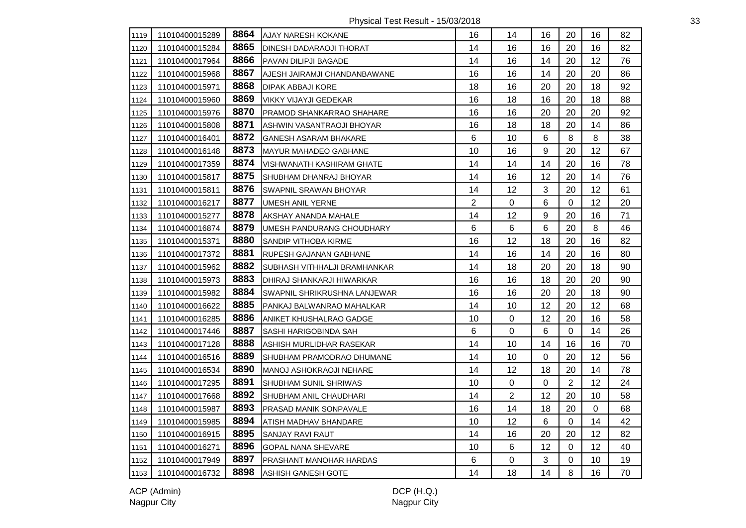Physical Test Result - 15/03/2018

| | | | | | | | | | |
|---|---|---|---|---|---|---|---|---|---|
| 1119 | 11010400015289 | 8864 | AJAY NARESH KOKANE | 16 | 14 | 16 | 20 | 16 | 82 |
| 1120 | 11010400015284 | 8865 | DINESH DADARAOJI THORAT | 14 | 16 | 16 | 20 | 16 | 82 |
| 1121 | 11010400017964 | 8866 | PAVAN DILIPJI BAGADE | 14 | 16 | 14 | 20 | 12 | 76 |
| 1122 | 11010400015968 | 8867 | AJESH JAIRAMJI CHANDANBAWANE | 16 | 16 | 14 | 20 | 20 | 86 |
| 1123 | 11010400015971 | 8868 | DIPAK ABBAJI KORE | 18 | 16 | 20 | 20 | 18 | 92 |
| 1124 | 11010400015960 | 8869 | VIKKY VIJAYJI GEDEKAR | 16 | 18 | 16 | 20 | 18 | 88 |
| 1125 | 11010400015976 | 8870 | PRAMOD SHANKARRAO SHAHARE | 16 | 16 | 20 | 20 | 20 | 92 |
| 1126 | 11010400015808 | 8871 | ASHWIN VASANTRAOJI BHOYAR | 16 | 18 | 18 | 20 | 14 | 86 |
| 1127 | 11010400016401 | 8872 | GANESH ASARAM BHAKARE | 6 | 10 | 6 | 8 | 8 | 38 |
| 1128 | 11010400016148 | 8873 | MAYUR MAHADEO GABHANE | 10 | 16 | 9 | 20 | 12 | 67 |
| 1129 | 11010400017359 | 8874 | VISHWANATH KASHIRAM GHATE | 14 | 14 | 14 | 20 | 16 | 78 |
| 1130 | 11010400015817 | 8875 | SHUBHAM DHANRAJ BHOYAR | 14 | 16 | 12 | 20 | 14 | 76 |
| 1131 | 11010400015811 | 8876 | SWAPNIL SRAWAN BHOYAR | 14 | 12 | 3 | 20 | 12 | 61 |
| 1132 | 11010400016217 | 8877 | UMESH ANIL YERNE | 2 | 0 | 6 | 0 | 12 | 20 |
| 1133 | 11010400015277 | 8878 | AKSHAY ANANDA MAHALE | 14 | 12 | 9 | 20 | 16 | 71 |
| 1134 | 11010400016874 | 8879 | UMESH PANDURANG CHOUDHARY | 6 | 6 | 6 | 20 | 8 | 46 |
| 1135 | 11010400015371 | 8880 | SANDIP VITHOBA KIRME | 16 | 12 | 18 | 20 | 16 | 82 |
| 1136 | 11010400017372 | 8881 | RUPESH GAJANAN GABHANE | 14 | 16 | 14 | 20 | 16 | 80 |
| 1137 | 11010400015962 | 8882 | SUBHASH VITHHALJI BRAMHANKAR | 14 | 18 | 20 | 20 | 18 | 90 |
| 1138 | 11010400015973 | 8883 | DHIRAJ SHANKARJI HIWARKAR | 16 | 16 | 18 | 20 | 20 | 90 |
| 1139 | 11010400015982 | 8884 | SWAPNIL SHRIKRUSHNA LANJEWAR | 16 | 16 | 20 | 20 | 18 | 90 |
| 1140 | 11010400016622 | 8885 | PANKAJ BALWANRAO MAHALKAR | 14 | 10 | 12 | 20 | 12 | 68 |
| 1141 | 11010400016285 | 8886 | ANIKET KHUSHALRAO GADGE | 10 | 0 | 12 | 20 | 16 | 58 |
| 1142 | 11010400017446 | 8887 | SASHI HARIGOBINDA SAH | 6 | 0 | 6 | 0 | 14 | 26 |
| 1143 | 11010400017128 | 8888 | ASHISH MURLIDHAR RASEKAR | 14 | 10 | 14 | 16 | 16 | 70 |
| 1144 | 11010400016516 | 8889 | SHUBHAM PRAMODRAO DHUMANE | 14 | 10 | 0 | 20 | 12 | 56 |
| 1145 | 11010400016534 | 8890 | MANOJ ASHOKRAOJI NEHARE | 14 | 12 | 18 | 20 | 14 | 78 |
| 1146 | 11010400017295 | 8891 | SHUBHAM SUNIL SHRIWAS | 10 | 0 | 0 | 2 | 12 | 24 |
| 1147 | 11010400017668 | 8892 | SHUBHAM ANIL CHAUDHARI | 14 | 2 | 12 | 20 | 10 | 58 |
| 1148 | 11010400015987 | 8893 | PRASAD MANIK SONPAVALE | 16 | 14 | 18 | 20 | 0 | 68 |
| 1149 | 11010400015985 | 8894 | ATISH MADHAV BHANDARE | 10 | 12 | 6 | 0 | 14 | 42 |
| 1150 | 11010400016915 | 8895 | SANJAY RAVI RAUT | 14 | 16 | 20 | 20 | 12 | 82 |
| 1151 | 11010400016271 | 8896 | GOPAL NANA SHEVARE | 10 | 6 | 12 | 0 | 12 | 40 |
| 1152 | 11010400017949 | 8897 | PRASHANT MANOHAR HARDAS | 6 | 0 | 3 | 0 | 10 | 19 |
| 1153 | 11010400016732 | 8898 | ASHISH GANESH GOTE | 14 | 18 | 14 | 8 | 16 | 70 |

ACP (Admin)
Nagpur City

DCP (H.Q.)
Nagpur City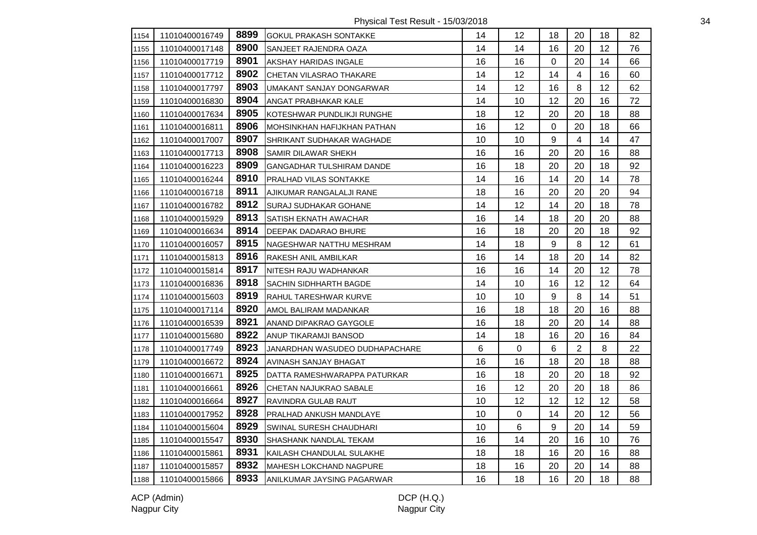Physical Test Result - 15/03/2018

| | | | | | | | | | |
|---|---|---|---|---|---|---|---|---|---|
| 1154 | 11010400016749 | 8899 | GOKUL PRAKASH SONTAKKE | 14 | 12 | 18 | 20 | 18 | 82 |
| 1155 | 11010400017148 | 8900 | SANJEET RAJENDRA OAZA | 14 | 14 | 16 | 20 | 12 | 76 |
| 1156 | 11010400017719 | 8901 | AKSHAY HARIDAS INGALE | 16 | 16 | 0 | 20 | 14 | 66 |
| 1157 | 11010400017712 | 8902 | CHETAN VILASRAO THAKARE | 14 | 12 | 14 | 4 | 16 | 60 |
| 1158 | 11010400017797 | 8903 | UMAKANT SANJAY DONGARWAR | 14 | 12 | 16 | 8 | 12 | 62 |
| 1159 | 11010400016830 | 8904 | ANGAT PRABHAKAR KALE | 14 | 10 | 12 | 20 | 16 | 72 |
| 1160 | 11010400017634 | 8905 | KOTESHWAR PUNDLIKJI RUNGHE | 18 | 12 | 20 | 20 | 18 | 88 |
| 1161 | 11010400016811 | 8906 | MOHSINKHAN HAFIJKHAN PATHAN | 16 | 12 | 0 | 20 | 18 | 66 |
| 1162 | 11010400017007 | 8907 | SHRIKANT SUDHAKAR WAGHADE | 10 | 10 | 9 | 4 | 14 | 47 |
| 1163 | 11010400017713 | 8908 | SAMIR DILAWAR SHEKH | 16 | 16 | 20 | 20 | 16 | 88 |
| 1164 | 11010400016223 | 8909 | GANGADHAR TULSHIRAM DANDE | 16 | 18 | 20 | 20 | 18 | 92 |
| 1165 | 11010400016244 | 8910 | PRALHAD VILAS SONTAKKE | 14 | 16 | 14 | 20 | 14 | 78 |
| 1166 | 11010400016718 | 8911 | AJIKUMAR RANGALALJI RANE | 18 | 16 | 20 | 20 | 20 | 94 |
| 1167 | 11010400016782 | 8912 | SURAJ SUDHAKAR GOHANE | 14 | 12 | 14 | 20 | 18 | 78 |
| 1168 | 11010400015929 | 8913 | SATISH EKNATH AWACHAR | 16 | 14 | 18 | 20 | 20 | 88 |
| 1169 | 11010400016634 | 8914 | DEEPAK DADARAO BHURE | 16 | 18 | 20 | 20 | 18 | 92 |
| 1170 | 11010400016057 | 8915 | NAGESHWAR NATTHU MESHRAM | 14 | 18 | 9 | 8 | 12 | 61 |
| 1171 | 11010400015813 | 8916 | RAKESH ANIL AMBILKAR | 16 | 14 | 18 | 20 | 14 | 82 |
| 1172 | 11010400015814 | 8917 | NITESH RAJU WADHANKAR | 16 | 16 | 14 | 20 | 12 | 78 |
| 1173 | 11010400016836 | 8918 | SACHIN SIDHHARTH BAGDE | 14 | 10 | 16 | 12 | 12 | 64 |
| 1174 | 11010400015603 | 8919 | RAHUL TARESHWAR KURVE | 10 | 10 | 9 | 8 | 14 | 51 |
| 1175 | 11010400017114 | 8920 | AMOL BALIRAM MADANKAR | 16 | 18 | 18 | 20 | 16 | 88 |
| 1176 | 11010400016539 | 8921 | ANAND DIPAKRAO GAYGOLE | 16 | 18 | 20 | 20 | 14 | 88 |
| 1177 | 11010400015680 | 8922 | ANUP TIKARAMJI BANSOD | 14 | 18 | 16 | 20 | 16 | 84 |
| 1178 | 11010400017749 | 8923 | JANARDHAN WASUDEO DUDHAPACHARE | 6 | 0 | 6 | 2 | 8 | 22 |
| 1179 | 11010400016672 | 8924 | AVINASH SANJAY BHAGAT | 16 | 16 | 18 | 20 | 18 | 88 |
| 1180 | 11010400016671 | 8925 | DATTA RAMESHWARAPPA PATURKAR | 16 | 18 | 20 | 20 | 18 | 92 |
| 1181 | 11010400016661 | 8926 | CHETAN NAJUKRAO SABALE | 16 | 12 | 20 | 20 | 18 | 86 |
| 1182 | 11010400016664 | 8927 | RAVINDRA GULAB RAUT | 10 | 12 | 12 | 12 | 12 | 58 |
| 1183 | 11010400017952 | 8928 | PRALHAD ANKUSH MANDLAYE | 10 | 0 | 14 | 20 | 12 | 56 |
| 1184 | 11010400015604 | 8929 | SWINAL SURESH CHAUDHARI | 10 | 6 | 9 | 20 | 14 | 59 |
| 1185 | 11010400015547 | 8930 | SHASHANK NANDLAL TEKAM | 16 | 14 | 20 | 16 | 10 | 76 |
| 1186 | 11010400015861 | 8931 | KAILASH CHANDULAL SULAKHE | 18 | 18 | 16 | 20 | 16 | 88 |
| 1187 | 11010400015857 | 8932 | MAHESH LOKCHAND NAGPURE | 18 | 16 | 20 | 20 | 14 | 88 |
| 1188 | 11010400015866 | 8933 | ANILKUMAR JAYSING PAGARWAR | 16 | 18 | 16 | 20 | 18 | 88 |

ACP (Admin)
Nagpur City

DCP (H.Q.)
Nagpur City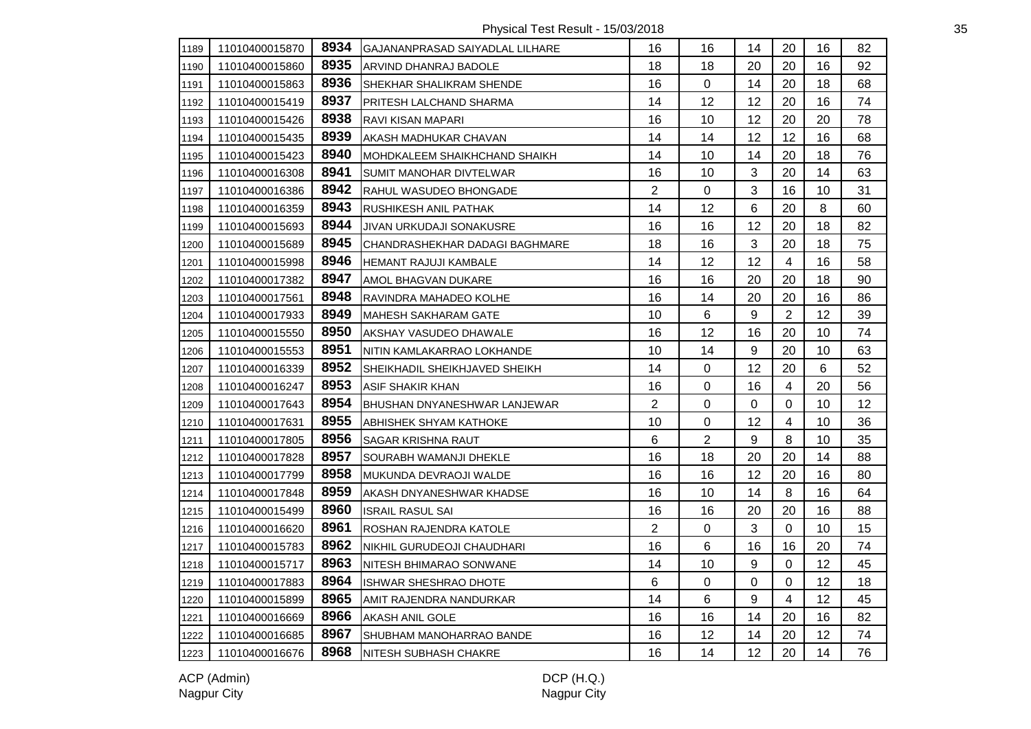| | | | | | | | | | |
|---|---|---|---|---|---|---|---|---|---|
| 1189 | 11010400015870 | 8934 | GAJANANPRASAD SAIYADLAL LILHARE | 16 | 16 | 14 | 20 | 16 | 82 |
| 1190 | 11010400015860 | 8935 | ARVIND DHANRAJ BADOLE | 18 | 18 | 20 | 20 | 16 | 92 |
| 1191 | 11010400015863 | 8936 | SHEKHAR SHALIKRAM SHENDE | 16 | 0 | 14 | 20 | 18 | 68 |
| 1192 | 11010400015419 | 8937 | PRITESH LALCHAND SHARMA | 14 | 12 | 12 | 20 | 16 | 74 |
| 1193 | 11010400015426 | 8938 | RAVI KISAN MAPARI | 16 | 10 | 12 | 20 | 20 | 78 |
| 1194 | 11010400015435 | 8939 | AKASH MADHUKAR CHAVAN | 14 | 14 | 12 | 12 | 16 | 68 |
| 1195 | 11010400015423 | 8940 | MOHDKALEEM SHAIKHCHAND SHAIKH | 14 | 10 | 14 | 20 | 18 | 76 |
| 1196 | 11010400016308 | 8941 | SUMIT MANOHAR DIVTELWAR | 16 | 10 | 3 | 20 | 14 | 63 |
| 1197 | 11010400016386 | 8942 | RAHUL WASUDEO BHONGADE | 2 | 0 | 3 | 16 | 10 | 31 |
| 1198 | 11010400016359 | 8943 | RUSHIKESH ANIL PATHAK | 14 | 12 | 6 | 20 | 8 | 60 |
| 1199 | 11010400015693 | 8944 | JIVAN URKUDAJI SONAKUSRE | 16 | 16 | 12 | 20 | 18 | 82 |
| 1200 | 11010400015689 | 8945 | CHANDRASHEKHAR DADAGI BAGHMARE | 18 | 16 | 3 | 20 | 18 | 75 |
| 1201 | 11010400015998 | 8946 | HEMANT RAJUJI KAMBALE | 14 | 12 | 12 | 4 | 16 | 58 |
| 1202 | 11010400017382 | 8947 | AMOL BHAGVAN DUKARE | 16 | 16 | 20 | 20 | 18 | 90 |
| 1203 | 11010400017561 | 8948 | RAVINDRA MAHADEO KOLHE | 16 | 14 | 20 | 20 | 16 | 86 |
| 1204 | 11010400017933 | 8949 | MAHESH SAKHARAM GATE | 10 | 6 | 9 | 2 | 12 | 39 |
| 1205 | 11010400015550 | 8950 | AKSHAY VASUDEO DHAWALE | 16 | 12 | 16 | 20 | 10 | 74 |
| 1206 | 11010400015553 | 8951 | NITIN KAMLAKARRAO LOKHANDE | 10 | 14 | 9 | 20 | 10 | 63 |
| 1207 | 11010400016339 | 8952 | SHEIKHADIL SHEIKHJAVED SHEIKH | 14 | 0 | 12 | 20 | 6 | 52 |
| 1208 | 11010400016247 | 8953 | ASIF SHAKIR KHAN | 16 | 0 | 16 | 4 | 20 | 56 |
| 1209 | 11010400017643 | 8954 | BHUSHAN DNYANESHWAR LANJEWAR | 2 | 0 | 0 | 0 | 10 | 12 |
| 1210 | 11010400017631 | 8955 | ABHISHEK SHYAM KATHOKE | 10 | 0 | 12 | 4 | 10 | 36 |
| 1211 | 11010400017805 | 8956 | SAGAR KRISHNA RAUT | 6 | 2 | 9 | 8 | 10 | 35 |
| 1212 | 11010400017828 | 8957 | SOURABH WAMANJI DHEKLE | 16 | 18 | 20 | 20 | 14 | 88 |
| 1213 | 11010400017799 | 8958 | MUKUNDA DEVRAOJI WALDE | 16 | 16 | 12 | 20 | 16 | 80 |
| 1214 | 11010400017848 | 8959 | AKASH DNYANESHWAR KHADSE | 16 | 10 | 14 | 8 | 16 | 64 |
| 1215 | 11010400015499 | 8960 | ISRAIL RASUL SAI | 16 | 16 | 20 | 20 | 16 | 88 |
| 1216 | 11010400016620 | 8961 | ROSHAN RAJENDRA KATOLE | 2 | 0 | 3 | 0 | 10 | 15 |
| 1217 | 11010400015783 | 8962 | NIKHIL GURUDEOJI CHAUDHARI | 16 | 6 | 16 | 16 | 20 | 74 |
| 1218 | 11010400015717 | 8963 | NITESH BHIMARAO SONWANE | 14 | 10 | 9 | 0 | 12 | 45 |
| 1219 | 11010400017883 | 8964 | ISHWAR SHESHRAO DHOTE | 6 | 0 | 0 | 0 | 12 | 18 |
| 1220 | 11010400015899 | 8965 | AMIT RAJENDRA NANDURKAR | 14 | 6 | 9 | 4 | 12 | 45 |
| 1221 | 11010400016669 | 8966 | AKASH ANIL GOLE | 16 | 16 | 14 | 20 | 16 | 82 |
| 1222 | 11010400016685 | 8967 | SHUBHAM MANOHARRAO BANDE | 16 | 12 | 14 | 20 | 12 | 74 |
| 1223 | 11010400016676 | 8968 | NITESH SUBHASH CHAKRE | 16 | 14 | 12 | 20 | 14 | 76 |

ACP (Admin)
Nagpur City

DCP (H.Q.)
Nagpur City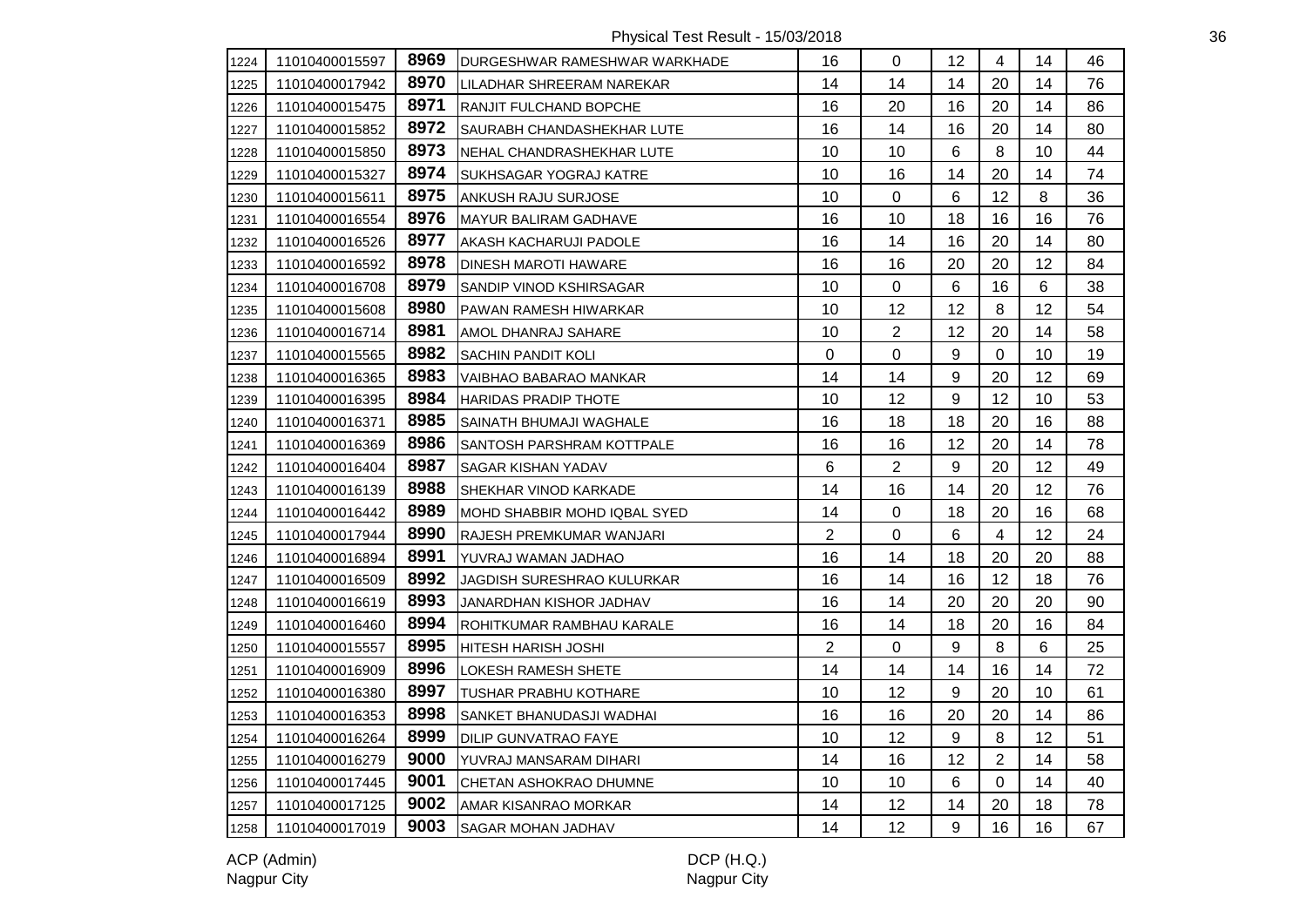| 1224 | 11010400015597 | 8969 | DURGESHWAR RAMESHWAR WARKHADE | 16 | 0 | 12 | 4 | 14 | 46 |
|---|---|---|---|---|---|---|---|---|---|
| 1225 | 11010400017942 | 8970 | LILADHAR SHREERAM NAREKAR | 14 | 14 | 14 | 20 | 14 | 76 |
| 1226 | 11010400015475 | 8971 | RANJIT FULCHAND BOPCHE | 16 | 20 | 16 | 20 | 14 | 86 |
| 1227 | 11010400015852 | 8972 | SAURABH CHANDASHEKHAR LUTE | 16 | 14 | 16 | 20 | 14 | 80 |
| 1228 | 11010400015850 | 8973 | NEHAL CHANDRASHEKHAR LUTE | 10 | 10 | 6 | 8 | 10 | 44 |
| 1229 | 11010400015327 | 8974 | SUKHSAGAR YOGRAJ KATRE | 10 | 16 | 14 | 20 | 14 | 74 |
| 1230 | 11010400015611 | 8975 | ANKUSH RAJU SURJOSE | 10 | 0 | 6 | 12 | 8 | 36 |
| 1231 | 11010400016554 | 8976 | MAYUR BALIRAM GADHAVE | 16 | 10 | 18 | 16 | 16 | 76 |
| 1232 | 11010400016526 | 8977 | AKASH KACHARUJI PADOLE | 16 | 14 | 16 | 20 | 14 | 80 |
| 1233 | 11010400016592 | 8978 | DINESH MAROTI HAWARE | 16 | 16 | 20 | 20 | 12 | 84 |
| 1234 | 11010400016708 | 8979 | SANDIP VINOD KSHIRSAGAR | 10 | 0 | 6 | 16 | 6 | 38 |
| 1235 | 11010400015608 | 8980 | PAWAN RAMESH HIWARKAR | 10 | 12 | 12 | 8 | 12 | 54 |
| 1236 | 11010400016714 | 8981 | AMOL DHANRAJ SAHARE | 10 | 2 | 12 | 20 | 14 | 58 |
| 1237 | 11010400015565 | 8982 | SACHIN PANDIT KOLI | 0 | 0 | 9 | 0 | 10 | 19 |
| 1238 | 11010400016365 | 8983 | VAIBHAO BABARAO MANKAR | 14 | 14 | 9 | 20 | 12 | 69 |
| 1239 | 11010400016395 | 8984 | HARIDAS PRADIP THOTE | 10 | 12 | 9 | 12 | 10 | 53 |
| 1240 | 11010400016371 | 8985 | SAINATH BHUMAJI WAGHALE | 16 | 18 | 18 | 20 | 16 | 88 |
| 1241 | 11010400016369 | 8986 | SANTOSH PARSHRAM KOTTPALE | 16 | 16 | 12 | 20 | 14 | 78 |
| 1242 | 11010400016404 | 8987 | SAGAR KISHAN YADAV | 6 | 2 | 9 | 20 | 12 | 49 |
| 1243 | 11010400016139 | 8988 | SHEKHAR VINOD KARKADE | 14 | 16 | 14 | 20 | 12 | 76 |
| 1244 | 11010400016442 | 8989 | MOHD SHABBIR MOHD IQBAL SYED | 14 | 0 | 18 | 20 | 16 | 68 |
| 1245 | 11010400017944 | 8990 | RAJESH PREMKUMAR WANJARI | 2 | 0 | 6 | 4 | 12 | 24 |
| 1246 | 11010400016894 | 8991 | YUVRAJ WAMAN JADHAO | 16 | 14 | 18 | 20 | 20 | 88 |
| 1247 | 11010400016509 | 8992 | JAGDISH SURESHRAO KULURKAR | 16 | 14 | 16 | 12 | 18 | 76 |
| 1248 | 11010400016619 | 8993 | JANARDHAN KISHOR JADHAV | 16 | 14 | 20 | 20 | 20 | 90 |
| 1249 | 11010400016460 | 8994 | ROHITKUMAR RAMBHAU KARALE | 16 | 14 | 18 | 20 | 16 | 84 |
| 1250 | 11010400015557 | 8995 | HITESH HARISH JOSHI | 2 | 0 | 9 | 8 | 6 | 25 |
| 1251 | 11010400016909 | 8996 | LOKESH RAMESH SHETE | 14 | 14 | 14 | 16 | 14 | 72 |
| 1252 | 11010400016380 | 8997 | TUSHAR PRABHU KOTHARE | 10 | 12 | 9 | 20 | 10 | 61 |
| 1253 | 11010400016353 | 8998 | SANKET BHANUDASJI WADHAI | 16 | 16 | 20 | 20 | 14 | 86 |
| 1254 | 11010400016264 | 8999 | DILIP GUNVATRAO FAYE | 10 | 12 | 9 | 8 | 12 | 51 |
| 1255 | 11010400016279 | 9000 | YUVRAJ MANSARAM DIHARI | 14 | 16 | 12 | 2 | 14 | 58 |
| 1256 | 11010400017445 | 9001 | CHETAN ASHOKRAO DHUMNE | 10 | 10 | 6 | 0 | 14 | 40 |
| 1257 | 11010400017125 | 9002 | AMAR KISANRAO MORKAR | 14 | 12 | 14 | 20 | 18 | 78 |
| 1258 | 11010400017019 | 9003 | SAGAR MOHAN JADHAV | 14 | 12 | 9 | 16 | 16 | 67 |

ACP (Admin)
Nagpur City

DCP (H.Q.)
Nagpur City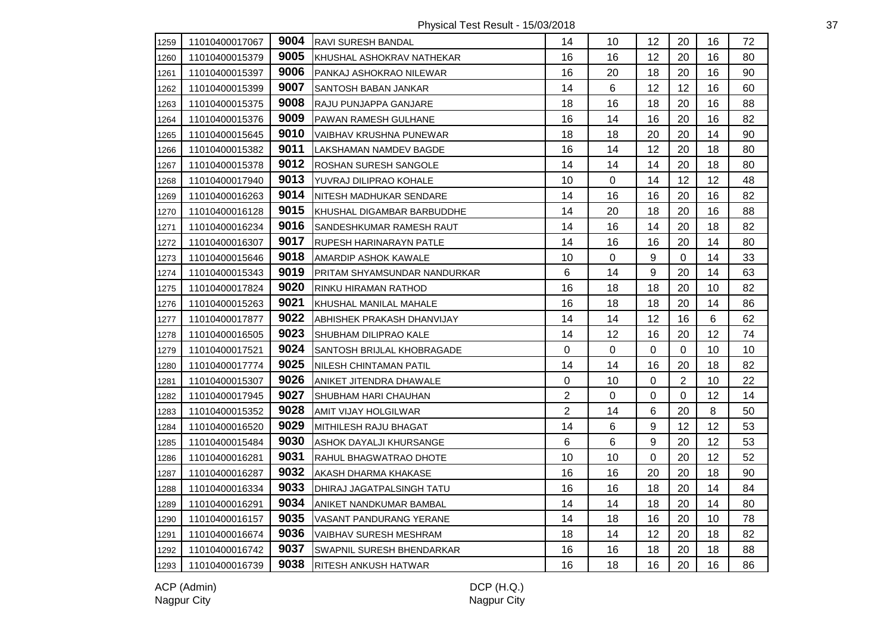Physical Test Result - 15/03/2018

| | | | | | | | | | |
|---|---|---|---|---|---|---|---|---|---|
| 1259 | 11010400017067 | **9004** | RAVI SURESH BANDAL | 14 | 10 | 12 | 20 | 16 | 72 |
| 1260 | 11010400015379 | **9005** | KHUSHAL ASHOKRAV NATHEKAR | 16 | 16 | 12 | 20 | 16 | 80 |
| 1261 | 11010400015397 | **9006** | PANKAJ ASHOKRAO NILEWAR | 16 | 20 | 18 | 20 | 16 | 90 |
| 1262 | 11010400015399 | **9007** | SANTOSH BABAN JANKAR | 14 | 6 | 12 | 12 | 16 | 60 |
| 1263 | 11010400015375 | **9008** | RAJU PUNJAPPA GANJARE | 18 | 16 | 18 | 20 | 16 | 88 |
| 1264 | 11010400015376 | **9009** | PAWAN RAMESH GULHANE | 16 | 14 | 16 | 20 | 16 | 82 |
| 1265 | 11010400015645 | **9010** | VAIBHAV KRUSHNA PUNEWAR | 18 | 18 | 20 | 20 | 14 | 90 |
| 1266 | 11010400015382 | **9011** | LAKSHAMAN NAMDEV BAGDE | 16 | 14 | 12 | 20 | 18 | 80 |
| 1267 | 11010400015378 | **9012** | ROSHAN SURESH SANGOLE | 14 | 14 | 14 | 20 | 18 | 80 |
| 1268 | 11010400017940 | **9013** | YUVRAJ DILIPRAO KOHALE | 10 | 0 | 14 | 12 | 12 | 48 |
| 1269 | 11010400016263 | **9014** | NITESH MADHUKAR SENDARE | 14 | 16 | 16 | 20 | 16 | 82 |
| 1270 | 11010400016128 | **9015** | KHUSHAL DIGAMBAR BARBUDDHE | 14 | 20 | 18 | 20 | 16 | 88 |
| 1271 | 11010400016234 | **9016** | SANDESHKUMAR RAMESH RAUT | 14 | 16 | 14 | 20 | 18 | 82 |
| 1272 | 11010400016307 | **9017** | RUPESH HARINARAYN PATLE | 14 | 16 | 16 | 20 | 14 | 80 |
| 1273 | 11010400015646 | **9018** | AMARDIP ASHOK KAWALE | 10 | 0 | 9 | 0 | 14 | 33 |
| 1274 | 11010400015343 | **9019** | PRITAM SHYAMSUNDAR NANDURKAR | 6 | 14 | 9 | 20 | 14 | 63 |
| 1275 | 11010400017824 | **9020** | RINKU HIRAMAN RATHOD | 16 | 18 | 18 | 20 | 10 | 82 |
| 1276 | 11010400015263 | **9021** | KHUSHAL MANILAL MAHALE | 16 | 18 | 18 | 20 | 14 | 86 |
| 1277 | 11010400017877 | **9022** | ABHISHEK PRAKASH DHANVIJAY | 14 | 14 | 12 | 16 | 6 | 62 |
| 1278 | 11010400016505 | **9023** | SHUBHAM DILIPRAO KALE | 14 | 12 | 16 | 20 | 12 | 74 |
| 1279 | 11010400017521 | **9024** | SANTOSH BRIJLAL KHOBRAGADE | 0 | 0 | 0 | 0 | 10 | 10 |
| 1280 | 11010400017774 | **9025** | NILESH CHINTAMAN PATIL | 14 | 14 | 16 | 20 | 18 | 82 |
| 1281 | 11010400015307 | **9026** | ANIKET JITENDRA DHAWALE | 0 | 10 | 0 | 2 | 10 | 22 |
| 1282 | 11010400017945 | **9027** | SHUBHAM HARI CHAUHAN | 2 | 0 | 0 | 0 | 12 | 14 |
| 1283 | 11010400015352 | **9028** | AMIT VIJAY HOLGILWAR | 2 | 14 | 6 | 20 | 8 | 50 |
| 1284 | 11010400016520 | **9029** | MITHILESH RAJU BHAGAT | 14 | 6 | 9 | 12 | 12 | 53 |
| 1285 | 11010400015484 | **9030** | ASHOK DAYALJI KHURSANGE | 6 | 6 | 9 | 20 | 12 | 53 |
| 1286 | 11010400016281 | **9031** | RAHUL BHAGWATRAO DHOTE | 10 | 10 | 0 | 20 | 12 | 52 |
| 1287 | 11010400016287 | **9032** | AKASH DHARMA KHAKASE | 16 | 16 | 20 | 20 | 18 | 90 |
| 1288 | 11010400016334 | **9033** | DHIRAJ JAGATPALSINGH TATU | 16 | 16 | 18 | 20 | 14 | 84 |
| 1289 | 11010400016291 | **9034** | ANIKET NANDKUMAR BAMBAL | 14 | 14 | 18 | 20 | 14 | 80 |
| 1290 | 11010400016157 | **9035** | VASANT PANDURANG YERANE | 14 | 18 | 16 | 20 | 10 | 78 |
| 1291 | 11010400016674 | **9036** | VAIBHAV SURESH MESHRAM | 18 | 14 | 12 | 20 | 18 | 82 |
| 1292 | 11010400016742 | **9037** | SWAPNIL SURESH BHENDARKAR | 16 | 16 | 18 | 20 | 18 | 88 |
| 1293 | 11010400016739 | **9038** | RITESH ANKUSH HATWAR | 16 | 18 | 16 | 20 | 16 | 86 |

ACP (Admin)
Nagpur City

DCP (H.Q.)
Nagpur City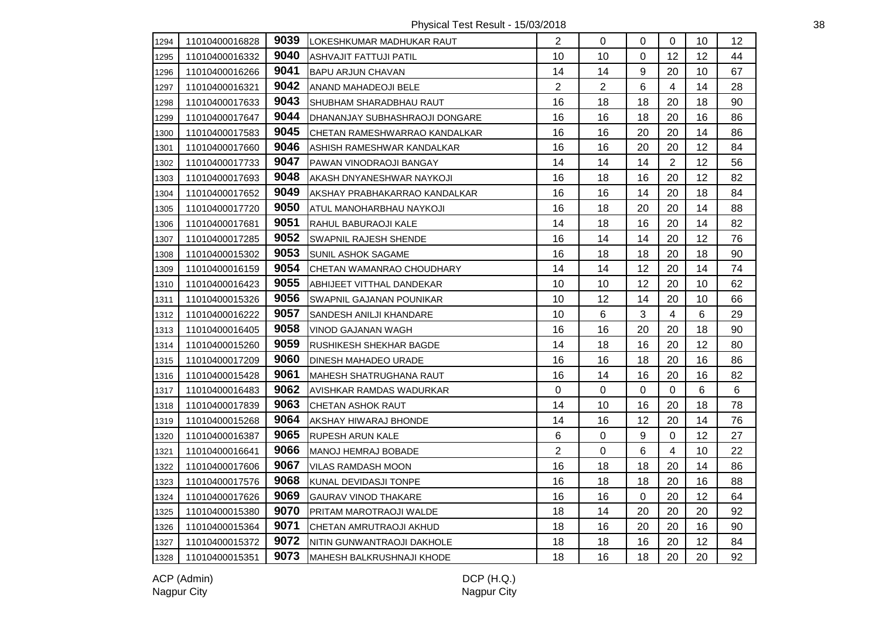Physical Test Result - 15/03/2018

| | | | | | | | | | |
|---|---|---|---|---|---|---|---|---|---|
| 1294 | 11010400016828 | 9039 | LOKESHKUMAR MADHUKAR RAUT | 2 | 0 | 0 | 0 | 10 | 12 |
| 1295 | 11010400016332 | 9040 | ASHVAJIT FATTUJI PATIL | 10 | 10 | 0 | 12 | 12 | 44 |
| 1296 | 11010400016266 | 9041 | BAPU ARJUN CHAVAN | 14 | 14 | 9 | 20 | 10 | 67 |
| 1297 | 11010400016321 | 9042 | ANAND MAHADEOJI BELE | 2 | 2 | 6 | 4 | 14 | 28 |
| 1298 | 11010400017633 | 9043 | SHUBHAM SHARADBHAU RAUT | 16 | 18 | 18 | 20 | 18 | 90 |
| 1299 | 11010400017647 | 9044 | DHANANJAY SUBHASHRAOJI DONGARE | 16 | 16 | 18 | 20 | 16 | 86 |
| 1300 | 11010400017583 | 9045 | CHETAN RAMESHWARRAO KANDALKAR | 16 | 16 | 20 | 20 | 14 | 86 |
| 1301 | 11010400017660 | 9046 | ASHISH RAMESHWAR KANDALKAR | 16 | 16 | 20 | 20 | 12 | 84 |
| 1302 | 11010400017733 | 9047 | PAWAN VINODRAOJI BANGAY | 14 | 14 | 14 | 2 | 12 | 56 |
| 1303 | 11010400017693 | 9048 | AKASH DNYANESHWAR NAYKOJI | 16 | 18 | 16 | 20 | 12 | 82 |
| 1304 | 11010400017652 | 9049 | AKSHAY PRABHAKARRAO KANDALKAR | 16 | 16 | 14 | 20 | 18 | 84 |
| 1305 | 11010400017720 | 9050 | ATUL MANOHARBHAU NAYKOJI | 16 | 18 | 20 | 20 | 14 | 88 |
| 1306 | 11010400017681 | 9051 | RAHUL BABURAOJI KALE | 14 | 18 | 16 | 20 | 14 | 82 |
| 1307 | 11010400017285 | 9052 | SWAPNIL RAJESH SHENDE | 16 | 14 | 14 | 20 | 12 | 76 |
| 1308 | 11010400015302 | 9053 | SUNIL ASHOK SAGAME | 16 | 18 | 18 | 20 | 18 | 90 |
| 1309 | 11010400016159 | 9054 | CHETAN WAMANRAO CHOUDHARY | 14 | 14 | 12 | 20 | 14 | 74 |
| 1310 | 11010400016423 | 9055 | ABHIJEET VITTHAL DANDEKAR | 10 | 10 | 12 | 20 | 10 | 62 |
| 1311 | 11010400015326 | 9056 | SWAPNIL GAJANAN POUNIKAR | 10 | 12 | 14 | 20 | 10 | 66 |
| 1312 | 11010400016222 | 9057 | SANDESH ANILJI KHANDARE | 10 | 6 | 3 | 4 | 6 | 29 |
| 1313 | 11010400016405 | 9058 | VINOD GAJANAN WAGH | 16 | 16 | 20 | 20 | 18 | 90 |
| 1314 | 11010400015260 | 9059 | RUSHIKESH SHEKHAR BAGDE | 14 | 18 | 16 | 20 | 12 | 80 |
| 1315 | 11010400017209 | 9060 | DINESH MAHADEO URADE | 16 | 16 | 18 | 20 | 16 | 86 |
| 1316 | 11010400015428 | 9061 | MAHESH SHATRUGHANA RAUT | 16 | 14 | 16 | 20 | 16 | 82 |
| 1317 | 11010400016483 | 9062 | AVISHKAR RAMDAS WADURKAR | 0 | 0 | 0 | 0 | 6 | 6 |
| 1318 | 11010400017839 | 9063 | CHETAN ASHOK RAUT | 14 | 10 | 16 | 20 | 18 | 78 |
| 1319 | 11010400015268 | 9064 | AKSHAY HIWARAJ BHONDE | 14 | 16 | 12 | 20 | 14 | 76 |
| 1320 | 11010400016387 | 9065 | RUPESH ARUN KALE | 6 | 0 | 9 | 0 | 12 | 27 |
| 1321 | 11010400016641 | 9066 | MANOJ HEMRAJ BOBADE | 2 | 0 | 6 | 4 | 10 | 22 |
| 1322 | 11010400017606 | 9067 | VILAS RAMDASH MOON | 16 | 18 | 18 | 20 | 14 | 86 |
| 1323 | 11010400017576 | 9068 | KUNAL DEVIDASJI TONPE | 16 | 18 | 18 | 20 | 16 | 88 |
| 1324 | 11010400017626 | 9069 | GAURAV VINOD THAKARE | 16 | 16 | 0 | 20 | 12 | 64 |
| 1325 | 11010400015380 | 9070 | PRITAM MAROTRAOJI WALDE | 18 | 14 | 20 | 20 | 20 | 92 |
| 1326 | 11010400015364 | 9071 | CHETAN AMRUTRAOJI AKHUD | 18 | 16 | 20 | 20 | 16 | 90 |
| 1327 | 11010400015372 | 9072 | NITIN GUNWANTRAOJI DAKHOLE | 18 | 18 | 16 | 20 | 12 | 84 |
| 1328 | 11010400015351 | 9073 | MAHESH BALKRUSHNAJI KHODE | 18 | 16 | 18 | 20 | 20 | 92 |

ACP (Admin)
Nagpur City

DCP (H.Q.)
Nagpur City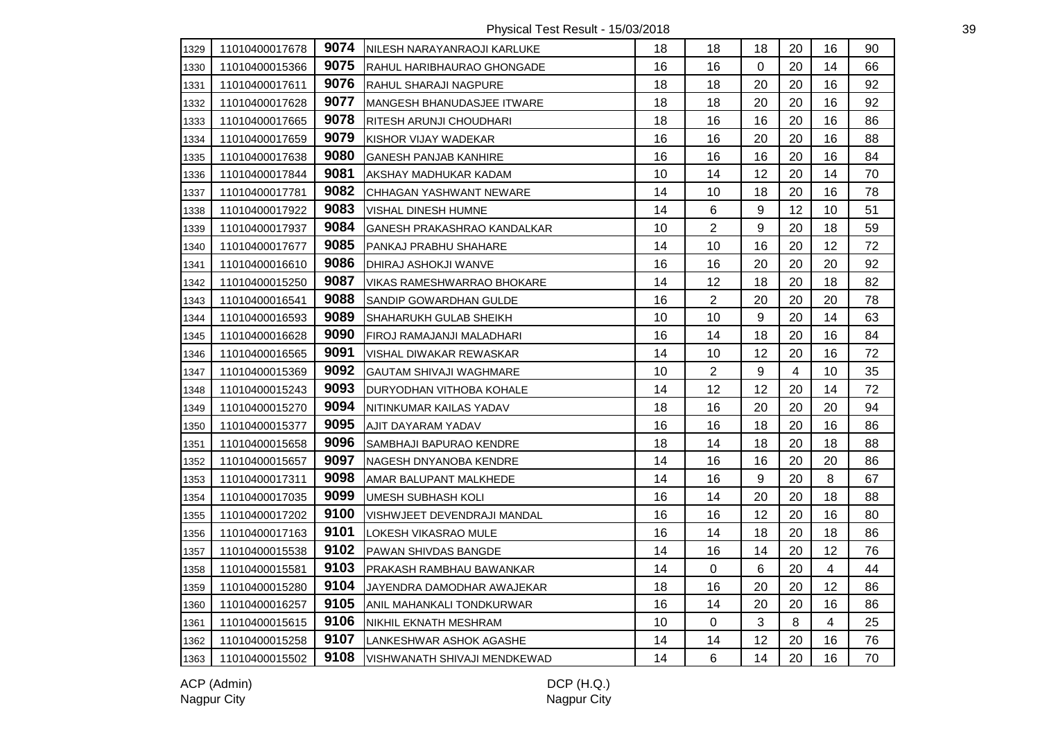| 1329 | 11010400017678 | 9074 | NILESH NARAYANRAOJI KARLUKE | 18 | 18 | 18 | 20 | 16 | 90 |
|---|---|---|---|---|---|---|---|---|---|
| 1330 | 11010400015366 | 9075 | RAHUL HARIBHAURAO GHONGADE | 16 | 16 | 0 | 20 | 14 | 66 |
| 1331 | 11010400017611 | 9076 | RAHUL SHARAJI NAGPURE | 18 | 18 | 20 | 20 | 16 | 92 |
| 1332 | 11010400017628 | 9077 | MANGESH BHANUDASJEE ITWARE | 18 | 18 | 20 | 20 | 16 | 92 |
| 1333 | 11010400017665 | 9078 | RITESH ARUNJI CHOUDHARI | 18 | 16 | 16 | 20 | 16 | 86 |
| 1334 | 11010400017659 | 9079 | KISHOR VIJAY WADEKAR | 16 | 16 | 20 | 20 | 16 | 88 |
| 1335 | 11010400017638 | 9080 | GANESH PANJAB KANHIRE | 16 | 16 | 16 | 20 | 16 | 84 |
| 1336 | 11010400017844 | 9081 | AKSHAY MADHUKAR KADAM | 10 | 14 | 12 | 20 | 14 | 70 |
| 1337 | 11010400017781 | 9082 | CHHAGAN YASHWANT NEWARE | 14 | 10 | 18 | 20 | 16 | 78 |
| 1338 | 11010400017922 | 9083 | VISHAL DINESH HUMNE | 14 | 6 | 9 | 12 | 10 | 51 |
| 1339 | 11010400017937 | 9084 | GANESH PRAKASHRAO KANDALKAR | 10 | 2 | 9 | 20 | 18 | 59 |
| 1340 | 11010400017677 | 9085 | PANKAJ PRABHU SHAHARE | 14 | 10 | 16 | 20 | 12 | 72 |
| 1341 | 11010400016610 | 9086 | DHIRAJ ASHOKJI WANVE | 16 | 16 | 20 | 20 | 20 | 92 |
| 1342 | 11010400015250 | 9087 | VIKAS RAMESHWARRAO BHOKARE | 14 | 12 | 18 | 20 | 18 | 82 |
| 1343 | 11010400016541 | 9088 | SANDIP GOWARDHAN GULDE | 16 | 2 | 20 | 20 | 20 | 78 |
| 1344 | 11010400016593 | 9089 | SHAHARUKH GULAB SHEIKH | 10 | 10 | 9 | 20 | 14 | 63 |
| 1345 | 11010400016628 | 9090 | FIROJ RAMAJANJI MALADHARI | 16 | 14 | 18 | 20 | 16 | 84 |
| 1346 | 11010400016565 | 9091 | VISHAL DIWAKAR REWASKAR | 14 | 10 | 12 | 20 | 16 | 72 |
| 1347 | 11010400015369 | 9092 | GAUTAM SHIVAJI WAGHMARE | 10 | 2 | 9 | 4 | 10 | 35 |
| 1348 | 11010400015243 | 9093 | DURYODHAN VITHOBA KOHALE | 14 | 12 | 12 | 20 | 14 | 72 |
| 1349 | 11010400015270 | 9094 | NITINKUMAR KAILAS YADAV | 18 | 16 | 20 | 20 | 20 | 94 |
| 1350 | 11010400015377 | 9095 | AJIT DAYARAM YADAV | 16 | 16 | 18 | 20 | 16 | 86 |
| 1351 | 11010400015658 | 9096 | SAMBHAJI BAPURAO KENDRE | 18 | 14 | 18 | 20 | 18 | 88 |
| 1352 | 11010400015657 | 9097 | NAGESH DNYANOBA KENDRE | 14 | 16 | 16 | 20 | 20 | 86 |
| 1353 | 11010400017311 | 9098 | AMAR BALUPANT MALKHEDE | 14 | 16 | 9 | 20 | 8 | 67 |
| 1354 | 11010400017035 | 9099 | UMESH SUBHASH KOLI | 16 | 14 | 20 | 20 | 18 | 88 |
| 1355 | 11010400017202 | 9100 | VISHWJEET DEVENDRAJI MANDAL | 16 | 16 | 12 | 20 | 16 | 80 |
| 1356 | 11010400017163 | 9101 | LOKESH VIKASRAO MULE | 16 | 14 | 18 | 20 | 18 | 86 |
| 1357 | 11010400015538 | 9102 | PAWAN SHIVDAS BANGDE | 14 | 16 | 14 | 20 | 12 | 76 |
| 1358 | 11010400015581 | 9103 | PRAKASH RAMBHAU BAWANKAR | 14 | 0 | 6 | 20 | 4 | 44 |
| 1359 | 11010400015280 | 9104 | JAYENDRA DAMODHAR AWAJEKAR | 18 | 16 | 20 | 20 | 12 | 86 |
| 1360 | 11010400016257 | 9105 | ANIL MAHANKALI TONDKURWAR | 16 | 14 | 20 | 20 | 16 | 86 |
| 1361 | 11010400015615 | 9106 | NIKHIL EKNATH MESHRAM | 10 | 0 | 3 | 8 | 4 | 25 |
| 1362 | 11010400015258 | 9107 | LANKESHWAR ASHOK AGASHE | 14 | 14 | 12 | 20 | 16 | 76 |
| 1363 | 11010400015502 | 9108 | VISHWANATH SHIVAJI MENDKEWAD | 14 | 6 | 14 | 20 | 16 | 70 |

ACP (Admin)
Nagpur City

DCP (H.Q.)
Nagpur City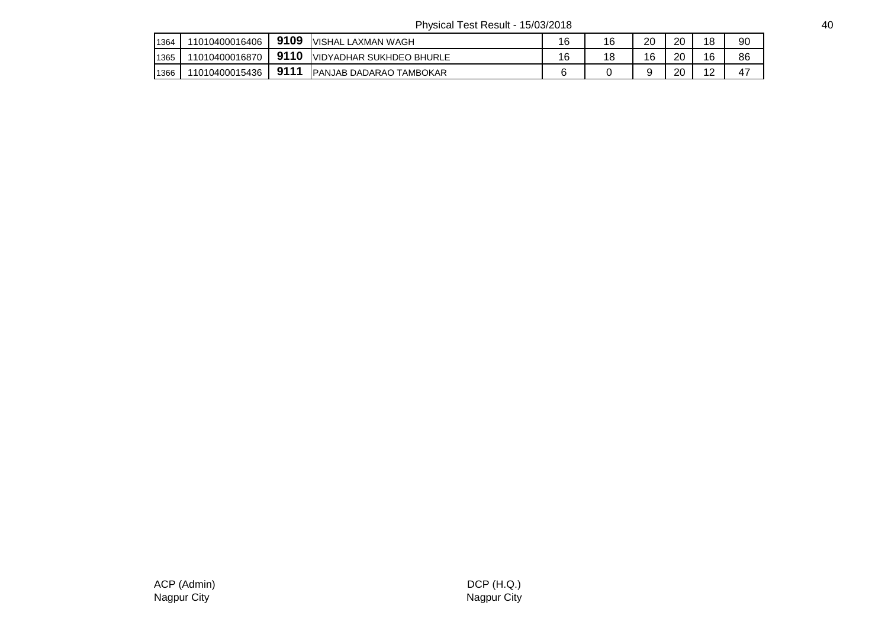Physical Test Result - 15/03/2018

| | | | | | | | | | |
|---|---|---|---|---|---|---|---|---|---|
| 1364 | 11010400016406 | **9109** | VISHAL LAXMAN WAGH | 16 | 16 | 20 | 20 | 18 | 90 |
| 1365 | 11010400016870 | **9110** | VIDYADHAR SUKHDEO BHURLE | 16 | 18 | 16 | 20 | 16 | 86 |
| 1366 | 11010400015436 | **9111** | PANJAB DADARAO TAMBOKAR | 6 | 0 | 9 | 20 | 12 | 47 |

ACP (Admin)
Nagpur City

DCP (H.Q.)
Nagpur City